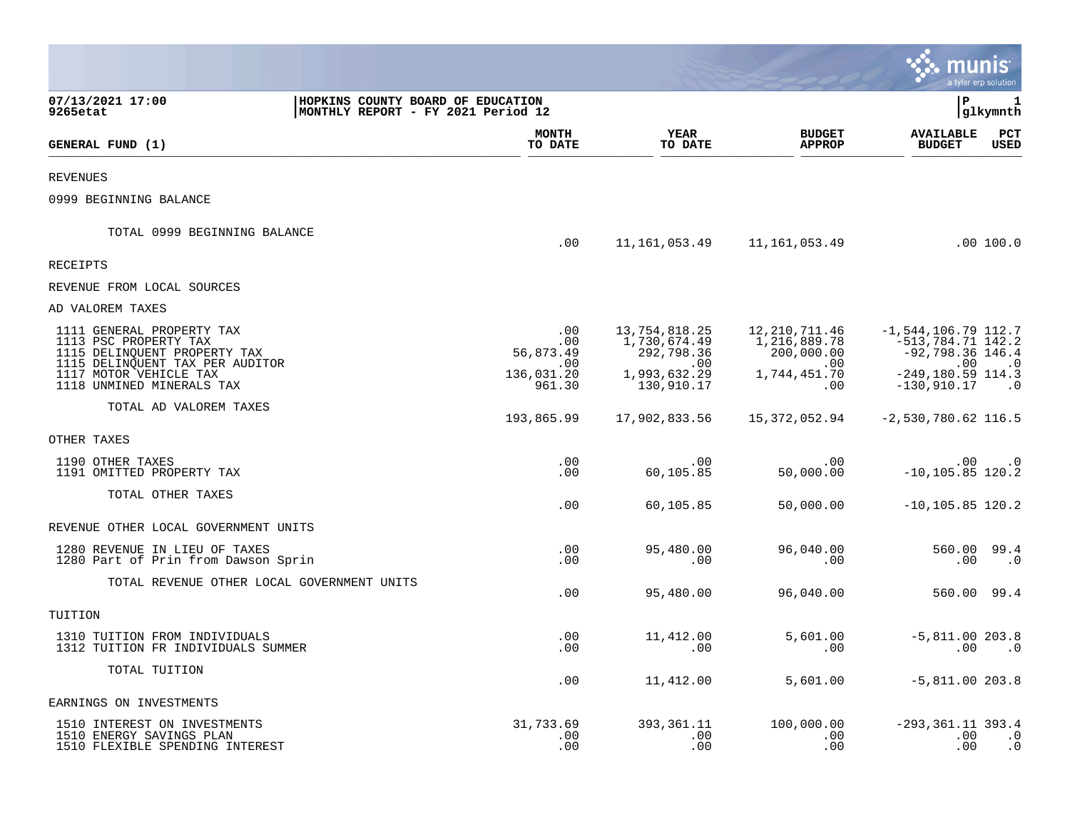07/13/2021 17:00
9265etat

HOPKINS COUNTY BOARD OF EDUCATION
MONTHLY REPORT - FY 2021 Period 12

P 1
glkymnth

| GENERAL FUND (1) | MONTH TO DATE | YEAR TO DATE | BUDGET APPROP | AVAILABLE BUDGET | PCT USED |
|---|---|---|---|---|---|
| REVENUES | | | | | |
| 0999 BEGINNING BALANCE | | | | | |
| TOTAL 0999 BEGINNING BALANCE | .00 | 11,161,053.49 | 11,161,053.49 | .00 | 100.0 |
| RECEIPTS | | | | | |
| REVENUE FROM LOCAL SOURCES | | | | | |
| AD VALOREM TAXES | | | | | |
| 1111 GENERAL PROPERTY TAX | .00 | 13,754,818.25 | 12,210,711.46 | -1,544,106.79 | 112.7 |
| 1113 PSC PROPERTY TAX | .00 | 1,730,674.49 | 1,216,889.78 | -513,784.71 | 142.2 |
| 1115 DELINQUENT PROPERTY TAX | 56,873.49 | 292,798.36 | 200,000.00 | -92,798.36 | 146.4 |
| 1115 DELINQUENT TAX PER AUDITOR | .00 | .00 | .00 | .00 | .0 |
| 1117 MOTOR VEHICLE TAX | 136,031.20 | 1,993,632.29 | 1,744,451.70 | -249,180.59 | 114.3 |
| 1118 UNMINED MINERALS TAX | 961.30 | 130,910.17 | .00 | -130,910.17 | .0 |
| TOTAL AD VALOREM TAXES | 193,865.99 | 17,902,833.56 | 15,372,052.94 | -2,530,780.62 | 116.5 |
| OTHER TAXES | | | | | |
| 1190 OTHER TAXES | .00 | .00 | .00 | .00 | .0 |
| 1191 OMITTED PROPERTY TAX | .00 | 60,105.85 | 50,000.00 | -10,105.85 | 120.2 |
| TOTAL OTHER TAXES | .00 | 60,105.85 | 50,000.00 | -10,105.85 | 120.2 |
| REVENUE OTHER LOCAL GOVERNMENT UNITS | | | | | |
| 1280 REVENUE IN LIEU OF TAXES | .00 | 95,480.00 | 96,040.00 | 560.00 | 99.4 |
| 1280 Part of Prin from Dawson Sprin | .00 | .00 | .00 | .00 | .0 |
| TOTAL REVENUE OTHER LOCAL GOVERNMENT UNITS | .00 | 95,480.00 | 96,040.00 | 560.00 | 99.4 |
| TUITION | | | | | |
| 1310 TUITION FROM INDIVIDUALS | .00 | 11,412.00 | 5,601.00 | -5,811.00 | 203.8 |
| 1312 TUITION FR INDIVIDUALS SUMMER | .00 | .00 | .00 | .00 | .0 |
| TOTAL TUITION | .00 | 11,412.00 | 5,601.00 | -5,811.00 | 203.8 |
| EARNINGS ON INVESTMENTS | | | | | |
| 1510 INTEREST ON INVESTMENTS | 31,733.69 | 393,361.11 | 100,000.00 | -293,361.11 | 393.4 |
| 1510 ENERGY SAVINGS PLAN | .00 | .00 | .00 | .00 | .0 |
| 1510 FLEXIBLE SPENDING INTEREST | .00 | .00 | .00 | .00 | .0 |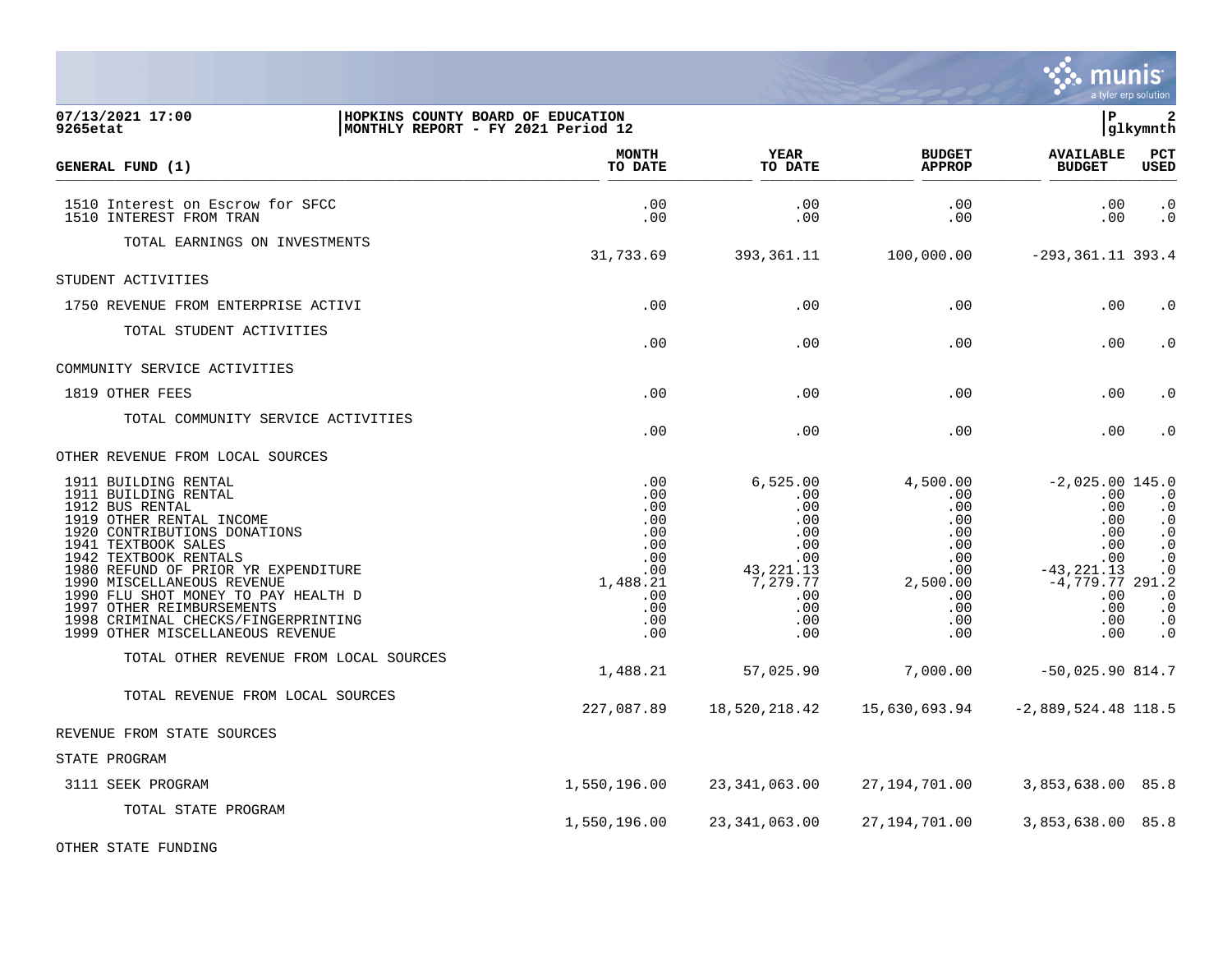**HOPKINS COUNTY BOARD OF EDUCATION**
**MONTHLY REPORT - FY 2021 Period 12**

07/13/2021 17:00
9265etat

| GENERAL FUND (1) | MONTH TO DATE | YEAR TO DATE | BUDGET APPROP | AVAILABLE BUDGET | PCT USED |
|---|---|---|---|---|---|
| 1510 Interest on Escrow for SFCC | .00 | .00 | .00 | .00 | .0 |
| 1510 INTEREST FROM TRAN | .00 | .00 | .00 | .00 | .0 |
| TOTAL EARNINGS ON INVESTMENTS | 31,733.69 | 393,361.11 | 100,000.00 | -293,361.11 | 393.4 |
| STUDENT ACTIVITIES | | | | | |
| 1750 REVENUE FROM ENTERPRISE ACTIVI | .00 | .00 | .00 | .00 | .0 |
| TOTAL STUDENT ACTIVITIES | .00 | .00 | .00 | .00 | .0 |
| COMMUNITY SERVICE ACTIVITIES | | | | | |
| 1819 OTHER FEES | .00 | .00 | .00 | .00 | .0 |
| TOTAL COMMUNITY SERVICE ACTIVITIES | .00 | .00 | .00 | .00 | .0 |
| OTHER REVENUE FROM LOCAL SOURCES | | | | | |
| 1911 BUILDING RENTAL | .00 | 6,525.00 | 4,500.00 | -2,025.00 | 145.0 |
| 1911 BUILDING RENTAL | .00 | .00 | .00 | .00 | .0 |
| 1912 BUS RENTAL | .00 | .00 | .00 | .00 | .0 |
| 1919 OTHER RENTAL INCOME | .00 | .00 | .00 | .00 | .0 |
| 1920 CONTRIBUTIONS DONATIONS | .00 | .00 | .00 | .00 | .0 |
| 1941 TEXTBOOK SALES | .00 | .00 | .00 | .00 | .0 |
| 1942 TEXTBOOK RENTALS | .00 | .00 | .00 | .00 | .0 |
| 1980 REFUND OF PRIOR YR EXPENDITURE | .00 | 43,221.13 | .00 | -43,221.13 | .0 |
| 1990 MISCELLANEOUS REVENUE | 1,488.21 | 7,279.77 | 2,500.00 | -4,779.77 | 291.2 |
| 1990 FLU SHOT MONEY TO PAY HEALTH D | .00 | .00 | .00 | .00 | .0 |
| 1997 OTHER REIMBURSEMENTS | .00 | .00 | .00 | .00 | .0 |
| 1998 CRIMINAL CHECKS/FINGERPRINTING | .00 | .00 | .00 | .00 | .0 |
| 1999 OTHER MISCELLANEOUS REVENUE | .00 | .00 | .00 | .00 | .0 |
| TOTAL OTHER REVENUE FROM LOCAL SOURCES | 1,488.21 | 57,025.90 | 7,000.00 | -50,025.90 | 814.7 |
| TOTAL REVENUE FROM LOCAL SOURCES | 227,087.89 | 18,520,218.42 | 15,630,693.94 | -2,889,524.48 | 118.5 |
| REVENUE FROM STATE SOURCES | | | | | |
| STATE PROGRAM | | | | | |
| 3111 SEEK PROGRAM | 1,550,196.00 | 23,341,063.00 | 27,194,701.00 | 3,853,638.00 | 85.8 |
| TOTAL STATE PROGRAM | 1,550,196.00 | 23,341,063.00 | 27,194,701.00 | 3,853,638.00 | 85.8 |
| OTHER STATE FUNDING | | | | | |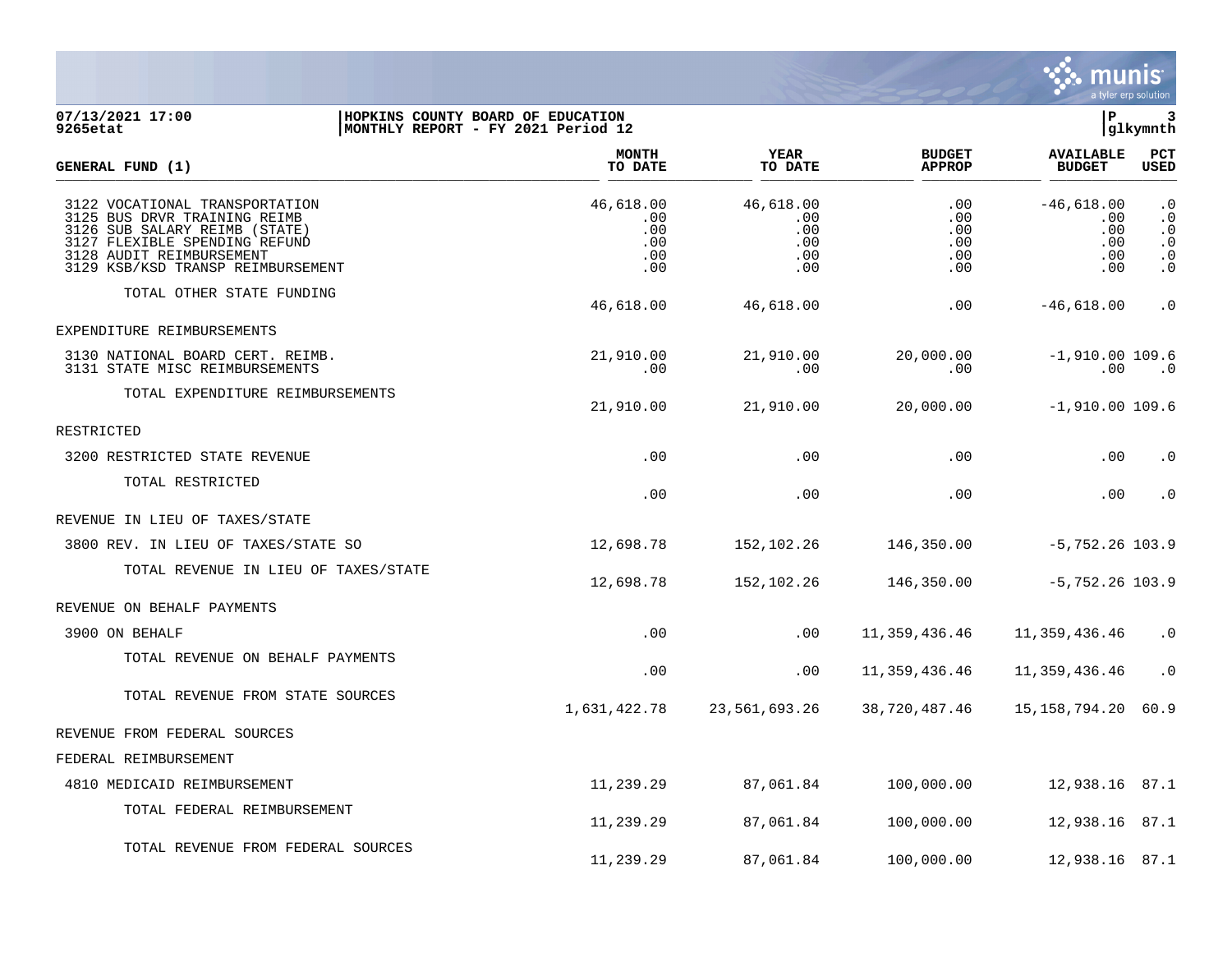07/13/2021 17:00 | HOPKINS COUNTY BOARD OF EDUCATION
9265etat | MONTHLY REPORT - FY 2021 Period 12

| GENERAL FUND (1) | MONTH TO DATE | YEAR TO DATE | BUDGET APPROP | AVAILABLE BUDGET | PCT USED |
|---|---|---|---|---|---|
| 3122 VOCATIONAL TRANSPORTATION | 46,618.00 | 46,618.00 | .00 | -46,618.00 | .0 |
| 3125 BUS DRVR TRAINING REIMB | .00 | .00 | .00 | .00 | .0 |
| 3126 SUB SALARY REIMB (STATE) | .00 | .00 | .00 | .00 | .0 |
| 3127 FLEXIBLE SPENDING REFUND | .00 | .00 | .00 | .00 | .0 |
| 3128 AUDIT REIMBURSEMENT | .00 | .00 | .00 | .00 | .0 |
| 3129 KSB/KSD TRANSP REIMBURSEMENT | .00 | .00 | .00 | .00 | .0 |
| TOTAL OTHER STATE FUNDING | 46,618.00 | 46,618.00 | .00 | -46,618.00 | .0 |
| EXPENDITURE REIMBURSEMENTS | | | | | |
| 3130 NATIONAL BOARD CERT. REIMB. | 21,910.00 | 21,910.00 | 20,000.00 | -1,910.00 | 109.6 |
| 3131 STATE MISC REIMBURSEMENTS | .00 | .00 | .00 | .00 | .0 |
| TOTAL EXPENDITURE REIMBURSEMENTS | 21,910.00 | 21,910.00 | 20,000.00 | -1,910.00 | 109.6 |
| RESTRICTED | | | | | |
| 3200 RESTRICTED STATE REVENUE | .00 | .00 | .00 | .00 | .0 |
| TOTAL RESTRICTED | .00 | .00 | .00 | .00 | .0 |
| REVENUE IN LIEU OF TAXES/STATE | | | | | |
| 3800 REV. IN LIEU OF TAXES/STATE SO | 12,698.78 | 152,102.26 | 146,350.00 | -5,752.26 | 103.9 |
| TOTAL REVENUE IN LIEU OF TAXES/STATE | 12,698.78 | 152,102.26 | 146,350.00 | -5,752.26 | 103.9 |
| REVENUE ON BEHALF PAYMENTS | | | | | |
| 3900 ON BEHALF | .00 | .00 | 11,359,436.46 | 11,359,436.46 | .0 |
| TOTAL REVENUE ON BEHALF PAYMENTS | .00 | .00 | 11,359,436.46 | 11,359,436.46 | .0 |
| TOTAL REVENUE FROM STATE SOURCES | 1,631,422.78 | 23,561,693.26 | 38,720,487.46 | 15,158,794.20 | 60.9 |
| REVENUE FROM FEDERAL SOURCES | | | | | |
| FEDERAL REIMBURSEMENT | | | | | |
| 4810 MEDICAID REIMBURSEMENT | 11,239.29 | 87,061.84 | 100,000.00 | 12,938.16 | 87.1 |
| TOTAL FEDERAL REIMBURSEMENT | 11,239.29 | 87,061.84 | 100,000.00 | 12,938.16 | 87.1 |
| TOTAL REVENUE FROM FEDERAL SOURCES | 11,239.29 | 87,061.84 | 100,000.00 | 12,938.16 | 87.1 |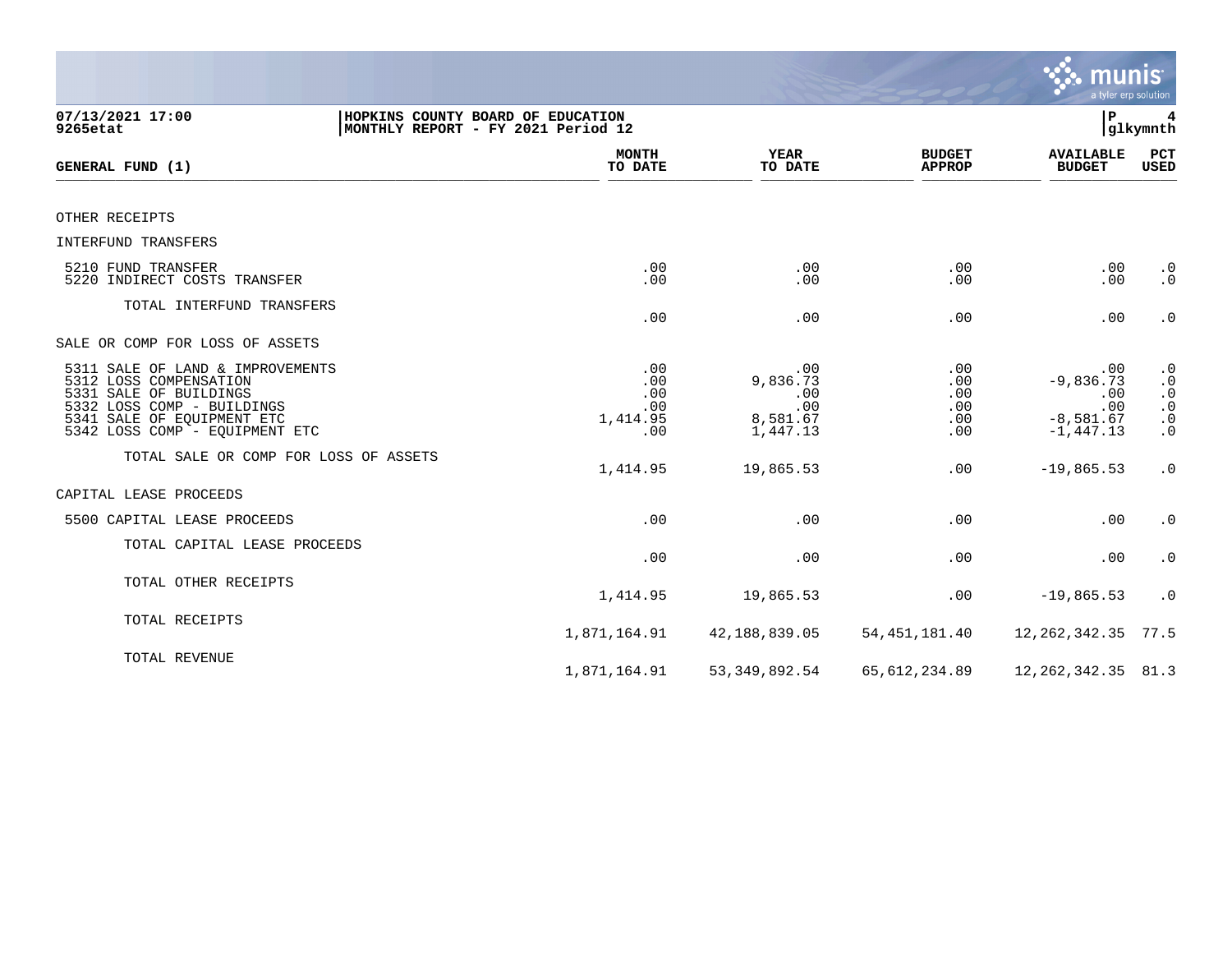07/13/2021 17:00 | HOPKINS COUNTY BOARD OF EDUCATION
9265etat | MONTHLY REPORT - FY 2021 Period 12

| GENERAL FUND (1) | MONTH TO DATE | YEAR TO DATE | BUDGET APPROP | AVAILABLE BUDGET | PCT USED |
|---|---|---|---|---|---|
| OTHER RECEIPTS | | | | | |
| INTERFUND TRANSFERS | | | | | |
| 5210 FUND TRANSFER | .00 | .00 | .00 | .00 | .0 |
| 5220 INDIRECT COSTS TRANSFER | .00 | .00 | .00 | .00 | .0 |
| TOTAL INTERFUND TRANSFERS | .00 | .00 | .00 | .00 | .0 |
| SALE OR COMP FOR LOSS OF ASSETS | | | | | |
| 5311 SALE OF LAND & IMPROVEMENTS | .00 | .00 | .00 | .00 | .0 |
| 5312 LOSS COMPENSATION | .00 | 9,836.73 | .00 | -9,836.73 | .0 |
| 5331 SALE OF BUILDINGS | .00 | .00 | .00 | .00 | .0 |
| 5332 LOSS COMP - BUILDINGS | .00 | .00 | .00 | .00 | .0 |
| 5341 SALE OF EQUIPMENT ETC | 1,414.95 | 8,581.67 | .00 | -8,581.67 | .0 |
| 5342 LOSS COMP - EQUIPMENT ETC | .00 | 1,447.13 | .00 | -1,447.13 | .0 |
| TOTAL SALE OR COMP FOR LOSS OF ASSETS | 1,414.95 | 19,865.53 | .00 | -19,865.53 | .0 |
| CAPITAL LEASE PROCEEDS | | | | | |
| 5500 CAPITAL LEASE PROCEEDS | .00 | .00 | .00 | .00 | .0 |
| TOTAL CAPITAL LEASE PROCEEDS | .00 | .00 | .00 | .00 | .0 |
| TOTAL OTHER RECEIPTS | 1,414.95 | 19,865.53 | .00 | -19,865.53 | .0 |
| TOTAL RECEIPTS | 1,871,164.91 | 42,188,839.05 | 54,451,181.40 | 12,262,342.35 | 77.5 |
| TOTAL REVENUE | 1,871,164.91 | 53,349,892.54 | 65,612,234.89 | 12,262,342.35 | 81.3 |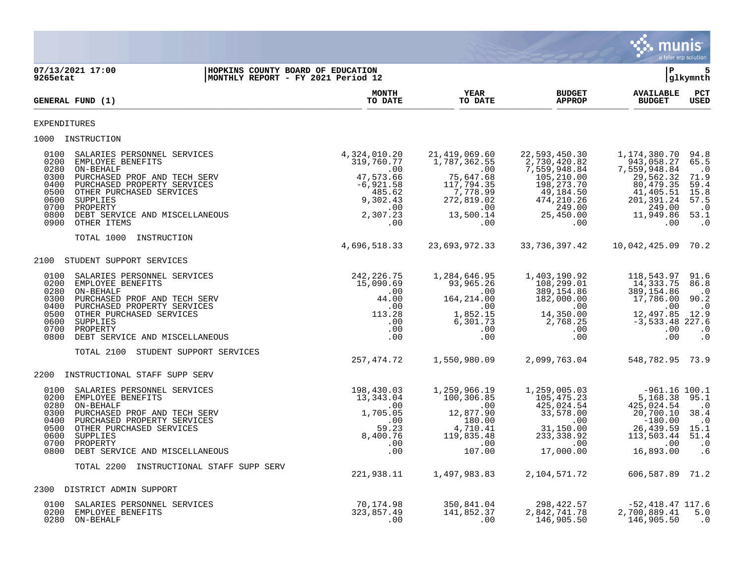07/13/2021 17:00 | HOPKINS COUNTY BOARD OF EDUCATION
9265etat | MONTHLY REPORT - FY 2021 Period 12

glkymnth

| GENERAL FUND (1) | MONTH TO DATE | YEAR TO DATE | BUDGET APPROP | AVAILABLE BUDGET | PCT USED |
|---|---|---|---|---|---|
| **EXPENDITURES** | | | | | |
| **1000 INSTRUCTION** | | | | | |
| 0100 SALARIES PERSONNEL SERVICES | 4,324,010.20 | 21,419,069.60 | 22,593,450.30 | 1,174,380.70 | 94.8 |
| 0200 EMPLOYEE BENEFITS | 319,760.77 | 1,787,362.55 | 2,730,420.82 | 943,058.27 | 65.5 |
| 0280 ON-BEHALF | .00 | .00 | 7,559,948.84 | 7,559,948.84 | .0 |
| 0300 PURCHASED PROF AND TECH SERV | 47,573.66 | 75,647.68 | 105,210.00 | 29,562.32 | 71.9 |
| 0400 PURCHASED PROPERTY SERVICES | -6,921.58 | 117,794.35 | 198,273.70 | 80,479.35 | 59.4 |
| 0500 OTHER PURCHASED SERVICES | 485.62 | 7,778.99 | 49,184.50 | 41,405.51 | 15.8 |
| 0600 SUPPLIES | 9,302.43 | 272,819.02 | 474,210.26 | 201,391.24 | 57.5 |
| 0700 PROPERTY | .00 | .00 | 249.00 | 249.00 | .0 |
| 0800 DEBT SERVICE AND MISCELLANEOUS | 2,307.23 | 13,500.14 | 25,450.00 | 11,949.86 | 53.1 |
| 0900 OTHER ITEMS | .00 | .00 | .00 | .00 | .0 |
| TOTAL 1000 INSTRUCTION | 4,696,518.33 | 23,693,972.33 | 33,736,397.42 | 10,042,425.09 | 70.2 |
| **2100 STUDENT SUPPORT SERVICES** | | | | | |
| 0100 SALARIES PERSONNEL SERVICES | 242,226.75 | 1,284,646.95 | 1,403,190.92 | 118,543.97 | 91.6 |
| 0200 EMPLOYEE BENEFITS | 15,090.69 | 93,965.26 | 108,299.01 | 14,333.75 | 86.8 |
| 0280 ON-BEHALF | .00 | .00 | 389,154.86 | 389,154.86 | .0 |
| 0300 PURCHASED PROF AND TECH SERV | 44.00 | 164,214.00 | 182,000.00 | 17,786.00 | 90.2 |
| 0400 PURCHASED PROPERTY SERVICES | .00 | .00 | .00 | .00 | .0 |
| 0500 OTHER PURCHASED SERVICES | 113.28 | 1,852.15 | 14,350.00 | 12,497.85 | 12.9 |
| 0600 SUPPLIES | .00 | 6,301.73 | 2,768.25 | -3,533.48 | 227.6 |
| 0700 PROPERTY | .00 | .00 | .00 | .00 | .0 |
| 0800 DEBT SERVICE AND MISCELLANEOUS | .00 | .00 | .00 | .00 | .0 |
| TOTAL 2100 STUDENT SUPPORT SERVICES | 257,474.72 | 1,550,980.09 | 2,099,763.04 | 548,782.95 | 73.9 |
| **2200 INSTRUCTIONAL STAFF SUPP SERV** | | | | | |
| 0100 SALARIES PERSONNEL SERVICES | 198,430.03 | 1,259,966.19 | 1,259,005.03 | -961.16 | 100.1 |
| 0200 EMPLOYEE BENEFITS | 13,343.04 | 100,306.85 | 105,475.23 | 5,168.38 | 95.1 |
| 0280 ON-BEHALF | .00 | .00 | 425,024.54 | 425,024.54 | .0 |
| 0300 PURCHASED PROF AND TECH SERV | 1,705.05 | 12,877.90 | 33,578.00 | 20,700.10 | 38.4 |
| 0400 PURCHASED PROPERTY SERVICES | .00 | 180.00 | .00 | -180.00 | .0 |
| 0500 OTHER PURCHASED SERVICES | 59.23 | 4,710.41 | 31,150.00 | 26,439.59 | 15.1 |
| 0600 SUPPLIES | 8,400.76 | 119,835.48 | 233,338.92 | 113,503.44 | 51.4 |
| 0700 PROPERTY | .00 | .00 | .00 | .00 | .0 |
| 0800 DEBT SERVICE AND MISCELLANEOUS | .00 | 107.00 | 17,000.00 | 16,893.00 | .6 |
| TOTAL 2200 INSTRUCTIONAL STAFF SUPP SERV | 221,938.11 | 1,497,983.83 | 2,104,571.72 | 606,587.89 | 71.2 |
| **2300 DISTRICT ADMIN SUPPORT** | | | | | |
| 0100 SALARIES PERSONNEL SERVICES | 70,174.98 | 350,841.04 | 298,422.57 | -52,418.47 | 117.6 |
| 0200 EMPLOYEE BENEFITS | 323,857.49 | 141,852.37 | 2,842,741.78 | 2,700,889.41 | 5.0 |
| 0280 ON-BEHALF | .00 | .00 | 146,905.50 | 146,905.50 | .0 |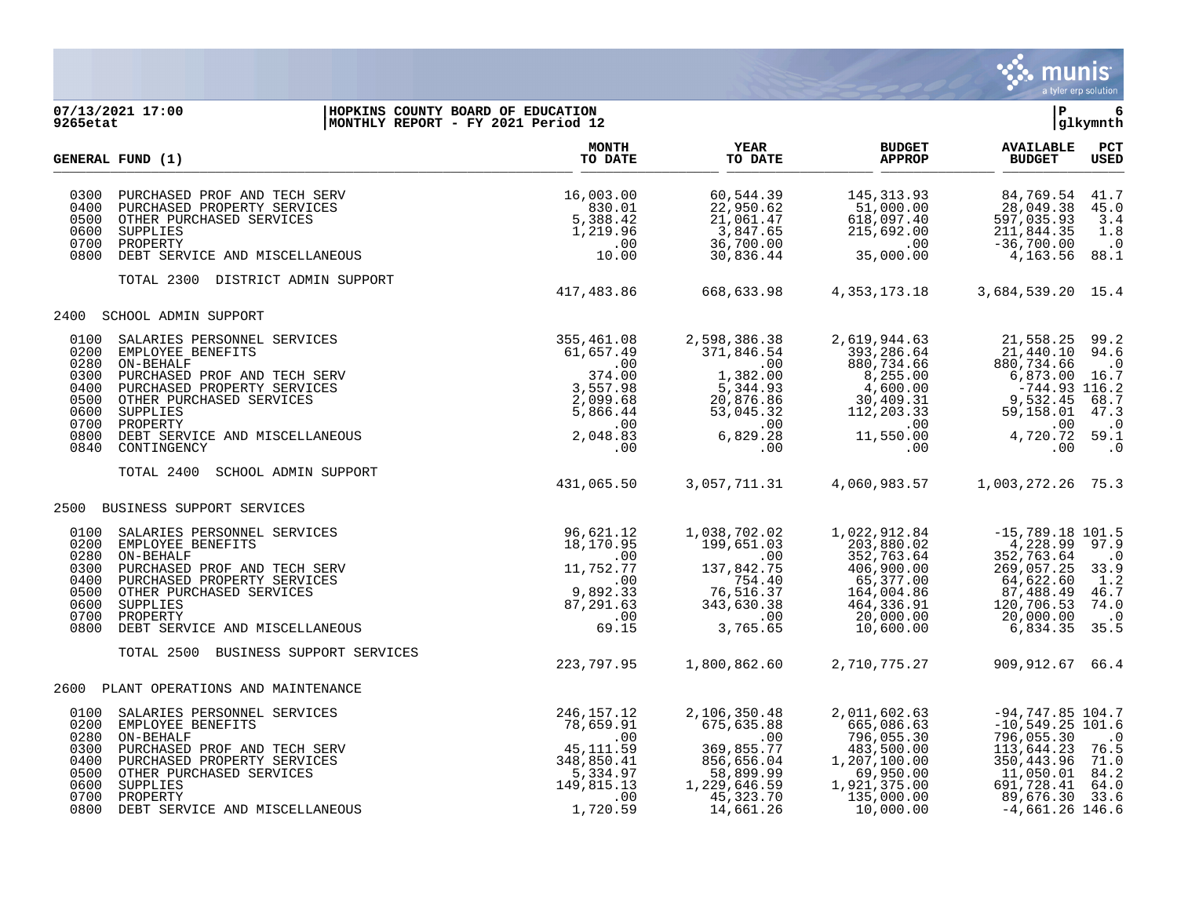07/13/2021 17:00 | HOPKINS COUNTY BOARD OF EDUCATION | P 6
9265etat | MONTHLY REPORT - FY 2021 Period 12 | glkymnth

| GENERAL FUND (1) | | MONTH TO DATE | YEAR TO DATE | BUDGET APPROP | AVAILABLE BUDGET | PCT USED |
|---|---|---|---|---|---|---|
| 0300 | PURCHASED PROF AND TECH SERV | 16,003.00 | 60,544.39 | 145,313.93 | 84,769.54 | 41.7 |
| 0400 | PURCHASED PROPERTY SERVICES | 830.01 | 22,950.62 | 51,000.00 | 28,049.38 | 45.0 |
| 0500 | OTHER PURCHASED SERVICES | 5,388.42 | 21,061.47 | 618,097.40 | 597,035.93 | 3.4 |
| 0600 | SUPPLIES | 1,219.96 | 3,847.65 | 215,692.00 | 211,844.35 | 1.8 |
| 0700 | PROPERTY | .00 | 36,700.00 | .00 | -36,700.00 | .0 |
| 0800 | DEBT SERVICE AND MISCELLANEOUS | 10.00 | 30,836.44 | 35,000.00 | 4,163.56 | 88.1 |
| | TOTAL 2300 DISTRICT ADMIN SUPPORT | 417,483.86 | 668,633.98 | 4,353,173.18 | 3,684,539.20 | 15.4 |
| 2400 | SCHOOL ADMIN SUPPORT | | | | | |
| 0100 | SALARIES PERSONNEL SERVICES | 355,461.08 | 2,598,386.38 | 2,619,944.63 | 21,558.25 | 99.2 |
| 0200 | EMPLOYEE BENEFITS | 61,657.49 | 371,846.54 | 393,286.64 | 21,440.10 | 94.6 |
| 0280 | ON-BEHALF | .00 | .00 | 880,734.66 | 880,734.66 | .0 |
| 0300 | PURCHASED PROF AND TECH SERV | 374.00 | 1,382.00 | 8,255.00 | 6,873.00 | 16.7 |
| 0400 | PURCHASED PROPERTY SERVICES | 3,557.98 | 5,344.93 | 4,600.00 | -744.93 | 116.2 |
| 0500 | OTHER PURCHASED SERVICES | 2,099.68 | 20,876.86 | 30,409.31 | 9,532.45 | 68.7 |
| 0600 | SUPPLIES | 5,866.44 | 53,045.32 | 112,203.33 | 59,158.01 | 47.3 |
| 0700 | PROPERTY | .00 | .00 | .00 | .00 | .0 |
| 0800 | DEBT SERVICE AND MISCELLANEOUS | 2,048.83 | 6,829.28 | 11,550.00 | 4,720.72 | 59.1 |
| 0840 | CONTINGENCY | .00 | .00 | .00 | .00 | .0 |
| | TOTAL 2400 SCHOOL ADMIN SUPPORT | 431,065.50 | 3,057,711.31 | 4,060,983.57 | 1,003,272.26 | 75.3 |
| 2500 | BUSINESS SUPPORT SERVICES | | | | | |
| 0100 | SALARIES PERSONNEL SERVICES | 96,621.12 | 1,038,702.02 | 1,022,912.84 | -15,789.18 | 101.5 |
| 0200 | EMPLOYEE BENEFITS | 18,170.95 | 199,651.03 | 203,880.02 | 4,228.99 | 97.9 |
| 0280 | ON-BEHALF | .00 | .00 | 352,763.64 | 352,763.64 | .0 |
| 0300 | PURCHASED PROF AND TECH SERV | 11,752.77 | 137,842.75 | 406,900.00 | 269,057.25 | 33.9 |
| 0400 | PURCHASED PROPERTY SERVICES | .00 | 754.40 | 65,377.00 | 64,622.60 | 1.2 |
| 0500 | OTHER PURCHASED SERVICES | 9,892.33 | 76,516.37 | 164,004.86 | 87,488.49 | 46.7 |
| 0600 | SUPPLIES | 87,291.63 | 343,630.38 | 464,336.91 | 120,706.53 | 74.0 |
| 0700 | PROPERTY | .00 | .00 | 20,000.00 | 20,000.00 | .0 |
| 0800 | DEBT SERVICE AND MISCELLANEOUS | 69.15 | 3,765.65 | 10,600.00 | 6,834.35 | 35.5 |
| | TOTAL 2500 BUSINESS SUPPORT SERVICES | 223,797.95 | 1,800,862.60 | 2,710,775.27 | 909,912.67 | 66.4 |
| 2600 | PLANT OPERATIONS AND MAINTENANCE | | | | | |
| 0100 | SALARIES PERSONNEL SERVICES | 246,157.12 | 2,106,350.48 | 2,011,602.63 | -94,747.85 | 104.7 |
| 0200 | EMPLOYEE BENEFITS | 78,659.91 | 675,635.88 | 665,086.63 | -10,549.25 | 101.6 |
| 0280 | ON-BEHALF | .00 | .00 | 796,055.30 | 796,055.30 | .0 |
| 0300 | PURCHASED PROF AND TECH SERV | 45,111.59 | 369,855.77 | 483,500.00 | 113,644.23 | 76.5 |
| 0400 | PURCHASED PROPERTY SERVICES | 348,850.41 | 856,656.04 | 1,207,100.00 | 350,443.96 | 71.0 |
| 0500 | OTHER PURCHASED SERVICES | 5,334.97 | 58,899.99 | 69,950.00 | 11,050.01 | 84.2 |
| 0600 | SUPPLIES | 149,815.13 | 1,229,646.59 | 1,921,375.00 | 691,728.41 | 64.0 |
| 0700 | PROPERTY | .00 | 45,323.70 | 135,000.00 | 89,676.30 | 33.6 |
| 0800 | DEBT SERVICE AND MISCELLANEOUS | 1,720.59 | 14,661.26 | 10,000.00 | -4,661.26 | 146.6 |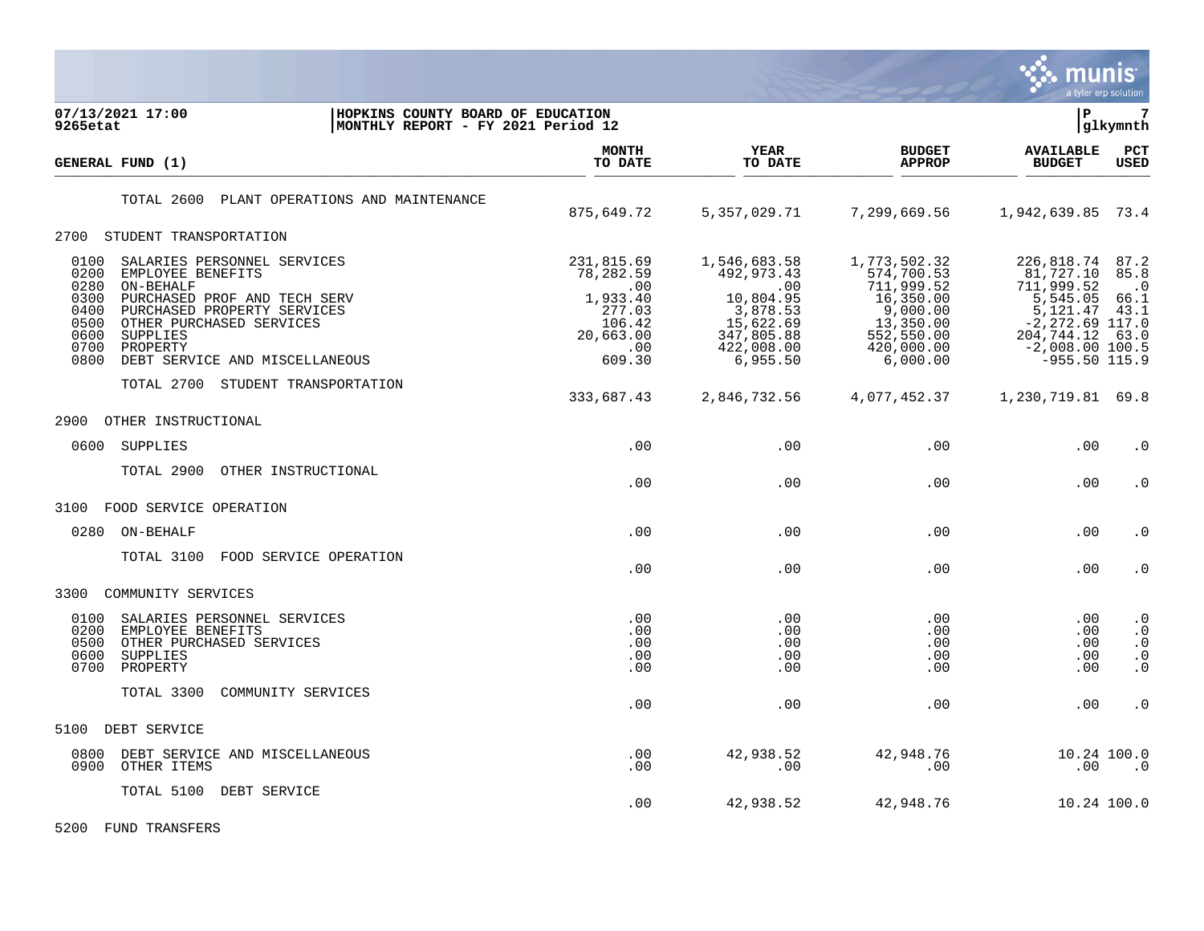07/13/2021 17:00 | HOPKINS COUNTY BOARD OF EDUCATION | P 7
9265etat | MONTHLY REPORT - FY 2021 Period 12 | glkymnth

| GENERAL FUND (1) | MONTH TO DATE | YEAR TO DATE | BUDGET APPROP | AVAILABLE BUDGET | PCT USED |
|---|---|---|---|---|---|
| TOTAL 2600 PLANT OPERATIONS AND MAINTENANCE | 875,649.72 | 5,357,029.71 | 7,299,669.56 | 1,942,639.85 | 73.4 |
| **2700 STUDENT TRANSPORTATION** | | | | | |
| 0100 SALARIES PERSONNEL SERVICES | 231,815.69 | 1,546,683.58 | 1,773,502.32 | 226,818.74 | 87.2 |
| 0200 EMPLOYEE BENEFITS | 78,282.59 | 492,973.43 | 574,700.53 | 81,727.10 | 85.8 |
| 0280 ON-BEHALF | .00 | .00 | 711,999.52 | 711,999.52 | .0 |
| 0300 PURCHASED PROF AND TECH SERV | 1,933.40 | 10,804.95 | 16,350.00 | 5,545.05 | 66.1 |
| 0400 PURCHASED PROPERTY SERVICES | 277.03 | 3,878.53 | 9,000.00 | 5,121.47 | 43.1 |
| 0500 OTHER PURCHASED SERVICES | 106.42 | 15,622.69 | 13,350.00 | -2,272.69 | 117.0 |
| 0600 SUPPLIES | 20,663.00 | 347,805.88 | 552,550.00 | 204,744.12 | 63.0 |
| 0700 PROPERTY | .00 | 422,008.00 | 420,000.00 | -2,008.00 | 100.5 |
| 0800 DEBT SERVICE AND MISCELLANEOUS | 609.30 | 6,955.50 | 6,000.00 | -955.50 | 115.9 |
| TOTAL 2700 STUDENT TRANSPORTATION | 333,687.43 | 2,846,732.56 | 4,077,452.37 | 1,230,719.81 | 69.8 |
| **2900 OTHER INSTRUCTIONAL** | | | | | |
| 0600 SUPPLIES | .00 | .00 | .00 | .00 | .0 |
| TOTAL 2900 OTHER INSTRUCTIONAL | .00 | .00 | .00 | .00 | .0 |
| **3100 FOOD SERVICE OPERATION** | | | | | |
| 0280 ON-BEHALF | .00 | .00 | .00 | .00 | .0 |
| TOTAL 3100 FOOD SERVICE OPERATION | .00 | .00 | .00 | .00 | .0 |
| **3300 COMMUNITY SERVICES** | | | | | |
| 0100 SALARIES PERSONNEL SERVICES | .00 | .00 | .00 | .00 | .0 |
| 0200 EMPLOYEE BENEFITS | .00 | .00 | .00 | .00 | .0 |
| 0500 OTHER PURCHASED SERVICES | .00 | .00 | .00 | .00 | .0 |
| 0600 SUPPLIES | .00 | .00 | .00 | .00 | .0 |
| 0700 PROPERTY | .00 | .00 | .00 | .00 | .0 |
| TOTAL 3300 COMMUNITY SERVICES | .00 | .00 | .00 | .00 | .0 |
| **5100 DEBT SERVICE** | | | | | |
| 0800 DEBT SERVICE AND MISCELLANEOUS | .00 | 42,938.52 | 42,948.76 | 10.24 | 100.0 |
| 0900 OTHER ITEMS | .00 | .00 | .00 | .00 | .0 |
| TOTAL 5100 DEBT SERVICE | .00 | 42,938.52 | 42,948.76 | 10.24 | 100.0 |
| **5200 FUND TRANSFERS** | | | | | |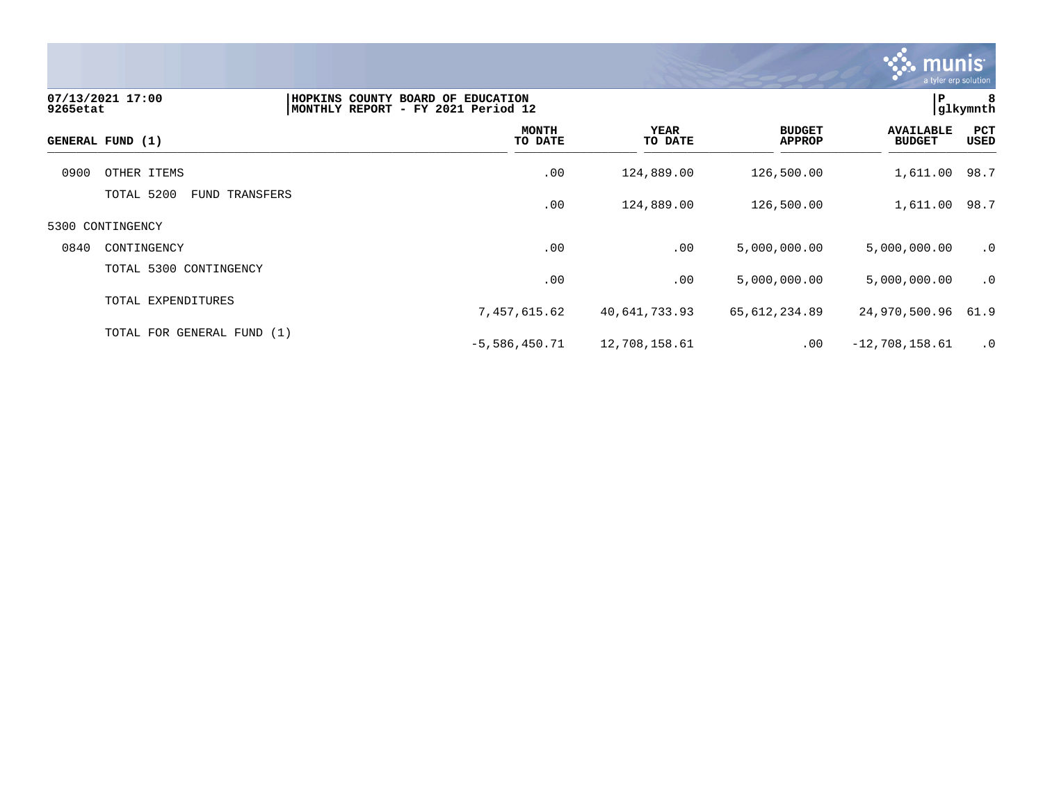**07/13/2021 17:00** | **HOPKINS COUNTY BOARD OF EDUCATION**
**9265etat** | **MONTHLY REPORT - FY 2021 Period 12**

| GENERAL FUND (1) | | MONTH TO DATE | YEAR TO DATE | BUDGET APPROP | AVAILABLE BUDGET | PCT USED |
|---|---|---|---|---|---|---|
| 0900 | OTHER ITEMS | .00 | 124,889.00 | 126,500.00 | 1,611.00 | 98.7 |
| | TOTAL 5200 FUND TRANSFERS | .00 | 124,889.00 | 126,500.00 | 1,611.00 | 98.7 |
| 5300 CONTINGENCY | | | | | | |
| 0840 | CONTINGENCY | .00 | .00 | 5,000,000.00 | 5,000,000.00 | .0 |
| | TOTAL 5300 CONTINGENCY | .00 | .00 | 5,000,000.00 | 5,000,000.00 | .0 |
| | TOTAL EXPENDITURES | 7,457,615.62 | 40,641,733.93 | 65,612,234.89 | 24,970,500.96 | 61.9 |
| | TOTAL FOR GENERAL FUND (1) | -5,586,450.71 | 12,708,158.61 | .00 | -12,708,158.61 | .0 |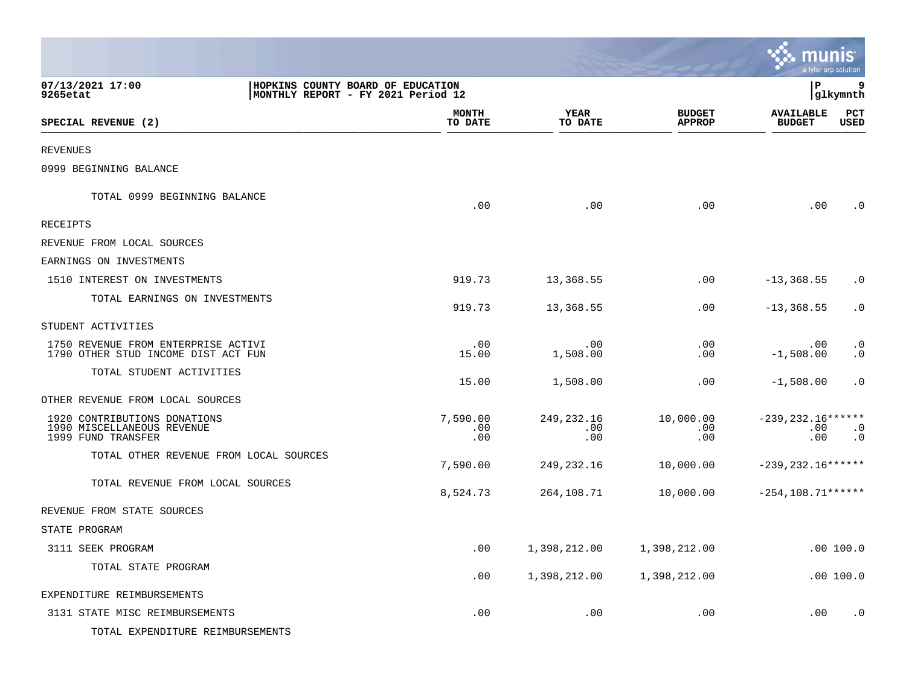07/13/2021 17:00 | HOPKINS COUNTY BOARD OF EDUCATION
9265etat | MONTHLY REPORT - FY 2021 Period 12

| SPECIAL REVENUE (2) | MONTH TO DATE | YEAR TO DATE | BUDGET APPROP | AVAILABLE BUDGET | PCT USED |
|---|---|---|---|---|---|
| REVENUES | | | | | |
| 0999 BEGINNING BALANCE | | | | | |
| TOTAL 0999 BEGINNING BALANCE | .00 | .00 | .00 | .00 | .0 |
| RECEIPTS | | | | | |
| REVENUE FROM LOCAL SOURCES | | | | | |
| EARNINGS ON INVESTMENTS | | | | | |
| 1510 INTEREST ON INVESTMENTS | 919.73 | 13,368.55 | .00 | -13,368.55 | .0 |
| TOTAL EARNINGS ON INVESTMENTS | 919.73 | 13,368.55 | .00 | -13,368.55 | .0 |
| STUDENT ACTIVITIES | | | | | |
| 1750 REVENUE FROM ENTERPRISE ACTIVI | .00 | .00 | .00 | .00 | .0 |
| 1790 OTHER STUD INCOME DIST ACT FUN | 15.00 | 1,508.00 | .00 | -1,508.00 | .0 |
| TOTAL STUDENT ACTIVITIES | 15.00 | 1,508.00 | .00 | -1,508.00 | .0 |
| OTHER REVENUE FROM LOCAL SOURCES | | | | | |
| 1920 CONTRIBUTIONS DONATIONS | 7,590.00 | 249,232.16 | 10,000.00 | -239,232.16 | ****** |
| 1990 MISCELLANEOUS REVENUE | .00 | .00 | .00 | .00 | .0 |
| 1999 FUND TRANSFER | .00 | .00 | .00 | .00 | .0 |
| TOTAL OTHER REVENUE FROM LOCAL SOURCES | 7,590.00 | 249,232.16 | 10,000.00 | -239,232.16 | ****** |
| TOTAL REVENUE FROM LOCAL SOURCES | 8,524.73 | 264,108.71 | 10,000.00 | -254,108.71 | ****** |
| REVENUE FROM STATE SOURCES | | | | | |
| STATE PROGRAM | | | | | |
| 3111 SEEK PROGRAM | .00 | 1,398,212.00 | 1,398,212.00 | .00 | 100.0 |
| TOTAL STATE PROGRAM | .00 | 1,398,212.00 | 1,398,212.00 | .00 | 100.0 |
| EXPENDITURE REIMBURSEMENTS | | | | | |
| 3131 STATE MISC REIMBURSEMENTS | .00 | .00 | .00 | .00 | .0 |
| TOTAL EXPENDITURE REIMBURSEMENTS | | | | | |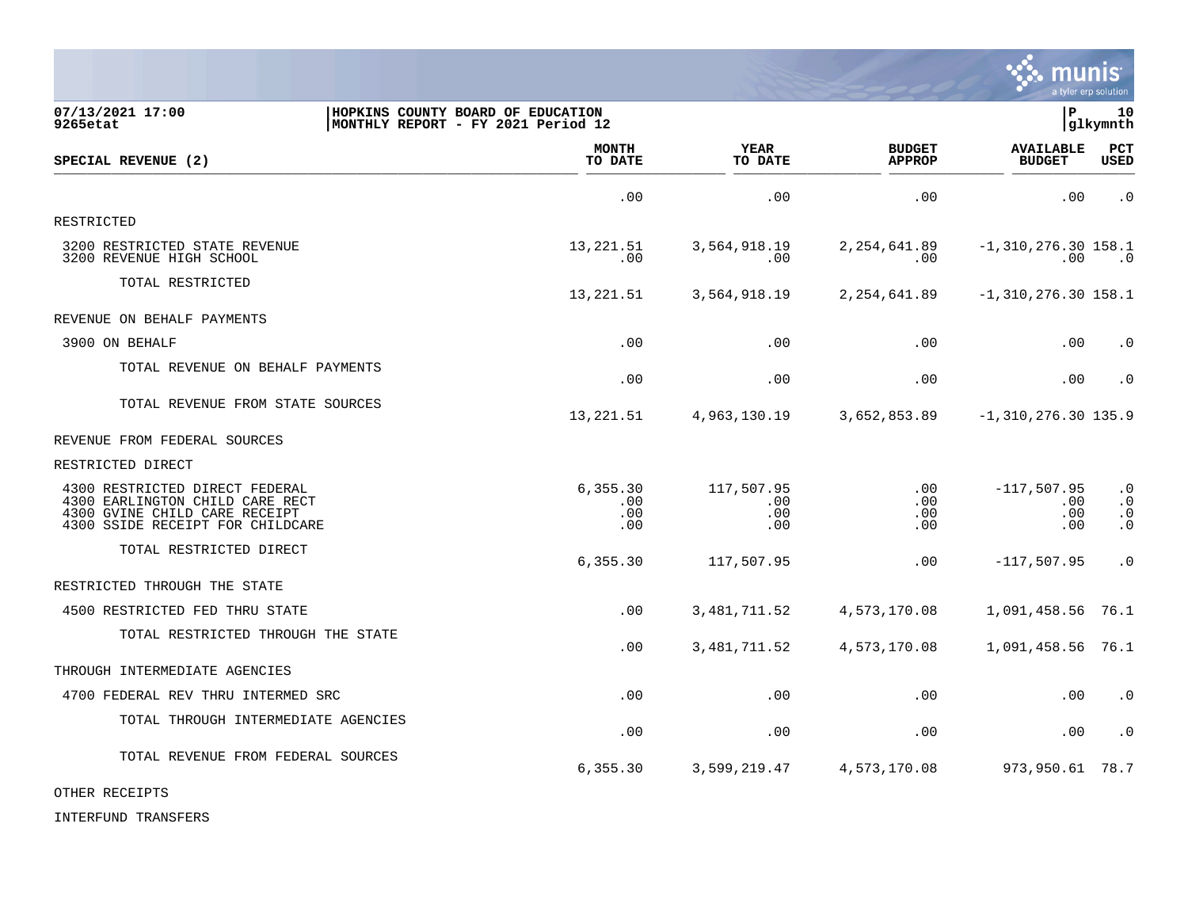07/13/2021 17:00 | HOPKINS COUNTY BOARD OF EDUCATION | P 10
9265etat | MONTHLY REPORT - FY 2021 Period 12 | glkymnth

| SPECIAL REVENUE (2) | MONTH TO DATE | YEAR TO DATE | BUDGET APPROP | AVAILABLE BUDGET | PCT USED |
|---|---|---|---|---|---|
| | .00 | .00 | .00 | .00 | .0 |
| RESTRICTED | | | | | |
| 3200 RESTRICTED STATE REVENUE | 13,221.51 | 3,564,918.19 | 2,254,641.89 | -1,310,276.30 | 158.1 |
| 3200 REVENUE HIGH SCHOOL | .00 | .00 | .00 | .00 | .0 |
| TOTAL RESTRICTED | 13,221.51 | 3,564,918.19 | 2,254,641.89 | -1,310,276.30 | 158.1 |
| REVENUE ON BEHALF PAYMENTS | | | | | |
| 3900 ON BEHALF | .00 | .00 | .00 | .00 | .0 |
| TOTAL REVENUE ON BEHALF PAYMENTS | .00 | .00 | .00 | .00 | .0 |
| TOTAL REVENUE FROM STATE SOURCES | 13,221.51 | 4,963,130.19 | 3,652,853.89 | -1,310,276.30 | 135.9 |
| REVENUE FROM FEDERAL SOURCES | | | | | |
| RESTRICTED DIRECT | | | | | |
| 4300 RESTRICTED DIRECT FEDERAL | 6,355.30 | 117,507.95 | .00 | -117,507.95 | .0 |
| 4300 EARLINGTON CHILD CARE RECT | .00 | .00 | .00 | .00 | .0 |
| 4300 GVINE CHILD CARE RECEIPT | .00 | .00 | .00 | .00 | .0 |
| 4300 SSIDE RECEIPT FOR CHILDCARE | .00 | .00 | .00 | .00 | .0 |
| TOTAL RESTRICTED DIRECT | 6,355.30 | 117,507.95 | .00 | -117,507.95 | .0 |
| RESTRICTED THROUGH THE STATE | | | | | |
| 4500 RESTRICTED FED THRU STATE | .00 | 3,481,711.52 | 4,573,170.08 | 1,091,458.56 | 76.1 |
| TOTAL RESTRICTED THROUGH THE STATE | .00 | 3,481,711.52 | 4,573,170.08 | 1,091,458.56 | 76.1 |
| THROUGH INTERMEDIATE AGENCIES | | | | | |
| 4700 FEDERAL REV THRU INTERMED SRC | .00 | .00 | .00 | .00 | .0 |
| TOTAL THROUGH INTERMEDIATE AGENCIES | .00 | .00 | .00 | .00 | .0 |
| TOTAL REVENUE FROM FEDERAL SOURCES | 6,355.30 | 3,599,219.47 | 4,573,170.08 | 973,950.61 | 78.7 |
| OTHER RECEIPTS | | | | | |
| INTERFUND TRANSFERS | | | | | |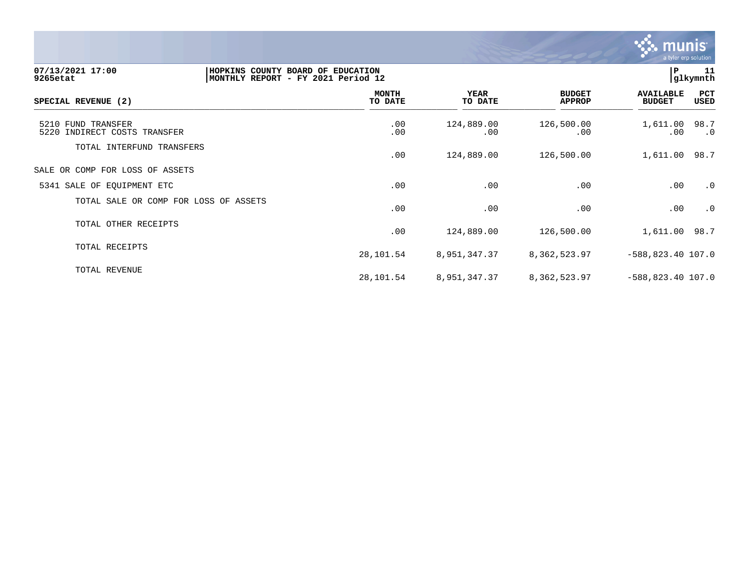HOPKINS COUNTY BOARD OF EDUCATION
MONTHLY REPORT - FY 2021 Period 12

| SPECIAL REVENUE (2) | MONTH TO DATE | YEAR TO DATE | BUDGET APPROP | AVAILABLE BUDGET | PCT USED |
|---|---|---|---|---|---|
| 5210 FUND TRANSFER | .00 | 124,889.00 | 126,500.00 | 1,611.00 | 98.7 |
| 5220 INDIRECT COSTS TRANSFER | .00 | .00 | .00 | .00 | .0 |
| TOTAL INTERFUND TRANSFERS | .00 | 124,889.00 | 126,500.00 | 1,611.00 | 98.7 |
| SALE OR COMP FOR LOSS OF ASSETS | | | | | |
| 5341 SALE OF EQUIPMENT ETC | .00 | .00 | .00 | .00 | .0 |
| TOTAL SALE OR COMP FOR LOSS OF ASSETS | .00 | .00 | .00 | .00 | .0 |
| TOTAL OTHER RECEIPTS | .00 | 124,889.00 | 126,500.00 | 1,611.00 | 98.7 |
| TOTAL RECEIPTS | 28,101.54 | 8,951,347.37 | 8,362,523.97 | -588,823.40 | 107.0 |
| TOTAL REVENUE | 28,101.54 | 8,951,347.37 | 8,362,523.97 | -588,823.40 | 107.0 |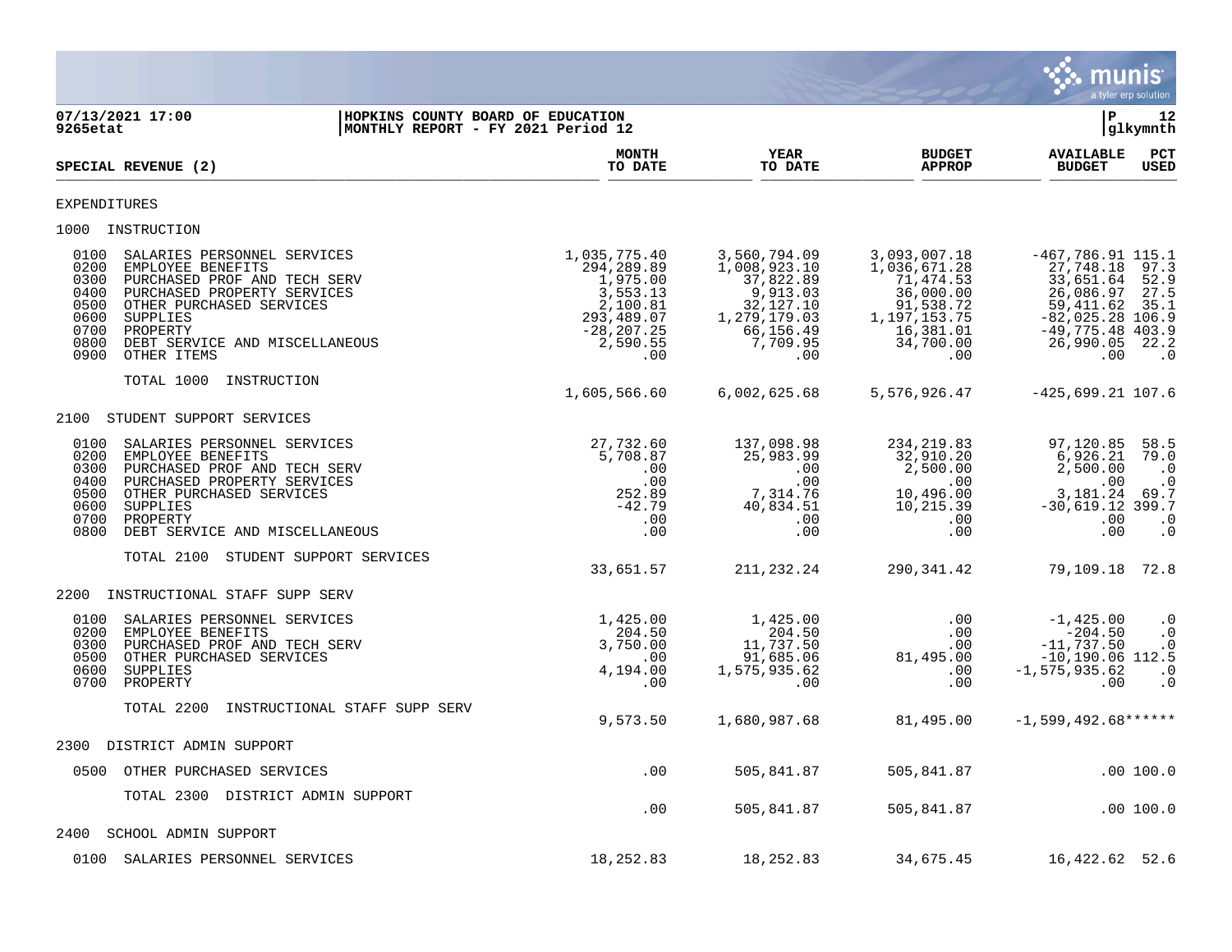07/13/2021 17:00 | HOPKINS COUNTY BOARD OF EDUCATION | P 12
9265etat | MONTHLY REPORT - FY 2021 Period 12 | glkymnth

| SPECIAL REVENUE (2) | MONTH TO DATE | YEAR TO DATE | BUDGET APPROP | AVAILABLE BUDGET | PCT USED |
|---|---|---|---|---|---|
| EXPENDITURES | | | | | |
| 1000 INSTRUCTION | | | | | |
| 0100 SALARIES PERSONNEL SERVICES | 1,035,775.40 | 3,560,794.09 | 3,093,007.18 | -467,786.91 | 115.1 |
| 0200 EMPLOYEE BENEFITS | 294,289.89 | 1,008,923.10 | 1,036,671.28 | 27,748.18 | 97.3 |
| 0300 PURCHASED PROF AND TECH SERV | 1,975.00 | 37,822.89 | 71,474.53 | 33,651.64 | 52.9 |
| 0400 PURCHASED PROPERTY SERVICES | 3,553.13 | 9,913.03 | 36,000.00 | 26,086.97 | 27.5 |
| 0500 OTHER PURCHASED SERVICES | 2,100.81 | 32,127.10 | 91,538.72 | 59,411.62 | 35.1 |
| 0600 SUPPLIES | 293,489.07 | 1,279,179.03 | 1,197,153.75 | -82,025.28 | 106.9 |
| 0700 PROPERTY | -28,207.25 | 66,156.49 | 16,381.01 | -49,775.48 | 403.9 |
| 0800 DEBT SERVICE AND MISCELLANEOUS | 2,590.55 | 7,709.95 | 34,700.00 | 26,990.05 | 22.2 |
| 0900 OTHER ITEMS | .00 | .00 | .00 | .00 | .0 |
| TOTAL 1000 INSTRUCTION | 1,605,566.60 | 6,002,625.68 | 5,576,926.47 | -425,699.21 | 107.6 |
| 2100 STUDENT SUPPORT SERVICES | | | | | |
| 0100 SALARIES PERSONNEL SERVICES | 27,732.60 | 137,098.98 | 234,219.83 | 97,120.85 | 58.5 |
| 0200 EMPLOYEE BENEFITS | 5,708.87 | 25,983.99 | 32,910.20 | 6,926.21 | 79.0 |
| 0300 PURCHASED PROF AND TECH SERV | .00 | .00 | 2,500.00 | 2,500.00 | .0 |
| 0400 PURCHASED PROPERTY SERVICES | .00 | .00 | .00 | .00 | .0 |
| 0500 OTHER PURCHASED SERVICES | 252.89 | 7,314.76 | 10,496.00 | 3,181.24 | 69.7 |
| 0600 SUPPLIES | -42.79 | 40,834.51 | 10,215.39 | -30,619.12 | 399.7 |
| 0700 PROPERTY | .00 | .00 | .00 | .00 | .0 |
| 0800 DEBT SERVICE AND MISCELLANEOUS | .00 | .00 | .00 | .00 | .0 |
| TOTAL 2100 STUDENT SUPPORT SERVICES | 33,651.57 | 211,232.24 | 290,341.42 | 79,109.18 | 72.8 |
| 2200 INSTRUCTIONAL STAFF SUPP SERV | | | | | |
| 0100 SALARIES PERSONNEL SERVICES | 1,425.00 | 1,425.00 | .00 | -1,425.00 | .0 |
| 0200 EMPLOYEE BENEFITS | 204.50 | 204.50 | .00 | -204.50 | .0 |
| 0300 PURCHASED PROF AND TECH SERV | 3,750.00 | 11,737.50 | .00 | -11,737.50 | .0 |
| 0500 OTHER PURCHASED SERVICES | .00 | 91,685.06 | 81,495.00 | -10,190.06 | 112.5 |
| 0600 SUPPLIES | 4,194.00 | 1,575,935.62 | .00 | -1,575,935.62 | .0 |
| 0700 PROPERTY | .00 | .00 | .00 | .00 | .0 |
| TOTAL 2200 INSTRUCTIONAL STAFF SUPP SERV | 9,573.50 | 1,680,987.68 | 81,495.00 | -1,599,492.68 | ****** |
| 2300 DISTRICT ADMIN SUPPORT | | | | | |
| 0500 OTHER PURCHASED SERVICES | .00 | 505,841.87 | 505,841.87 | .00 | 100.0 |
| TOTAL 2300 DISTRICT ADMIN SUPPORT | .00 | 505,841.87 | 505,841.87 | .00 | 100.0 |
| 2400 SCHOOL ADMIN SUPPORT | | | | | |
| 0100 SALARIES PERSONNEL SERVICES | 18,252.83 | 18,252.83 | 34,675.45 | 16,422.62 | 52.6 |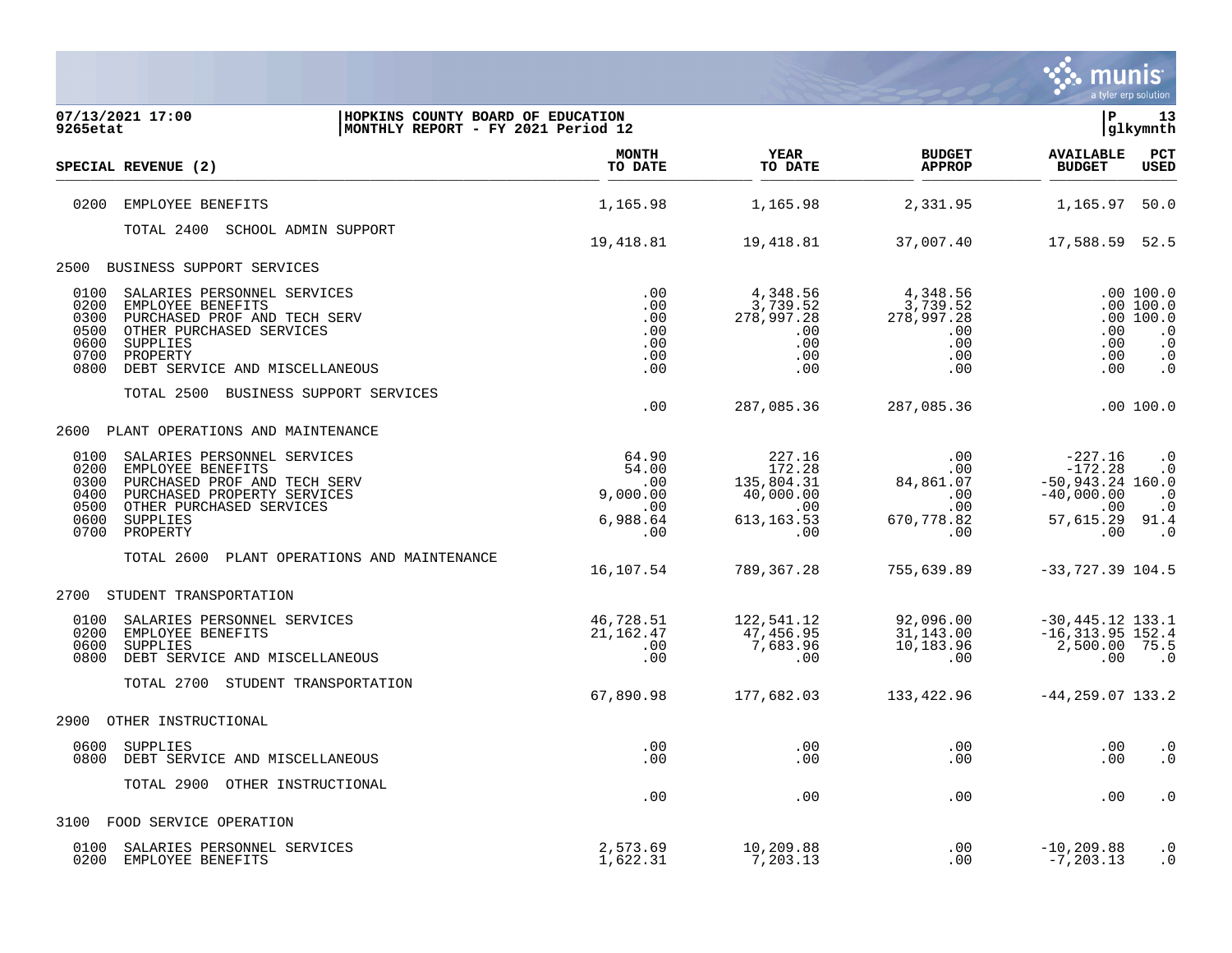07/13/2021 17:00
9265etat

HOPKINS COUNTY BOARD OF EDUCATION
MONTHLY REPORT - FY 2021 Period 12

| SPECIAL REVENUE (2) | MONTH TO DATE | YEAR TO DATE | BUDGET APPROP | AVAILABLE BUDGET | PCT USED |
|---|---|---|---|---|---|
| 0200 EMPLOYEE BENEFITS | 1,165.98 | 1,165.98 | 2,331.95 | 1,165.97 | 50.0 |
| TOTAL 2400 SCHOOL ADMIN SUPPORT | 19,418.81 | 19,418.81 | 37,007.40 | 17,588.59 | 52.5 |
| **2500 BUSINESS SUPPORT SERVICES** | | | | | |
| 0100 SALARIES PERSONNEL SERVICES | .00 | 4,348.56 | 4,348.56 | .00 | 100.0 |
| 0200 EMPLOYEE BENEFITS | .00 | 3,739.52 | 3,739.52 | .00 | 100.0 |
| 0300 PURCHASED PROF AND TECH SERV | .00 | 278,997.28 | 278,997.28 | .00 | 100.0 |
| 0500 OTHER PURCHASED SERVICES | .00 | .00 | .00 | .00 | .0 |
| 0600 SUPPLIES | .00 | .00 | .00 | .00 | .0 |
| 0700 PROPERTY | .00 | .00 | .00 | .00 | .0 |
| 0800 DEBT SERVICE AND MISCELLANEOUS | .00 | .00 | .00 | .00 | .0 |
| TOTAL 2500 BUSINESS SUPPORT SERVICES | .00 | 287,085.36 | 287,085.36 | .00 | 100.0 |
| **2600 PLANT OPERATIONS AND MAINTENANCE** | | | | | |
| 0100 SALARIES PERSONNEL SERVICES | 64.90 | 227.16 | .00 | -227.16 | .0 |
| 0200 EMPLOYEE BENEFITS | 54.00 | 172.28 | .00 | -172.28 | .0 |
| 0300 PURCHASED PROF AND TECH SERV | .00 | 135,804.31 | 84,861.07 | -50,943.24 | 160.0 |
| 0400 PURCHASED PROPERTY SERVICES | 9,000.00 | 40,000.00 | .00 | -40,000.00 | .0 |
| 0500 OTHER PURCHASED SERVICES | .00 | .00 | .00 | .00 | .0 |
| 0600 SUPPLIES | 6,988.64 | 613,163.53 | 670,778.82 | 57,615.29 | 91.4 |
| 0700 PROPERTY | .00 | .00 | .00 | .00 | .0 |
| TOTAL 2600 PLANT OPERATIONS AND MAINTENANCE | 16,107.54 | 789,367.28 | 755,639.89 | -33,727.39 | 104.5 |
| **2700 STUDENT TRANSPORTATION** | | | | | |
| 0100 SALARIES PERSONNEL SERVICES | 46,728.51 | 122,541.12 | 92,096.00 | -30,445.12 | 133.1 |
| 0200 EMPLOYEE BENEFITS | 21,162.47 | 47,456.95 | 31,143.00 | -16,313.95 | 152.4 |
| 0600 SUPPLIES | .00 | 7,683.96 | 10,183.96 | 2,500.00 | 75.5 |
| 0800 DEBT SERVICE AND MISCELLANEOUS | .00 | .00 | .00 | .00 | .0 |
| TOTAL 2700 STUDENT TRANSPORTATION | 67,890.98 | 177,682.03 | 133,422.96 | -44,259.07 | 133.2 |
| **2900 OTHER INSTRUCTIONAL** | | | | | |
| 0600 SUPPLIES | .00 | .00 | .00 | .00 | .0 |
| 0800 DEBT SERVICE AND MISCELLANEOUS | .00 | .00 | .00 | .00 | .0 |
| TOTAL 2900 OTHER INSTRUCTIONAL | .00 | .00 | .00 | .00 | .0 |
| **3100 FOOD SERVICE OPERATION** | | | | | |
| 0100 SALARIES PERSONNEL SERVICES | 2,573.69 | 10,209.88 | .00 | -10,209.88 | .0 |
| 0200 EMPLOYEE BENEFITS | 1,622.31 | 7,203.13 | .00 | -7,203.13 | .0 |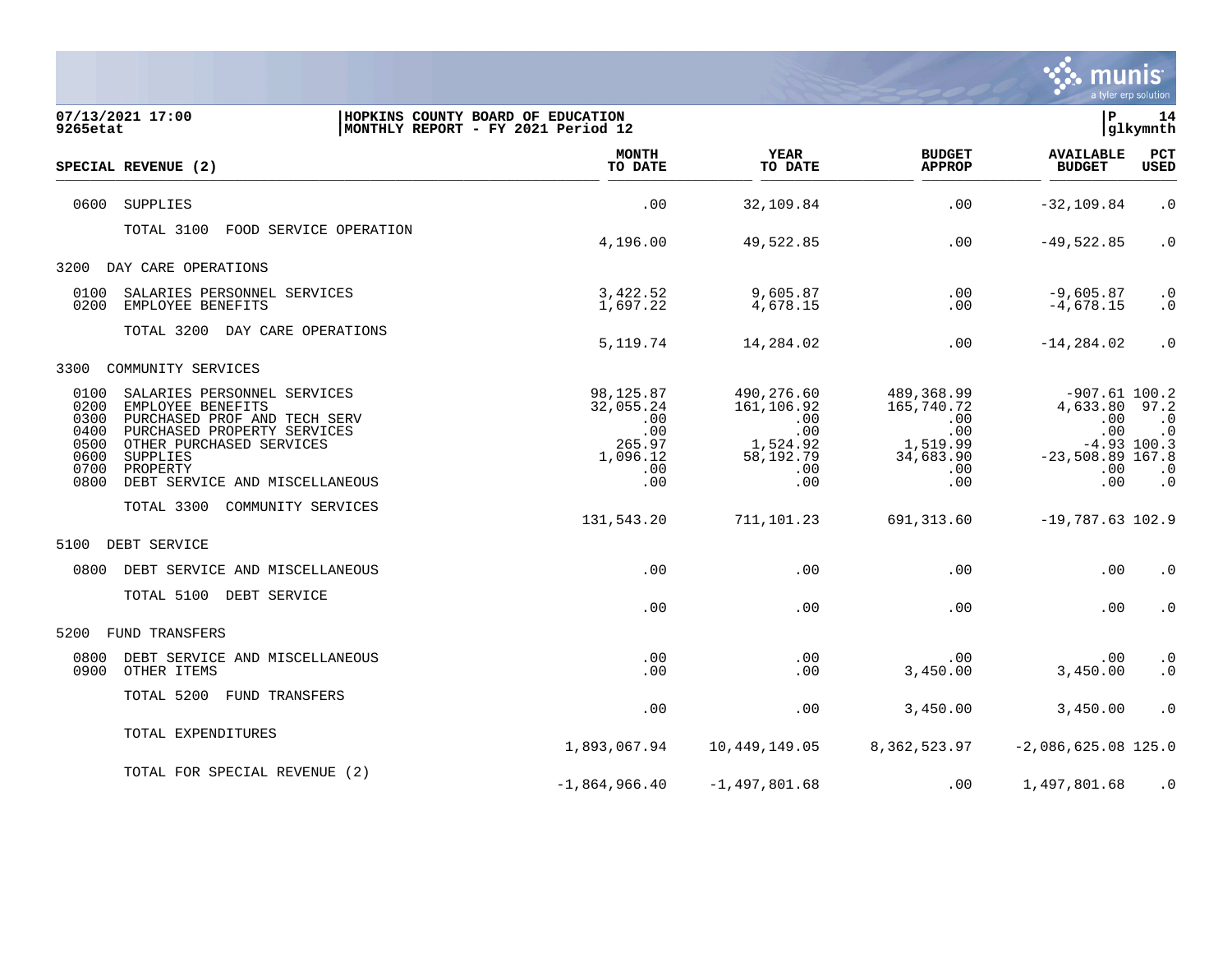**HOPKINS COUNTY BOARD OF EDUCATION**
**MONTHLY REPORT - FY 2021 Period 12**

07/13/2021 17:00
9265etat

| SPECIAL REVENUE (2) | MONTH TO DATE | YEAR TO DATE | BUDGET APPROP | AVAILABLE BUDGET | PCT USED |
|---|---|---|---|---|---|
| 0600 SUPPLIES | .00 | 32,109.84 | .00 | -32,109.84 | .0 |
| TOTAL 3100 FOOD SERVICE OPERATION | 4,196.00 | 49,522.85 | .00 | -49,522.85 | .0 |
| 3200 DAY CARE OPERATIONS | | | | | |
| 0100 SALARIES PERSONNEL SERVICES | 3,422.52 | 9,605.87 | .00 | -9,605.87 | .0 |
| 0200 EMPLOYEE BENEFITS | 1,697.22 | 4,678.15 | .00 | -4,678.15 | .0 |
| TOTAL 3200 DAY CARE OPERATIONS | 5,119.74 | 14,284.02 | .00 | -14,284.02 | .0 |
| 3300 COMMUNITY SERVICES | | | | | |
| 0100 SALARIES PERSONNEL SERVICES | 98,125.87 | 490,276.60 | 489,368.99 | -907.61 | 100.2 |
| 0200 EMPLOYEE BENEFITS | 32,055.24 | 161,106.92 | 165,740.72 | 4,633.80 | 97.2 |
| 0300 PURCHASED PROF AND TECH SERV | .00 | .00 | .00 | .00 | .0 |
| 0400 PURCHASED PROPERTY SERVICES | .00 | .00 | .00 | .00 | .0 |
| 0500 OTHER PURCHASED SERVICES | 265.97 | 1,524.92 | 1,519.99 | -4.93 | 100.3 |
| 0600 SUPPLIES | 1,096.12 | 58,192.79 | 34,683.90 | -23,508.89 | 167.8 |
| 0700 PROPERTY | .00 | .00 | .00 | .00 | .0 |
| 0800 DEBT SERVICE AND MISCELLANEOUS | .00 | .00 | .00 | .00 | .0 |
| TOTAL 3300 COMMUNITY SERVICES | 131,543.20 | 711,101.23 | 691,313.60 | -19,787.63 | 102.9 |
| 5100 DEBT SERVICE | | | | | |
| 0800 DEBT SERVICE AND MISCELLANEOUS | .00 | .00 | .00 | .00 | .0 |
| TOTAL 5100 DEBT SERVICE | .00 | .00 | .00 | .00 | .0 |
| 5200 FUND TRANSFERS | | | | | |
| 0800 DEBT SERVICE AND MISCELLANEOUS | .00 | .00 | .00 | .00 | .0 |
| 0900 OTHER ITEMS | .00 | .00 | 3,450.00 | 3,450.00 | .0 |
| TOTAL 5200 FUND TRANSFERS | .00 | .00 | 3,450.00 | 3,450.00 | .0 |
| TOTAL EXPENDITURES | 1,893,067.94 | 10,449,149.05 | 8,362,523.97 | -2,086,625.08 | 125.0 |
| TOTAL FOR SPECIAL REVENUE (2) | -1,864,966.40 | -1,497,801.68 | .00 | 1,497,801.68 | .0 |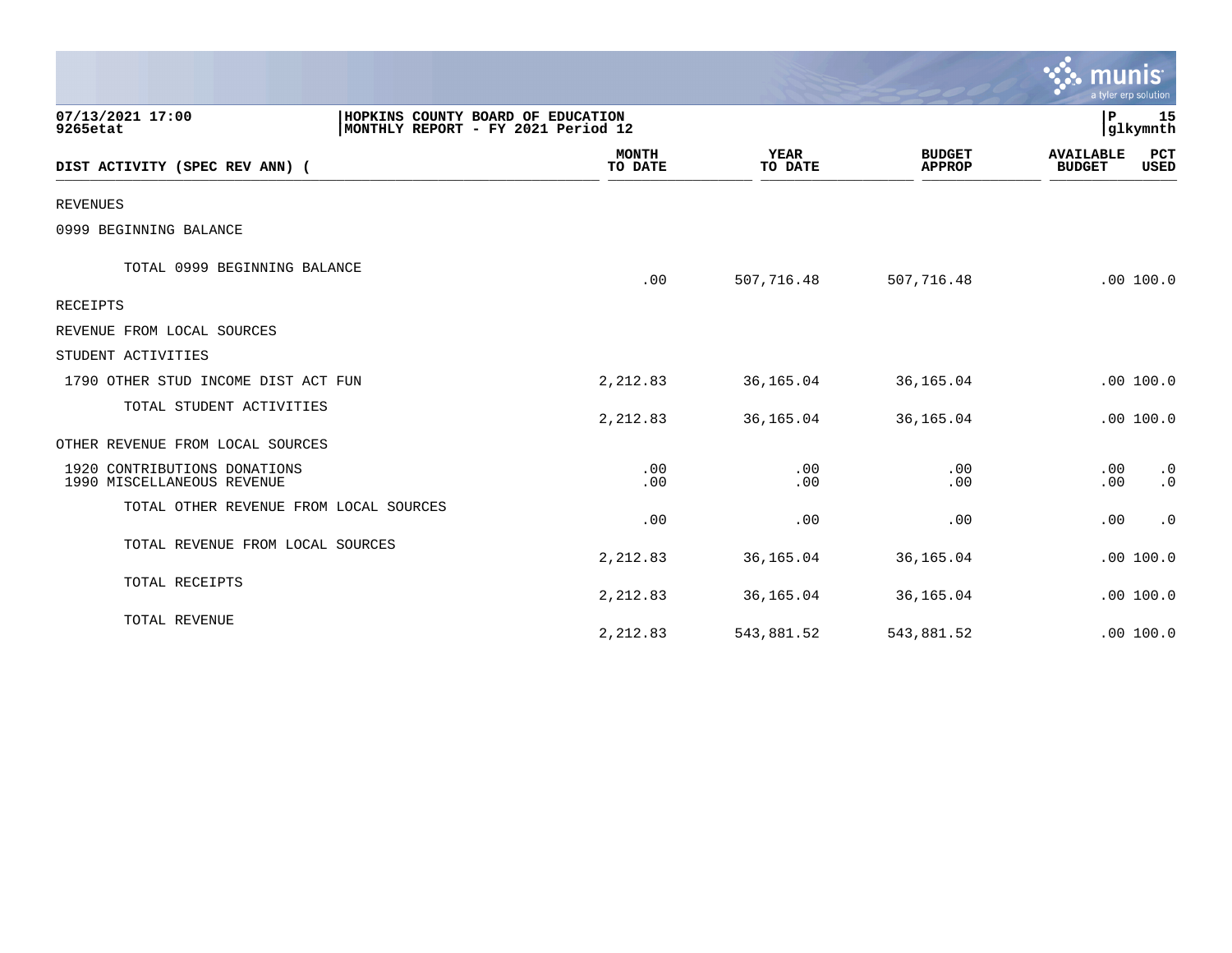HOPKINS COUNTY BOARD OF EDUCATION
MONTHLY REPORT - FY 2021 Period 12

07/13/2021 17:00
9265etat

| DIST ACTIVITY (SPEC REV ANN) ( | MONTH TO DATE | YEAR TO DATE | BUDGET APPROP | AVAILABLE BUDGET | PCT USED |
|---|---|---|---|---|---|
| REVENUES | | | | | |
| 0999 BEGINNING BALANCE | | | | | |
| TOTAL 0999 BEGINNING BALANCE | .00 | 507,716.48 | 507,716.48 | .00 | 100.0 |
| RECEIPTS | | | | | |
| REVENUE FROM LOCAL SOURCES | | | | | |
| STUDENT ACTIVITIES | | | | | |
| 1790 OTHER STUD INCOME DIST ACT FUN | 2,212.83 | 36,165.04 | 36,165.04 | .00 | 100.0 |
| TOTAL STUDENT ACTIVITIES | 2,212.83 | 36,165.04 | 36,165.04 | .00 | 100.0 |
| OTHER REVENUE FROM LOCAL SOURCES | | | | | |
| 1920 CONTRIBUTIONS DONATIONS | .00 | .00 | .00 | .00 | .0 |
| 1990 MISCELLANEOUS REVENUE | .00 | .00 | .00 | .00 | .0 |
| TOTAL OTHER REVENUE FROM LOCAL SOURCES | .00 | .00 | .00 | .00 | .0 |
| TOTAL REVENUE FROM LOCAL SOURCES | 2,212.83 | 36,165.04 | 36,165.04 | .00 | 100.0 |
| TOTAL RECEIPTS | 2,212.83 | 36,165.04 | 36,165.04 | .00 | 100.0 |
| TOTAL REVENUE | 2,212.83 | 543,881.52 | 543,881.52 | .00 | 100.0 |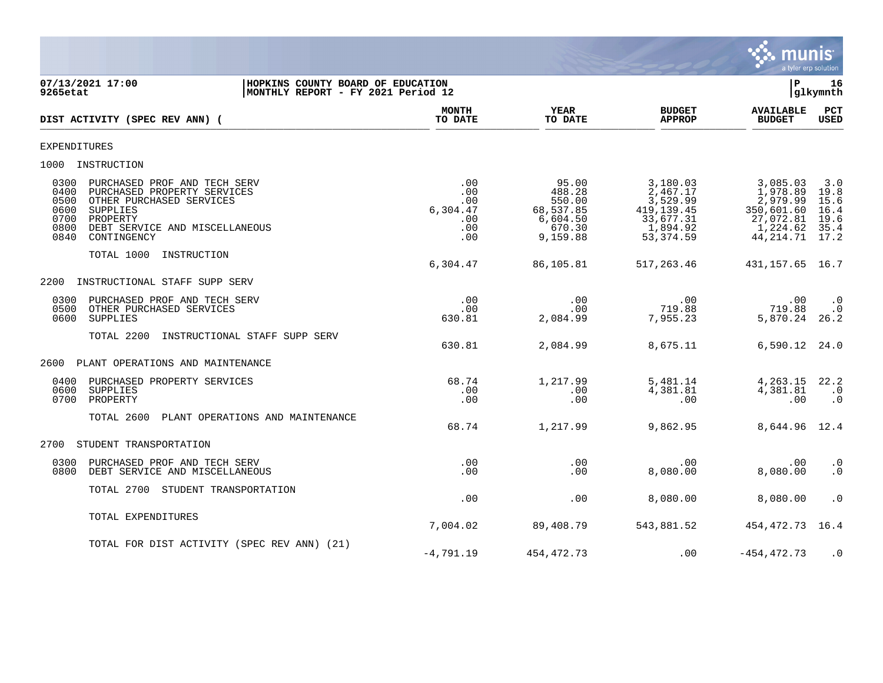07/13/2021 17:00 | HOPKINS COUNTY BOARD OF EDUCATION | P 16
9265etat | MONTHLY REPORT - FY 2021 Period 12 | glkymnth

| DIST ACTIVITY (SPEC REV ANN) ( | MONTH TO DATE | YEAR TO DATE | BUDGET APPROP | AVAILABLE BUDGET | PCT USED |
|---|---|---|---|---|---|
| **EXPENDITURES** | | | | | |
| **1000 INSTRUCTION** | | | | | |
| 0300 PURCHASED PROF AND TECH SERV | .00 | 95.00 | 3,180.03 | 3,085.03 | 3.0 |
| 0400 PURCHASED PROPERTY SERVICES | .00 | 488.28 | 2,467.17 | 1,978.89 | 19.8 |
| 0500 OTHER PURCHASED SERVICES | .00 | 550.00 | 3,529.99 | 2,979.99 | 15.6 |
| 0600 SUPPLIES | 6,304.47 | 68,537.85 | 419,139.45 | 350,601.60 | 16.4 |
| 0700 PROPERTY | .00 | 6,604.50 | 33,677.31 | 27,072.81 | 19.6 |
| 0800 DEBT SERVICE AND MISCELLANEOUS | .00 | 670.30 | 1,894.92 | 1,224.62 | 35.4 |
| 0840 CONTINGENCY | .00 | 9,159.88 | 53,374.59 | 44,214.71 | 17.2 |
| TOTAL 1000 INSTRUCTION | 6,304.47 | 86,105.81 | 517,263.46 | 431,157.65 | 16.7 |
| **2200 INSTRUCTIONAL STAFF SUPP SERV** | | | | | |
| 0300 PURCHASED PROF AND TECH SERV | .00 | .00 | .00 | .00 | .0 |
| 0500 OTHER PURCHASED SERVICES | .00 | .00 | 719.88 | 719.88 | .0 |
| 0600 SUPPLIES | 630.81 | 2,084.99 | 7,955.23 | 5,870.24 | 26.2 |
| TOTAL 2200 INSTRUCTIONAL STAFF SUPP SERV | 630.81 | 2,084.99 | 8,675.11 | 6,590.12 | 24.0 |
| **2600 PLANT OPERATIONS AND MAINTENANCE** | | | | | |
| 0400 PURCHASED PROPERTY SERVICES | 68.74 | 1,217.99 | 5,481.14 | 4,263.15 | 22.2 |
| 0600 SUPPLIES | .00 | .00 | 4,381.81 | 4,381.81 | .0 |
| 0700 PROPERTY | .00 | .00 | .00 | .00 | .0 |
| TOTAL 2600 PLANT OPERATIONS AND MAINTENANCE | 68.74 | 1,217.99 | 9,862.95 | 8,644.96 | 12.4 |
| **2700 STUDENT TRANSPORTATION** | | | | | |
| 0300 PURCHASED PROF AND TECH SERV | .00 | .00 | .00 | .00 | .0 |
| 0800 DEBT SERVICE AND MISCELLANEOUS | .00 | .00 | 8,080.00 | 8,080.00 | .0 |
| TOTAL 2700 STUDENT TRANSPORTATION | .00 | .00 | 8,080.00 | 8,080.00 | .0 |
| TOTAL EXPENDITURES | 7,004.02 | 89,408.79 | 543,881.52 | 454,472.73 | 16.4 |
| TOTAL FOR DIST ACTIVITY (SPEC REV ANN) (21) | -4,791.19 | 454,472.73 | .00 | -454,472.73 | .0 |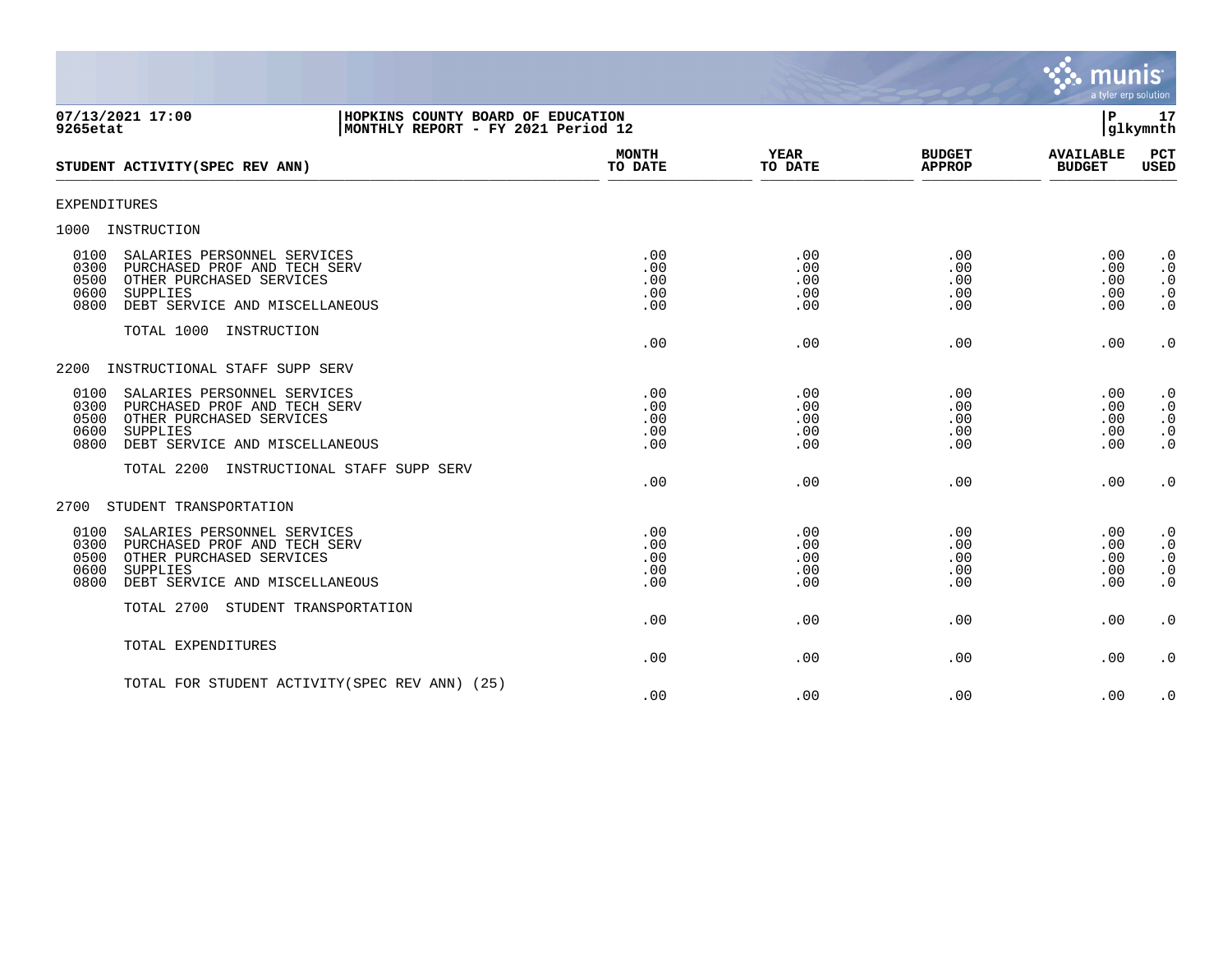07/13/2021 17:00
9265etat

HOPKINS COUNTY BOARD OF EDUCATION
MONTHLY REPORT - FY 2021 Period 12

P 17
glkymnth

| STUDENT ACTIVITY(SPEC REV ANN) | MONTH TO DATE | YEAR TO DATE | BUDGET APPROP | AVAILABLE BUDGET | PCT USED |
|---|---|---|---|---|---|
| EXPENDITURES | | | | | |
| 1000 INSTRUCTION | | | | | |
| 0100 SALARIES PERSONNEL SERVICES | .00 | .00 | .00 | .00 | .0 |
| 0300 PURCHASED PROF AND TECH SERV | .00 | .00 | .00 | .00 | .0 |
| 0500 OTHER PURCHASED SERVICES | .00 | .00 | .00 | .00 | .0 |
| 0600 SUPPLIES | .00 | .00 | .00 | .00 | .0 |
| 0800 DEBT SERVICE AND MISCELLANEOUS | .00 | .00 | .00 | .00 | .0 |
| TOTAL 1000 INSTRUCTION | .00 | .00 | .00 | .00 | .0 |
| 2200 INSTRUCTIONAL STAFF SUPP SERV | | | | | |
| 0100 SALARIES PERSONNEL SERVICES | .00 | .00 | .00 | .00 | .0 |
| 0300 PURCHASED PROF AND TECH SERV | .00 | .00 | .00 | .00 | .0 |
| 0500 OTHER PURCHASED SERVICES | .00 | .00 | .00 | .00 | .0 |
| 0600 SUPPLIES | .00 | .00 | .00 | .00 | .0 |
| 0800 DEBT SERVICE AND MISCELLANEOUS | .00 | .00 | .00 | .00 | .0 |
| TOTAL 2200 INSTRUCTIONAL STAFF SUPP SERV | .00 | .00 | .00 | .00 | .0 |
| 2700 STUDENT TRANSPORTATION | | | | | |
| 0100 SALARIES PERSONNEL SERVICES | .00 | .00 | .00 | .00 | .0 |
| 0300 PURCHASED PROF AND TECH SERV | .00 | .00 | .00 | .00 | .0 |
| 0500 OTHER PURCHASED SERVICES | .00 | .00 | .00 | .00 | .0 |
| 0600 SUPPLIES | .00 | .00 | .00 | .00 | .0 |
| 0800 DEBT SERVICE AND MISCELLANEOUS | .00 | .00 | .00 | .00 | .0 |
| TOTAL 2700 STUDENT TRANSPORTATION | .00 | .00 | .00 | .00 | .0 |
| TOTAL EXPENDITURES | .00 | .00 | .00 | .00 | .0 |
| TOTAL FOR STUDENT ACTIVITY(SPEC REV ANN) (25) | .00 | .00 | .00 | .00 | .0 |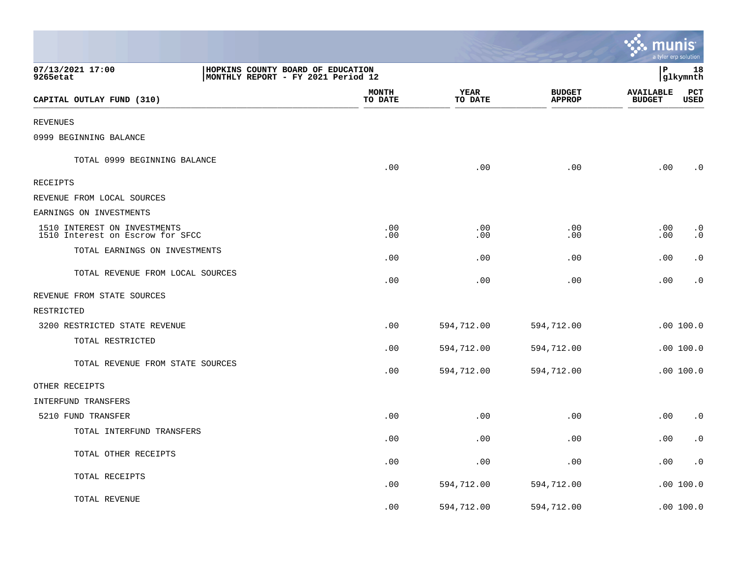HOPKINS COUNTY BOARD OF EDUCATION
MONTHLY REPORT - FY 2021 Period 12

07/13/2021 17:00
9265etat

| CAPITAL OUTLAY FUND (310) | MONTH TO DATE | YEAR TO DATE | BUDGET APPROP | AVAILABLE BUDGET | PCT USED |
|---|---|---|---|---|---|
| REVENUES | | | | | |
| 0999 BEGINNING BALANCE | | | | | |
| TOTAL 0999 BEGINNING BALANCE | .00 | .00 | .00 | .00 | .0 |
| RECEIPTS | | | | | |
| REVENUE FROM LOCAL SOURCES | | | | | |
| EARNINGS ON INVESTMENTS | | | | | |
| 1510 INTEREST ON INVESTMENTS | .00 | .00 | .00 | .00 | .0 |
| 1510 Interest on Escrow for SFCC | .00 | .00 | .00 | .00 | .0 |
| TOTAL EARNINGS ON INVESTMENTS | .00 | .00 | .00 | .00 | .0 |
| TOTAL REVENUE FROM LOCAL SOURCES | .00 | .00 | .00 | .00 | .0 |
| REVENUE FROM STATE SOURCES | | | | | |
| RESTRICTED | | | | | |
| 3200 RESTRICTED STATE REVENUE | .00 | 594,712.00 | 594,712.00 | .00 | 100.0 |
| TOTAL RESTRICTED | .00 | 594,712.00 | 594,712.00 | .00 | 100.0 |
| TOTAL REVENUE FROM STATE SOURCES | .00 | 594,712.00 | 594,712.00 | .00 | 100.0 |
| OTHER RECEIPTS | | | | | |
| INTERFUND TRANSFERS | | | | | |
| 5210 FUND TRANSFER | .00 | .00 | .00 | .00 | .0 |
| TOTAL INTERFUND TRANSFERS | .00 | .00 | .00 | .00 | .0 |
| TOTAL OTHER RECEIPTS | .00 | .00 | .00 | .00 | .0 |
| TOTAL RECEIPTS | .00 | 594,712.00 | 594,712.00 | .00 | 100.0 |
| TOTAL REVENUE | .00 | 594,712.00 | 594,712.00 | .00 | 100.0 |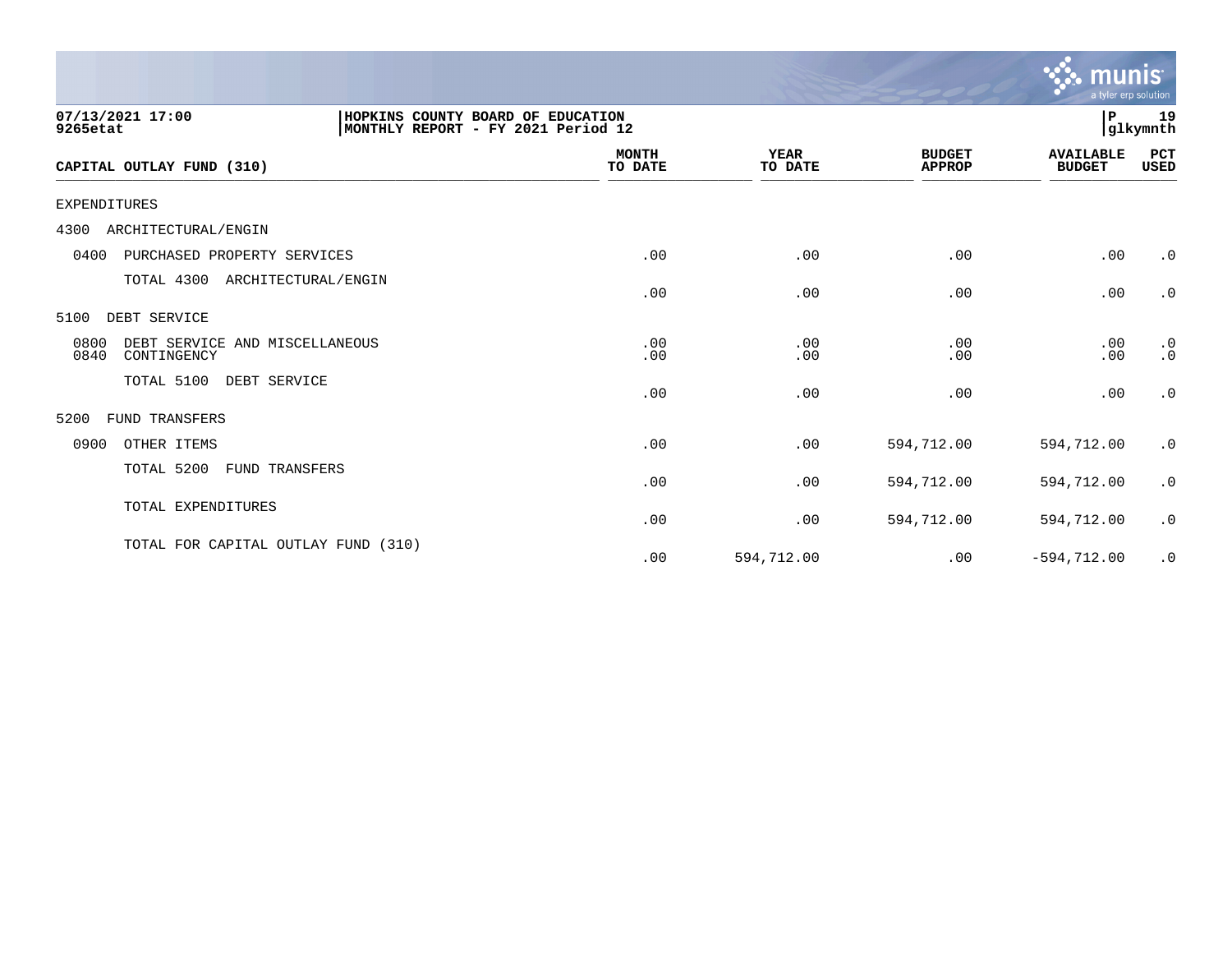07/13/2021 17:00
9265etat

HOPKINS COUNTY BOARD OF EDUCATION
MONTHLY REPORT - FY 2021 Period 12

P 19
glkymnth

| CAPITAL OUTLAY FUND (310) | MONTH TO DATE | YEAR TO DATE | BUDGET APPROP | AVAILABLE BUDGET | PCT USED |
|---|---|---|---|---|---|
| EXPENDITURES | | | | | |
| 4300 ARCHITECTURAL/ENGIN | | | | | |
| 0400 PURCHASED PROPERTY SERVICES | .00 | .00 | .00 | .00 | .0 |
| TOTAL 4300 ARCHITECTURAL/ENGIN | .00 | .00 | .00 | .00 | .0 |
| 5100 DEBT SERVICE | | | | | |
| 0800 DEBT SERVICE AND MISCELLANEOUS | .00 | .00 | .00 | .00 | .0 |
| 0840 CONTINGENCY | .00 | .00 | .00 | .00 | .0 |
| TOTAL 5100 DEBT SERVICE | .00 | .00 | .00 | .00 | .0 |
| 5200 FUND TRANSFERS | | | | | |
| 0900 OTHER ITEMS | .00 | .00 | 594,712.00 | 594,712.00 | .0 |
| TOTAL 5200 FUND TRANSFERS | .00 | .00 | 594,712.00 | 594,712.00 | .0 |
| TOTAL EXPENDITURES | .00 | .00 | 594,712.00 | 594,712.00 | .0 |
| TOTAL FOR CAPITAL OUTLAY FUND (310) | .00 | 594,712.00 | .00 | -594,712.00 | .0 |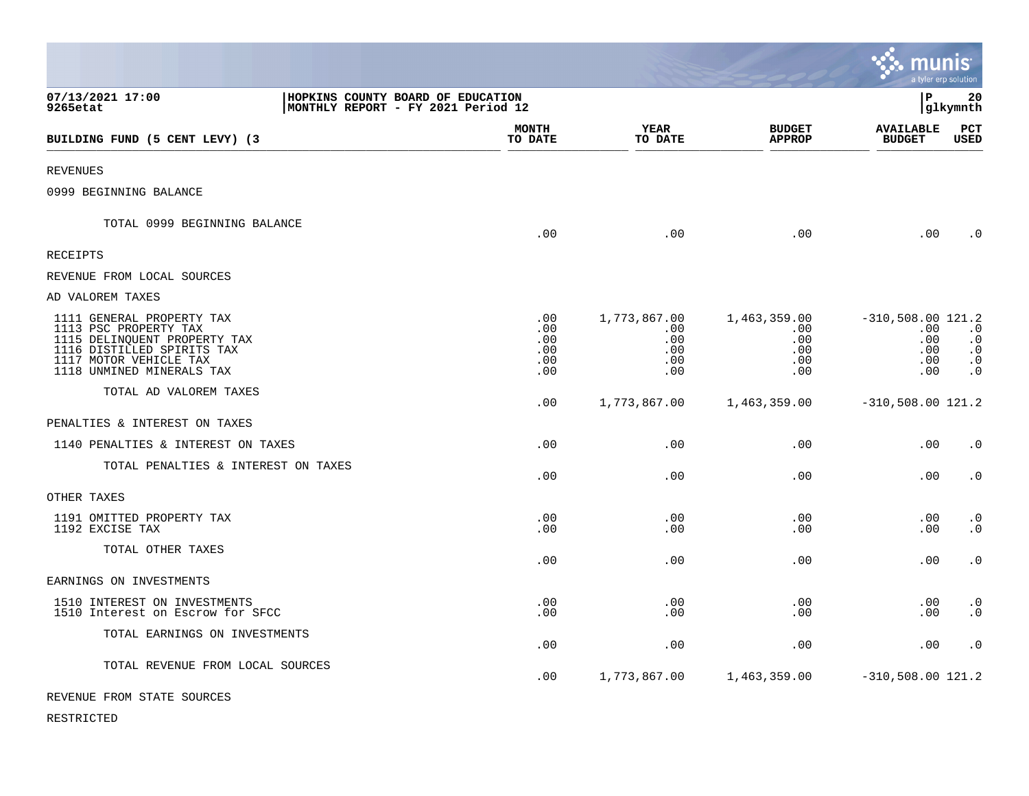07/13/2021 17:00 | HOPKINS COUNTY BOARD OF EDUCATION | P 20
9265etat | MONTHLY REPORT - FY 2021 Period 12 | glkymnth

| BUILDING FUND (5 CENT LEVY) (3 | MONTH TO DATE | YEAR TO DATE | BUDGET APPROP | AVAILABLE BUDGET | PCT USED |
|---|---|---|---|---|---|
| REVENUES | | | | | |
| 0999 BEGINNING BALANCE | | | | | |
| TOTAL 0999 BEGINNING BALANCE | .00 | .00 | .00 | .00 | .0 |
| RECEIPTS | | | | | |
| REVENUE FROM LOCAL SOURCES | | | | | |
| AD VALOREM TAXES | | | | | |
| 1111 GENERAL PROPERTY TAX | .00 | 1,773,867.00 | 1,463,359.00 | -310,508.00 | 121.2 |
| 1113 PSC PROPERTY TAX | .00 | .00 | .00 | .00 | .0 |
| 1115 DELINQUENT PROPERTY TAX | .00 | .00 | .00 | .00 | .0 |
| 1116 DISTILLED SPIRITS TAX | .00 | .00 | .00 | .00 | .0 |
| 1117 MOTOR VEHICLE TAX | .00 | .00 | .00 | .00 | .0 |
| 1118 UNMINED MINERALS TAX | .00 | .00 | .00 | .00 | .0 |
| TOTAL AD VALOREM TAXES | .00 | 1,773,867.00 | 1,463,359.00 | -310,508.00 | 121.2 |
| PENALTIES & INTEREST ON TAXES | | | | | |
| 1140 PENALTIES & INTEREST ON TAXES | .00 | .00 | .00 | .00 | .0 |
| TOTAL PENALTIES & INTEREST ON TAXES | .00 | .00 | .00 | .00 | .0 |
| OTHER TAXES | | | | | |
| 1191 OMITTED PROPERTY TAX | .00 | .00 | .00 | .00 | .0 |
| 1192 EXCISE TAX | .00 | .00 | .00 | .00 | .0 |
| TOTAL OTHER TAXES | .00 | .00 | .00 | .00 | .0 |
| EARNINGS ON INVESTMENTS | | | | | |
| 1510 INTEREST ON INVESTMENTS | .00 | .00 | .00 | .00 | .0 |
| 1510 Interest on Escrow for SFCC | .00 | .00 | .00 | .00 | .0 |
| TOTAL EARNINGS ON INVESTMENTS | .00 | .00 | .00 | .00 | .0 |
| TOTAL REVENUE FROM LOCAL SOURCES | .00 | 1,773,867.00 | 1,463,359.00 | -310,508.00 | 121.2 |
| REVENUE FROM STATE SOURCES | | | | | |
| RESTRICTED | | | | | |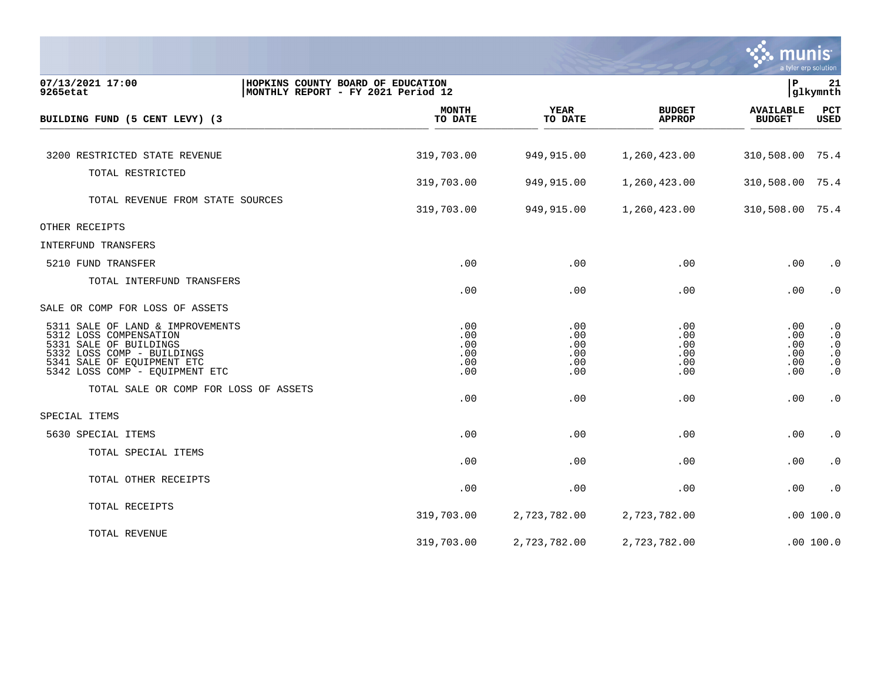07/13/2021 17:00 | HOPKINS COUNTY BOARD OF EDUCATION
9265etat | MONTHLY REPORT - FY 2021 Period 12

| BUILDING FUND (5 CENT LEVY) (3 | MONTH TO DATE | YEAR TO DATE | BUDGET APPROP | AVAILABLE BUDGET | PCT USED |
|---|---|---|---|---|---|
| 3200 RESTRICTED STATE REVENUE | 319,703.00 | 949,915.00 | 1,260,423.00 | 310,508.00 | 75.4 |
| TOTAL RESTRICTED | 319,703.00 | 949,915.00 | 1,260,423.00 | 310,508.00 | 75.4 |
| TOTAL REVENUE FROM STATE SOURCES | 319,703.00 | 949,915.00 | 1,260,423.00 | 310,508.00 | 75.4 |
| OTHER RECEIPTS | | | | | |
| INTERFUND TRANSFERS | | | | | |
| 5210 FUND TRANSFER | .00 | .00 | .00 | .00 | .0 |
| TOTAL INTERFUND TRANSFERS | .00 | .00 | .00 | .00 | .0 |
| SALE OR COMP FOR LOSS OF ASSETS | | | | | |
| 5311 SALE OF LAND & IMPROVEMENTS | .00 | .00 | .00 | .00 | .0 |
| 5312 LOSS COMPENSATION | .00 | .00 | .00 | .00 | .0 |
| 5331 SALE OF BUILDINGS | .00 | .00 | .00 | .00 | .0 |
| 5332 LOSS COMP - BUILDINGS | .00 | .00 | .00 | .00 | .0 |
| 5341 SALE OF EQUIPMENT ETC | .00 | .00 | .00 | .00 | .0 |
| 5342 LOSS COMP - EQUIPMENT ETC | .00 | .00 | .00 | .00 | .0 |
| TOTAL SALE OR COMP FOR LOSS OF ASSETS | .00 | .00 | .00 | .00 | .0 |
| SPECIAL ITEMS | | | | | |
| 5630 SPECIAL ITEMS | .00 | .00 | .00 | .00 | .0 |
| TOTAL SPECIAL ITEMS | .00 | .00 | .00 | .00 | .0 |
| TOTAL OTHER RECEIPTS | .00 | .00 | .00 | .00 | .0 |
| TOTAL RECEIPTS | 319,703.00 | 2,723,782.00 | 2,723,782.00 | .00 | 100.0 |
| TOTAL REVENUE | 319,703.00 | 2,723,782.00 | 2,723,782.00 | .00 | 100.0 |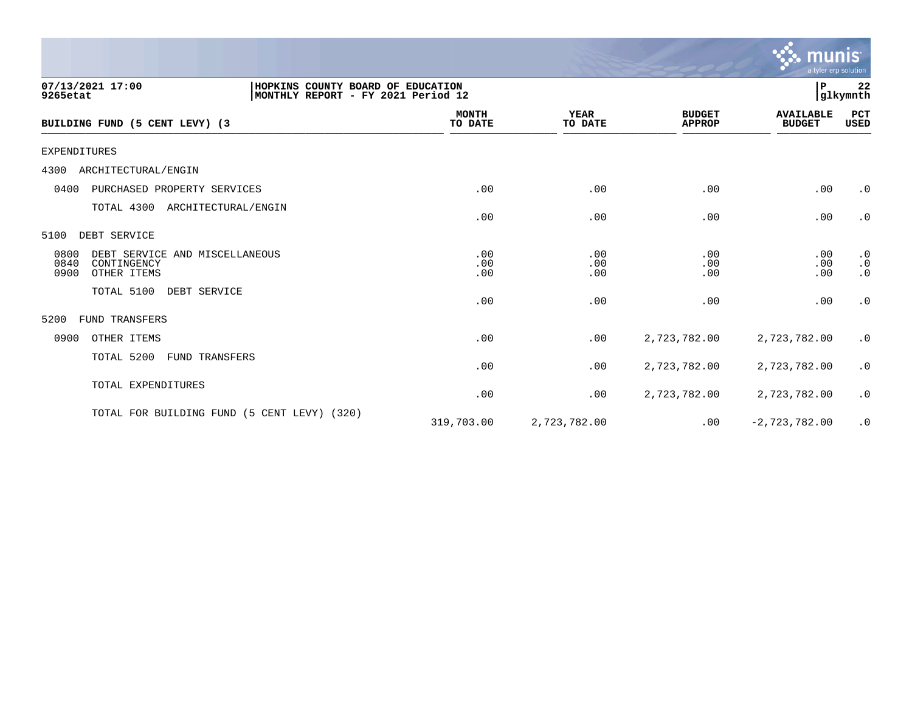07/13/2021 17:00
9265etat

HOPKINS COUNTY BOARD OF EDUCATION
MONTHLY REPORT - FY 2021 Period 12

P 22
glkymnth

| BUILDING FUND (5 CENT LEVY) (3 | MONTH TO DATE | YEAR TO DATE | BUDGET APPROP | AVAILABLE BUDGET | PCT USED |
|---|---|---|---|---|---|
| EXPENDITURES | | | | | |
| 4300 ARCHITECTURAL/ENGIN | | | | | |
| 0400 PURCHASED PROPERTY SERVICES | .00 | .00 | .00 | .00 | .0 |
| TOTAL 4300 ARCHITECTURAL/ENGIN | .00 | .00 | .00 | .00 | .0 |
| 5100 DEBT SERVICE | | | | | |
| 0800 DEBT SERVICE AND MISCELLANEOUS | .00 | .00 | .00 | .00 | .0 |
| 0840 CONTINGENCY | .00 | .00 | .00 | .00 | .0 |
| 0900 OTHER ITEMS | .00 | .00 | .00 | .00 | .0 |
| TOTAL 5100 DEBT SERVICE | .00 | .00 | .00 | .00 | .0 |
| 5200 FUND TRANSFERS | | | | | |
| 0900 OTHER ITEMS | .00 | .00 | 2,723,782.00 | 2,723,782.00 | .0 |
| TOTAL 5200 FUND TRANSFERS | .00 | .00 | 2,723,782.00 | 2,723,782.00 | .0 |
| TOTAL EXPENDITURES | .00 | .00 | 2,723,782.00 | 2,723,782.00 | .0 |
| TOTAL FOR BUILDING FUND (5 CENT LEVY) (320) | 319,703.00 | 2,723,782.00 | .00 | -2,723,782.00 | .0 |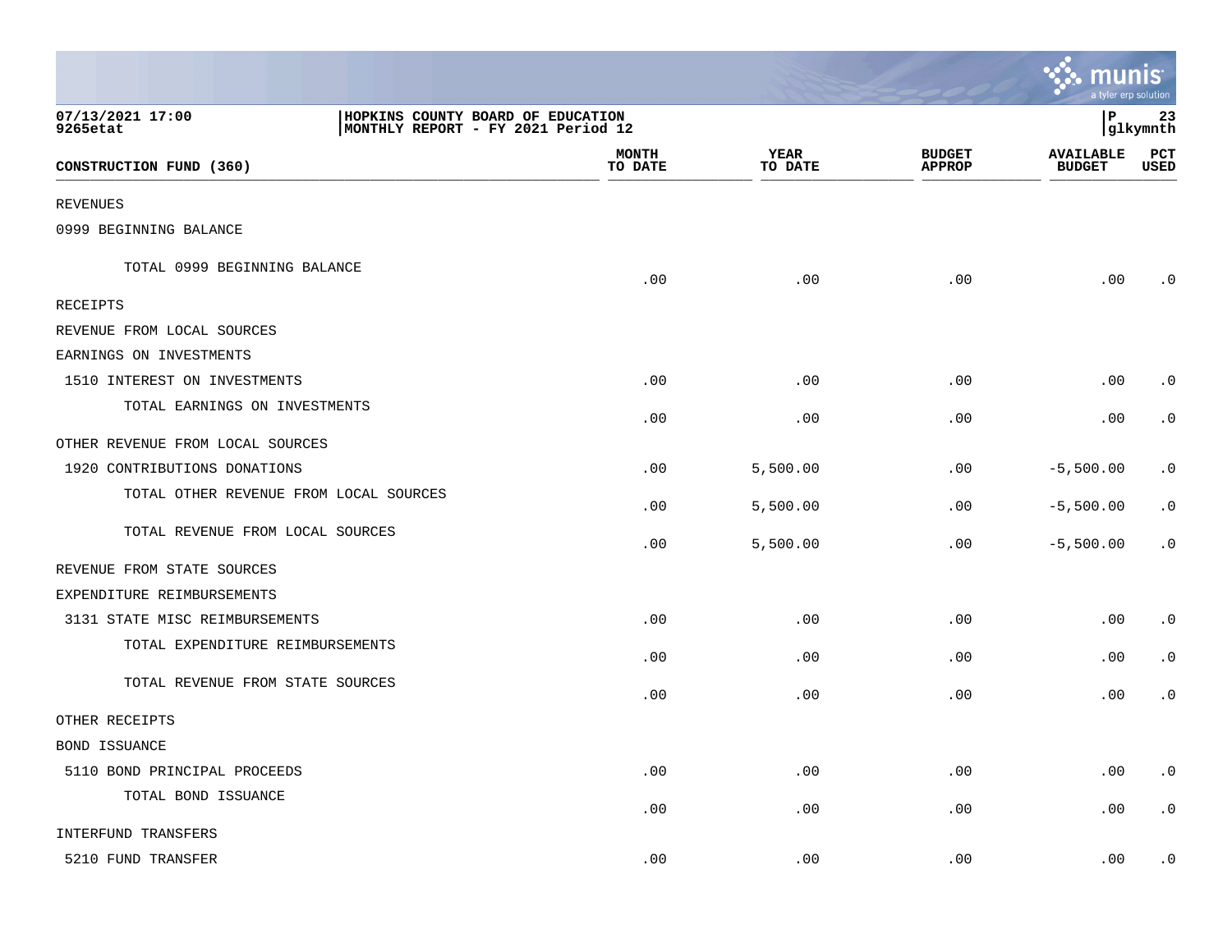07/13/2021 17:00 | HOPKINS COUNTY BOARD OF EDUCATION | P 23
9265etat | MONTHLY REPORT - FY 2021 Period 12 | glkymnth

| CONSTRUCTION FUND (360) | MONTH TO DATE | YEAR TO DATE | BUDGET APPROP | AVAILABLE BUDGET | PCT USED |
|---|---|---|---|---|---|
| REVENUES | | | | | |
| 0999 BEGINNING BALANCE | | | | | |
| TOTAL 0999 BEGINNING BALANCE | .00 | .00 | .00 | .00 | .0 |
| RECEIPTS | | | | | |
| REVENUE FROM LOCAL SOURCES | | | | | |
| EARNINGS ON INVESTMENTS | | | | | |
| 1510 INTEREST ON INVESTMENTS | .00 | .00 | .00 | .00 | .0 |
| TOTAL EARNINGS ON INVESTMENTS | .00 | .00 | .00 | .00 | .0 |
| OTHER REVENUE FROM LOCAL SOURCES | | | | | |
| 1920 CONTRIBUTIONS DONATIONS | .00 | 5,500.00 | .00 | -5,500.00 | .0 |
| TOTAL OTHER REVENUE FROM LOCAL SOURCES | .00 | 5,500.00 | .00 | -5,500.00 | .0 |
| TOTAL REVENUE FROM LOCAL SOURCES | .00 | 5,500.00 | .00 | -5,500.00 | .0 |
| REVENUE FROM STATE SOURCES | | | | | |
| EXPENDITURE REIMBURSEMENTS | | | | | |
| 3131 STATE MISC REIMBURSEMENTS | .00 | .00 | .00 | .00 | .0 |
| TOTAL EXPENDITURE REIMBURSEMENTS | .00 | .00 | .00 | .00 | .0 |
| TOTAL REVENUE FROM STATE SOURCES | .00 | .00 | .00 | .00 | .0 |
| OTHER RECEIPTS | | | | | |
| BOND ISSUANCE | | | | | |
| 5110 BOND PRINCIPAL PROCEEDS | .00 | .00 | .00 | .00 | .0 |
| TOTAL BOND ISSUANCE | .00 | .00 | .00 | .00 | .0 |
| INTERFUND TRANSFERS | | | | | |
| 5210 FUND TRANSFER | .00 | .00 | .00 | .00 | .0 |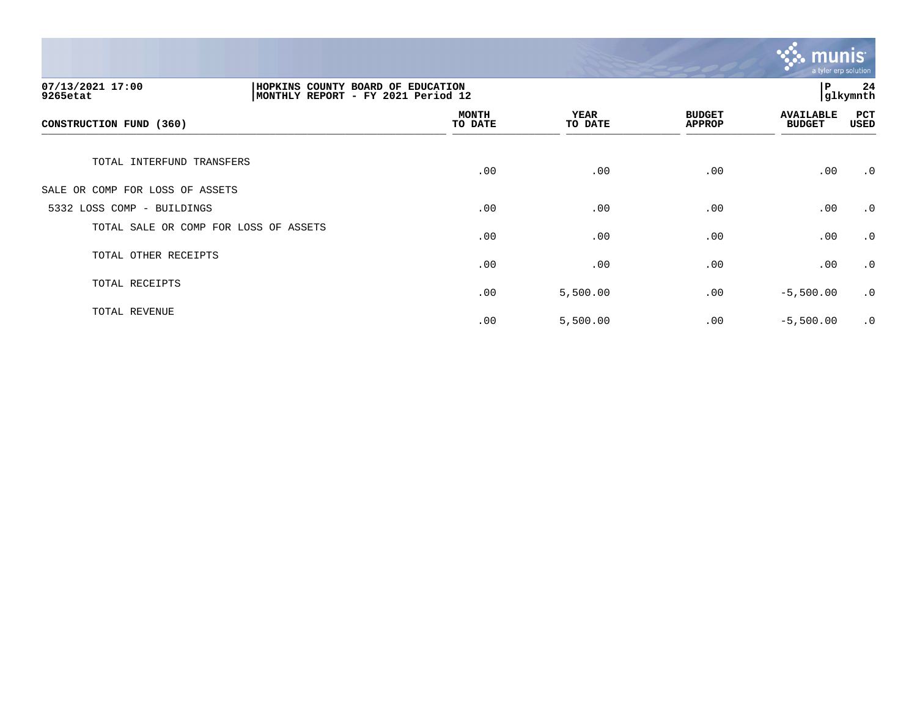| CONSTRUCTION FUND (360) | MONTH TO DATE | YEAR TO DATE | BUDGET APPROP | AVAILABLE BUDGET | PCT USED |
|---|---|---|---|---|---|
| TOTAL INTERFUND TRANSFERS | .00 | .00 | .00 | .00 | .0 |
| SALE OR COMP FOR LOSS OF ASSETS | | | | | |
| 5332 LOSS COMP - BUILDINGS | .00 | .00 | .00 | .00 | .0 |
| TOTAL SALE OR COMP FOR LOSS OF ASSETS | .00 | .00 | .00 | .00 | .0 |
| TOTAL OTHER RECEIPTS | .00 | .00 | .00 | .00 | .0 |
| TOTAL RECEIPTS | .00 | 5,500.00 | .00 | -5,500.00 | .0 |
| TOTAL REVENUE | .00 | 5,500.00 | .00 | -5,500.00 | .0 |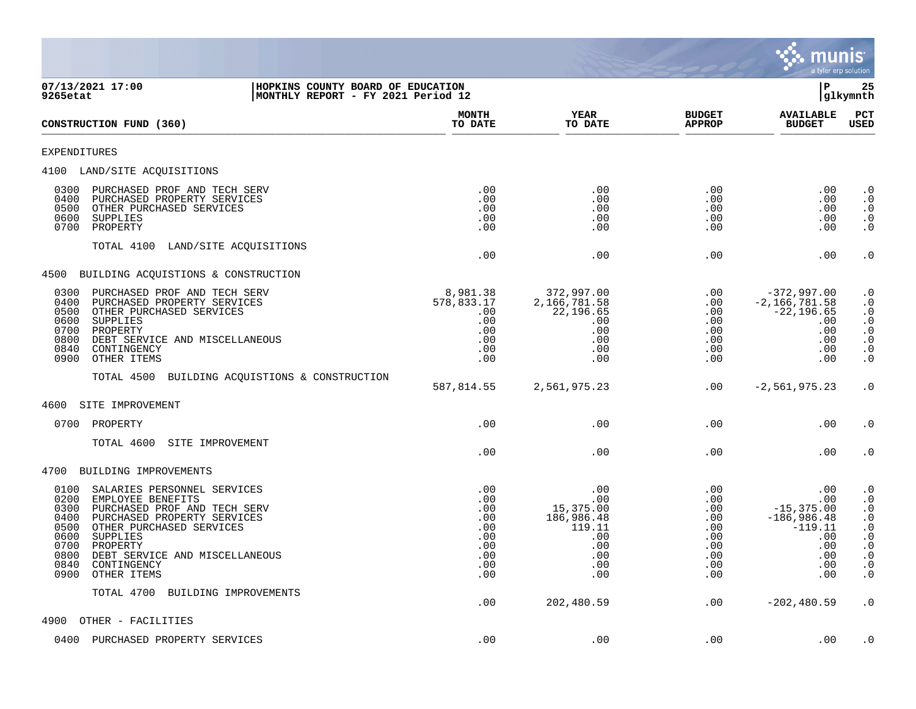07/13/2021 17:00 | HOPKINS COUNTY BOARD OF EDUCATION | P 25
9265etat | MONTHLY REPORT - FY 2021 Period 12 | glkymnth

| CONSTRUCTION FUND (360) | MONTH TO DATE | YEAR TO DATE | BUDGET APPROP | AVAILABLE BUDGET | PCT USED |
|---|---|---|---|---|---|
| **EXPENDITURES** | | | | | |
| **4100 LAND/SITE ACQUISITIONS** | | | | | |
| 0300 PURCHASED PROF AND TECH SERV | .00 | .00 | .00 | .00 | .0 |
| 0400 PURCHASED PROPERTY SERVICES | .00 | .00 | .00 | .00 | .0 |
| 0500 OTHER PURCHASED SERVICES | .00 | .00 | .00 | .00 | .0 |
| 0600 SUPPLIES | .00 | .00 | .00 | .00 | .0 |
| 0700 PROPERTY | .00 | .00 | .00 | .00 | .0 |
| TOTAL 4100 LAND/SITE ACQUISITIONS | .00 | .00 | .00 | .00 | .0 |
| **4500 BUILDING ACQUISTIONS & CONSTRUCTION** | | | | | |
| 0300 PURCHASED PROF AND TECH SERV | 8,981.38 | 372,997.00 | .00 | -372,997.00 | .0 |
| 0400 PURCHASED PROPERTY SERVICES | 578,833.17 | 2,166,781.58 | .00 | -2,166,781.58 | .0 |
| 0500 OTHER PURCHASED SERVICES | .00 | 22,196.65 | .00 | -22,196.65 | .0 |
| 0600 SUPPLIES | .00 | .00 | .00 | .00 | .0 |
| 0700 PROPERTY | .00 | .00 | .00 | .00 | .0 |
| 0800 DEBT SERVICE AND MISCELLANEOUS | .00 | .00 | .00 | .00 | .0 |
| 0840 CONTINGENCY | .00 | .00 | .00 | .00 | .0 |
| 0900 OTHER ITEMS | .00 | .00 | .00 | .00 | .0 |
| TOTAL 4500 BUILDING ACQUISTIONS & CONSTRUCTION | 587,814.55 | 2,561,975.23 | .00 | -2,561,975.23 | .0 |
| **4600 SITE IMPROVEMENT** | | | | | |
| 0700 PROPERTY | .00 | .00 | .00 | .00 | .0 |
| TOTAL 4600 SITE IMPROVEMENT | .00 | .00 | .00 | .00 | .0 |
| **4700 BUILDING IMPROVEMENTS** | | | | | |
| 0100 SALARIES PERSONNEL SERVICES | .00 | .00 | .00 | .00 | .0 |
| 0200 EMPLOYEE BENEFITS | .00 | .00 | .00 | .00 | .0 |
| 0300 PURCHASED PROF AND TECH SERV | .00 | 15,375.00 | .00 | -15,375.00 | .0 |
| 0400 PURCHASED PROPERTY SERVICES | .00 | 186,986.48 | .00 | -186,986.48 | .0 |
| 0500 OTHER PURCHASED SERVICES | .00 | 119.11 | .00 | -119.11 | .0 |
| 0600 SUPPLIES | .00 | .00 | .00 | .00 | .0 |
| 0700 PROPERTY | .00 | .00 | .00 | .00 | .0 |
| 0800 DEBT SERVICE AND MISCELLANEOUS | .00 | .00 | .00 | .00 | .0 |
| 0840 CONTINGENCY | .00 | .00 | .00 | .00 | .0 |
| 0900 OTHER ITEMS | .00 | .00 | .00 | .00 | .0 |
| TOTAL 4700 BUILDING IMPROVEMENTS | .00 | 202,480.59 | .00 | -202,480.59 | .0 |
| **4900 OTHER - FACILITIES** | | | | | |
| 0400 PURCHASED PROPERTY SERVICES | .00 | .00 | .00 | .00 | .0 |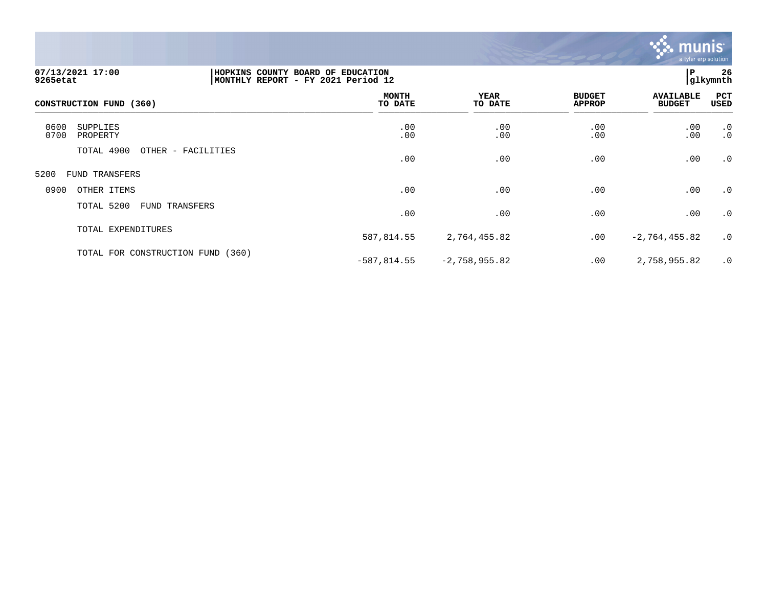07/13/2021 17:00 | HOPKINS COUNTY BOARD OF EDUCATION
9265etat | MONTHLY REPORT - FY 2021 Period 12

| CONSTRUCTION FUND (360) | MONTH TO DATE | YEAR TO DATE | BUDGET APPROP | AVAILABLE BUDGET | PCT USED |
|---|---|---|---|---|---|
| 0600 SUPPLIES | .00 | .00 | .00 | .00 | .0 |
| 0700 PROPERTY | .00 | .00 | .00 | .00 | .0 |
| TOTAL 4900 OTHER - FACILITIES | .00 | .00 | .00 | .00 | .0 |
| 5200 FUND TRANSFERS | | | | | |
| 0900 OTHER ITEMS | .00 | .00 | .00 | .00 | .0 |
| TOTAL 5200 FUND TRANSFERS | .00 | .00 | .00 | .00 | .0 |
| TOTAL EXPENDITURES | 587,814.55 | 2,764,455.82 | .00 | -2,764,455.82 | .0 |
| TOTAL FOR CONSTRUCTION FUND (360) | -587,814.55 | -2,758,955.82 | .00 | 2,758,955.82 | .0 |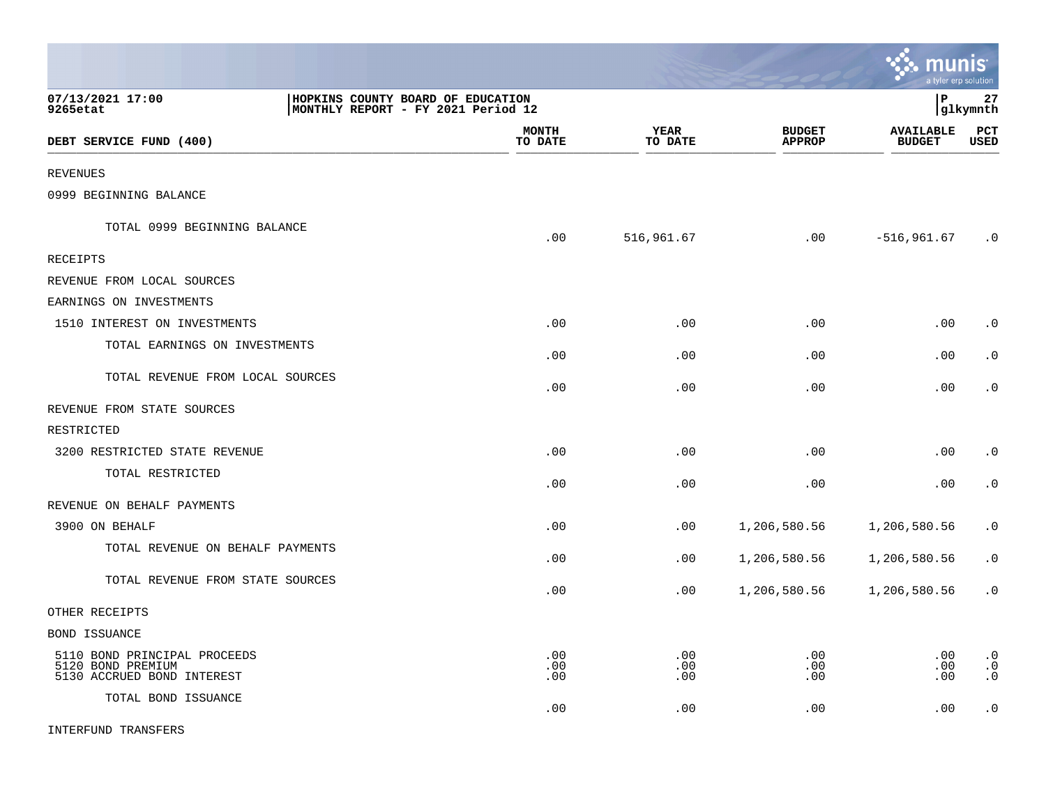07/13/2021 17:00
9265etat

HOPKINS COUNTY BOARD OF EDUCATION
MONTHLY REPORT - FY 2021 Period 12

| DEBT SERVICE FUND (400) | MONTH TO DATE | YEAR TO DATE | BUDGET APPROP | AVAILABLE BUDGET | PCT USED |
|---|---|---|---|---|---|
| REVENUES | | | | | |
| 0999 BEGINNING BALANCE | | | | | |
| TOTAL 0999 BEGINNING BALANCE | .00 | 516,961.67 | .00 | -516,961.67 | .0 |
| RECEIPTS | | | | | |
| REVENUE FROM LOCAL SOURCES | | | | | |
| EARNINGS ON INVESTMENTS | | | | | |
| 1510 INTEREST ON INVESTMENTS | .00 | .00 | .00 | .00 | .0 |
| TOTAL EARNINGS ON INVESTMENTS | .00 | .00 | .00 | .00 | .0 |
| TOTAL REVENUE FROM LOCAL SOURCES | .00 | .00 | .00 | .00 | .0 |
| REVENUE FROM STATE SOURCES | | | | | |
| RESTRICTED | | | | | |
| 3200 RESTRICTED STATE REVENUE | .00 | .00 | .00 | .00 | .0 |
| TOTAL RESTRICTED | .00 | .00 | .00 | .00 | .0 |
| REVENUE ON BEHALF PAYMENTS | | | | | |
| 3900 ON BEHALF | .00 | .00 | 1,206,580.56 | 1,206,580.56 | .0 |
| TOTAL REVENUE ON BEHALF PAYMENTS | .00 | .00 | 1,206,580.56 | 1,206,580.56 | .0 |
| TOTAL REVENUE FROM STATE SOURCES | .00 | .00 | 1,206,580.56 | 1,206,580.56 | .0 |
| OTHER RECEIPTS | | | | | |
| BOND ISSUANCE | | | | | |
| 5110 BOND PRINCIPAL PROCEEDS | .00 | .00 | .00 | .00 | .0 |
| 5120 BOND PREMIUM | .00 | .00 | .00 | .00 | .0 |
| 5130 ACCRUED BOND INTEREST | .00 | .00 | .00 | .00 | .0 |
| TOTAL BOND ISSUANCE | .00 | .00 | .00 | .00 | .0 |
| INTERFUND TRANSFERS | | | | | |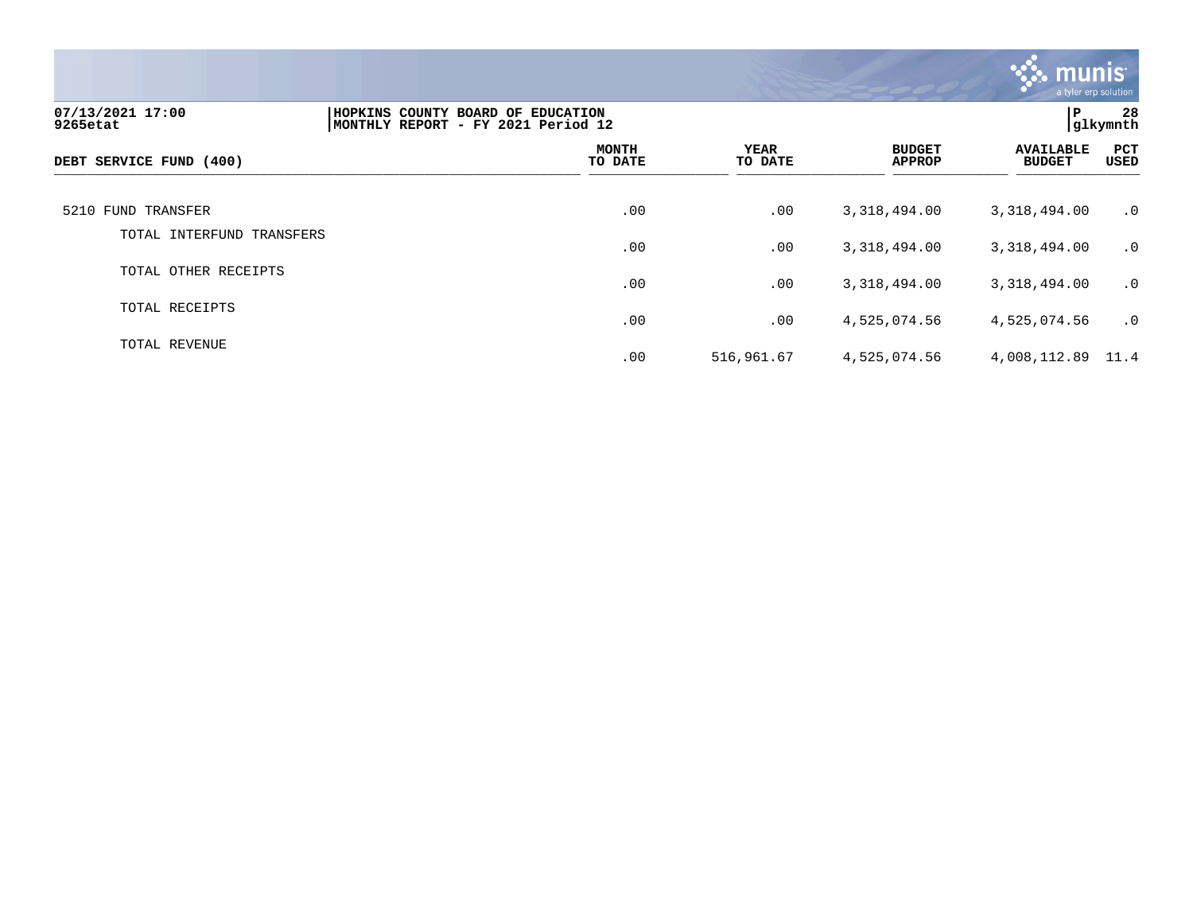07/13/2021 17:00 | HOPKINS COUNTY BOARD OF EDUCATION
9265etat | MONTHLY REPORT - FY 2021 Period 12

| DEBT SERVICE FUND (400) | MONTH TO DATE | YEAR TO DATE | BUDGET APPROP | AVAILABLE BUDGET | PCT USED |
|---|---|---|---|---|---|
| 5210 FUND TRANSFER | .00 | .00 | 3,318,494.00 | 3,318,494.00 | .0 |
| TOTAL INTERFUND TRANSFERS | .00 | .00 | 3,318,494.00 | 3,318,494.00 | .0 |
| TOTAL OTHER RECEIPTS | .00 | .00 | 3,318,494.00 | 3,318,494.00 | .0 |
| TOTAL RECEIPTS | .00 | .00 | 4,525,074.56 | 4,525,074.56 | .0 |
| TOTAL REVENUE | .00 | 516,961.67 | 4,525,074.56 | 4,008,112.89 | 11.4 |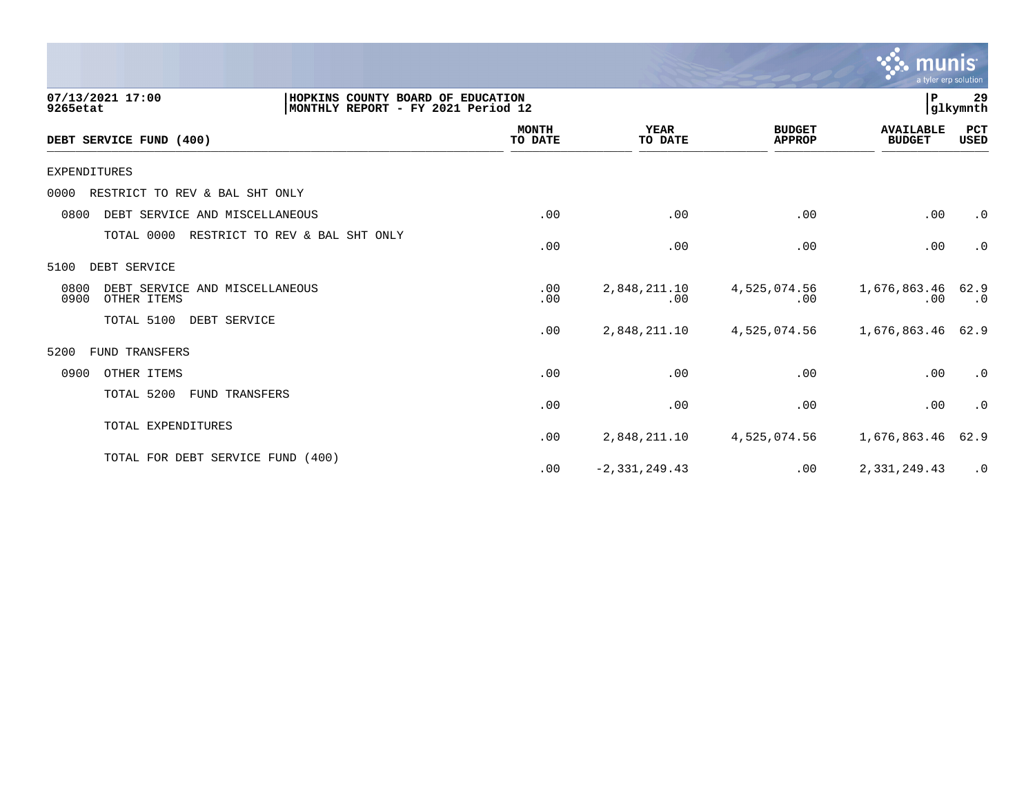07/13/2021 17:00
9265etat

HOPKINS COUNTY BOARD OF EDUCATION
MONTHLY REPORT - FY 2021 Period 12

| DEBT SERVICE FUND (400) | MONTH TO DATE | YEAR TO DATE | BUDGET APPROP | AVAILABLE BUDGET | PCT USED |
|---|---|---|---|---|---|
| EXPENDITURES | | | | | |
| 0000 RESTRICT TO REV & BAL SHT ONLY | | | | | |
| 0800 DEBT SERVICE AND MISCELLANEOUS | .00 | .00 | .00 | .00 | .0 |
| TOTAL 0000 RESTRICT TO REV & BAL SHT ONLY | .00 | .00 | .00 | .00 | .0 |
| 5100 DEBT SERVICE | | | | | |
| 0800 DEBT SERVICE AND MISCELLANEOUS | .00 | 2,848,211.10 | 4,525,074.56 | 1,676,863.46 | 62.9 |
| 0900 OTHER ITEMS | .00 | .00 | .00 | .00 | .0 |
| TOTAL 5100 DEBT SERVICE | .00 | 2,848,211.10 | 4,525,074.56 | 1,676,863.46 | 62.9 |
| 5200 FUND TRANSFERS | | | | | |
| 0900 OTHER ITEMS | .00 | .00 | .00 | .00 | .0 |
| TOTAL 5200 FUND TRANSFERS | .00 | .00 | .00 | .00 | .0 |
| TOTAL EXPENDITURES | .00 | 2,848,211.10 | 4,525,074.56 | 1,676,863.46 | 62.9 |
| TOTAL FOR DEBT SERVICE FUND (400) | .00 | -2,331,249.43 | .00 | 2,331,249.43 | .0 |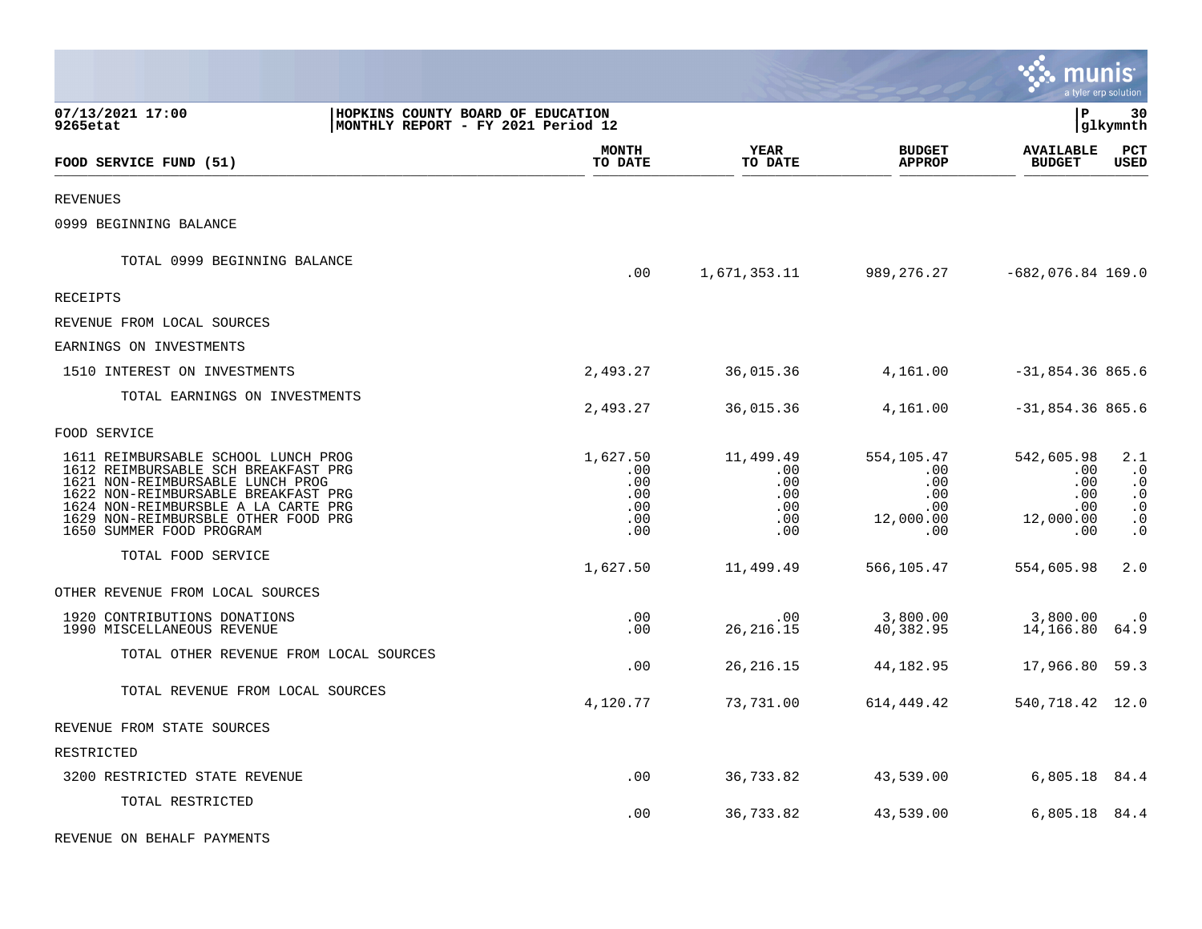**HOPKINS COUNTY BOARD OF EDUCATION**
**MONTHLY REPORT - FY 2021 Period 12**

07/13/2021 17:00
9265etat

glkymnth

| FOOD SERVICE FUND (51) | MONTH TO DATE | YEAR TO DATE | BUDGET APPROP | AVAILABLE BUDGET | PCT USED |
|---|---|---|---|---|---|
| REVENUES | | | | | |
| 0999 BEGINNING BALANCE | | | | | |
| TOTAL 0999 BEGINNING BALANCE | .00 | 1,671,353.11 | 989,276.27 | -682,076.84 | 169.0 |
| RECEIPTS | | | | | |
| REVENUE FROM LOCAL SOURCES | | | | | |
| EARNINGS ON INVESTMENTS | | | | | |
| 1510 INTEREST ON INVESTMENTS | 2,493.27 | 36,015.36 | 4,161.00 | -31,854.36 | 865.6 |
| TOTAL EARNINGS ON INVESTMENTS | 2,493.27 | 36,015.36 | 4,161.00 | -31,854.36 | 865.6 |
| FOOD SERVICE | | | | | |
| 1611 REIMBURSABLE SCHOOL LUNCH PROG | 1,627.50 | 11,499.49 | 554,105.47 | 542,605.98 | 2.1 |
| 1612 REIMBURSABLE SCH BREAKFAST PRG | .00 | .00 | .00 | .00 | .0 |
| 1621 NON-REIMBURSABLE LUNCH PROG | .00 | .00 | .00 | .00 | .0 |
| 1622 NON-REIMBURSABLE BREAKFAST PRG | .00 | .00 | .00 | .00 | .0 |
| 1624 NON-REIMBURSBLE A LA CARTE PRG | .00 | .00 | .00 | .00 | .0 |
| 1629 NON-REIMBURSBLE OTHER FOOD PRG | .00 | .00 | 12,000.00 | 12,000.00 | .0 |
| 1650 SUMMER FOOD PROGRAM | .00 | .00 | .00 | .00 | .0 |
| TOTAL FOOD SERVICE | 1,627.50 | 11,499.49 | 566,105.47 | 554,605.98 | 2.0 |
| OTHER REVENUE FROM LOCAL SOURCES | | | | | |
| 1920 CONTRIBUTIONS DONATIONS | .00 | .00 | 3,800.00 | 3,800.00 | .0 |
| 1990 MISCELLANEOUS REVENUE | .00 | 26,216.15 | 40,382.95 | 14,166.80 | 64.9 |
| TOTAL OTHER REVENUE FROM LOCAL SOURCES | .00 | 26,216.15 | 44,182.95 | 17,966.80 | 59.3 |
| TOTAL REVENUE FROM LOCAL SOURCES | 4,120.77 | 73,731.00 | 614,449.42 | 540,718.42 | 12.0 |
| REVENUE FROM STATE SOURCES | | | | | |
| RESTRICTED | | | | | |
| 3200 RESTRICTED STATE REVENUE | .00 | 36,733.82 | 43,539.00 | 6,805.18 | 84.4 |
| TOTAL RESTRICTED | .00 | 36,733.82 | 43,539.00 | 6,805.18 | 84.4 |
| REVENUE ON BEHALF PAYMENTS | | | | | |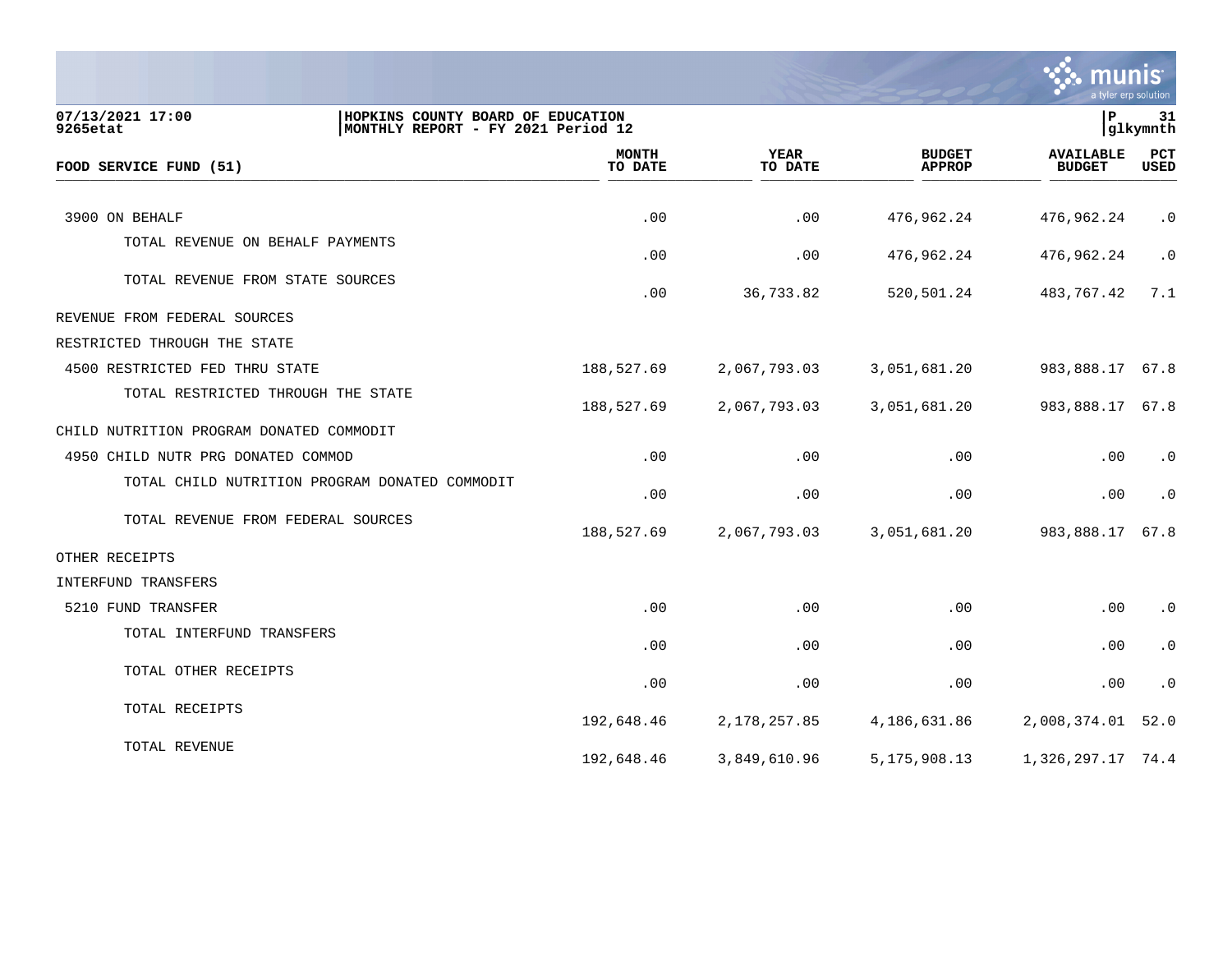07/13/2021 17:00 | HOPKINS COUNTY BOARD OF EDUCATION
9265etat | MONTHLY REPORT - FY 2021 Period 12

| FOOD SERVICE FUND (51) | MONTH TO DATE | YEAR TO DATE | BUDGET APPROP | AVAILABLE BUDGET | PCT USED |
|---|---|---|---|---|---|
| 3900 ON BEHALF | .00 | .00 | 476,962.24 | 476,962.24 | .0 |
| TOTAL REVENUE ON BEHALF PAYMENTS | .00 | .00 | 476,962.24 | 476,962.24 | .0 |
| TOTAL REVENUE FROM STATE SOURCES | .00 | 36,733.82 | 520,501.24 | 483,767.42 | 7.1 |
| REVENUE FROM FEDERAL SOURCES | | | | | |
| RESTRICTED THROUGH THE STATE | | | | | |
| 4500 RESTRICTED FED THRU STATE | 188,527.69 | 2,067,793.03 | 3,051,681.20 | 983,888.17 | 67.8 |
| TOTAL RESTRICTED THROUGH THE STATE | 188,527.69 | 2,067,793.03 | 3,051,681.20 | 983,888.17 | 67.8 |
| CHILD NUTRITION PROGRAM DONATED COMMODIT | | | | | |
| 4950 CHILD NUTR PRG DONATED COMMOD | .00 | .00 | .00 | .00 | .0 |
| TOTAL CHILD NUTRITION PROGRAM DONATED COMMODIT | .00 | .00 | .00 | .00 | .0 |
| TOTAL REVENUE FROM FEDERAL SOURCES | 188,527.69 | 2,067,793.03 | 3,051,681.20 | 983,888.17 | 67.8 |
| OTHER RECEIPTS | | | | | |
| INTERFUND TRANSFERS | | | | | |
| 5210 FUND TRANSFER | .00 | .00 | .00 | .00 | .0 |
| TOTAL INTERFUND TRANSFERS | .00 | .00 | .00 | .00 | .0 |
| TOTAL OTHER RECEIPTS | .00 | .00 | .00 | .00 | .0 |
| TOTAL RECEIPTS | 192,648.46 | 2,178,257.85 | 4,186,631.86 | 2,008,374.01 | 52.0 |
| TOTAL REVENUE | 192,648.46 | 3,849,610.96 | 5,175,908.13 | 1,326,297.17 | 74.4 |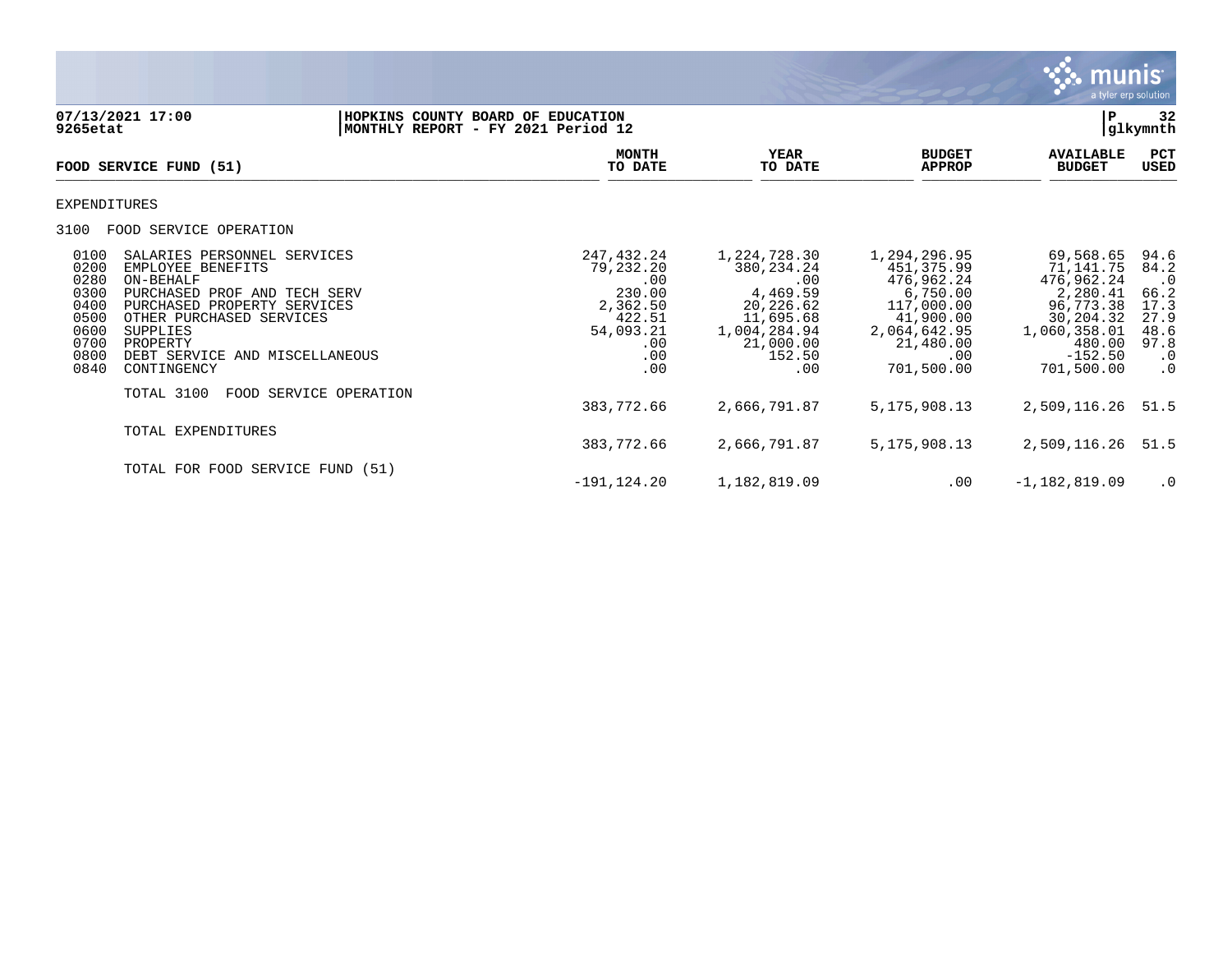07/13/2021 17:00 | HOPKINS COUNTY BOARD OF EDUCATION | P 32
9265etat | MONTHLY REPORT - FY 2021 Period 12 | glkymnth

## FOOD SERVICE FUND (51)

| | | MONTH TO DATE | YEAR TO DATE | BUDGET APPROP | AVAILABLE BUDGET | PCT USED |
|---|---|---|---|---|---|---|
| **EXPENDITURES** | | | | | | |
| 3100 | FOOD SERVICE OPERATION | | | | | |
| 0100 | SALARIES PERSONNEL SERVICES | 247,432.24 | 1,224,728.30 | 1,294,296.95 | 69,568.65 | 94.6 |
| 0200 | EMPLOYEE BENEFITS | 79,232.20 | 380,234.24 | 451,375.99 | 71,141.75 | 84.2 |
| 0280 | ON-BEHALF | .00 | .00 | 476,962.24 | 476,962.24 | .0 |
| 0300 | PURCHASED PROF AND TECH SERV | 230.00 | 4,469.59 | 6,750.00 | 2,280.41 | 66.2 |
| 0400 | PURCHASED PROPERTY SERVICES | 2,362.50 | 20,226.62 | 117,000.00 | 96,773.38 | 17.3 |
| 0500 | OTHER PURCHASED SERVICES | 422.51 | 11,695.68 | 41,900.00 | 30,204.32 | 27.9 |
| 0600 | SUPPLIES | 54,093.21 | 1,004,284.94 | 2,064,642.95 | 1,060,358.01 | 48.6 |
| 0700 | PROPERTY | .00 | 21,000.00 | 21,480.00 | 480.00 | 97.8 |
| 0800 | DEBT SERVICE AND MISCELLANEOUS | .00 | 152.50 | .00 | -152.50 | .0 |
| 0840 | CONTINGENCY | .00 | .00 | 701,500.00 | 701,500.00 | .0 |
| | TOTAL 3100 FOOD SERVICE OPERATION | 383,772.66 | 2,666,791.87 | 5,175,908.13 | 2,509,116.26 | 51.5 |
| | TOTAL EXPENDITURES | 383,772.66 | 2,666,791.87 | 5,175,908.13 | 2,509,116.26 | 51.5 |
| | TOTAL FOR FOOD SERVICE FUND (51) | -191,124.20 | 1,182,819.09 | .00 | -1,182,819.09 | .0 |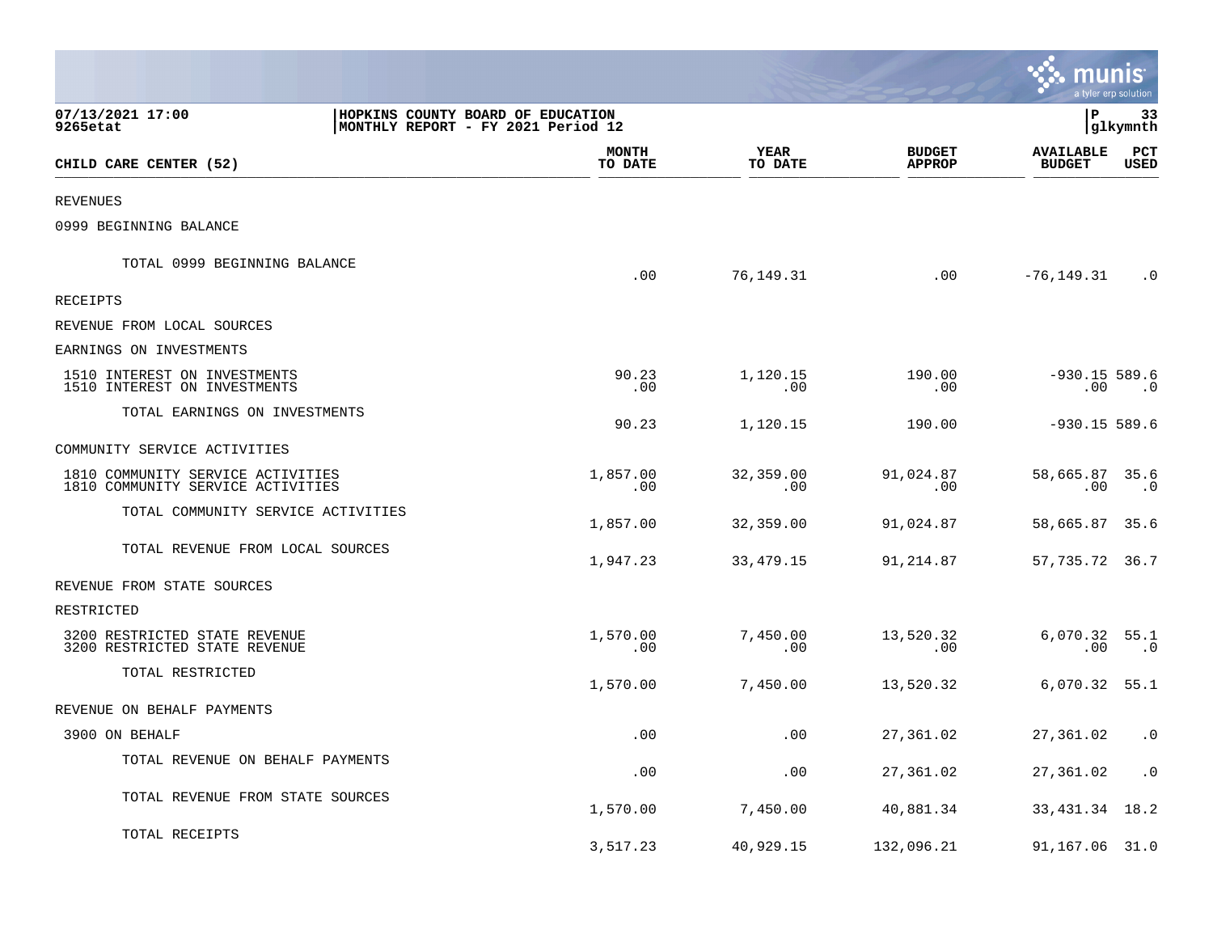HOPKINS COUNTY BOARD OF EDUCATION
MONTHLY REPORT - FY 2021 Period 12

07/13/2021 17:00
9265etat

| CHILD CARE CENTER (52) | MONTH TO DATE | YEAR TO DATE | BUDGET APPROP | AVAILABLE BUDGET | PCT USED |
|---|---|---|---|---|---|
| REVENUES | | | | | |
| 0999 BEGINNING BALANCE | | | | | |
| TOTAL 0999 BEGINNING BALANCE | .00 | 76,149.31 | .00 | -76,149.31 | .0 |
| RECEIPTS | | | | | |
| REVENUE FROM LOCAL SOURCES | | | | | |
| EARNINGS ON INVESTMENTS | | | | | |
| 1510 INTEREST ON INVESTMENTS | 90.23 | 1,120.15 | 190.00 | -930.15 | 589.6 |
| 1510 INTEREST ON INVESTMENTS | .00 | .00 | .00 | .00 | .0 |
| TOTAL EARNINGS ON INVESTMENTS | 90.23 | 1,120.15 | 190.00 | -930.15 | 589.6 |
| COMMUNITY SERVICE ACTIVITIES | | | | | |
| 1810 COMMUNITY SERVICE ACTIVITIES | 1,857.00 | 32,359.00 | 91,024.87 | 58,665.87 | 35.6 |
| 1810 COMMUNITY SERVICE ACTIVITIES | .00 | .00 | .00 | .00 | .0 |
| TOTAL COMMUNITY SERVICE ACTIVITIES | 1,857.00 | 32,359.00 | 91,024.87 | 58,665.87 | 35.6 |
| TOTAL REVENUE FROM LOCAL SOURCES | 1,947.23 | 33,479.15 | 91,214.87 | 57,735.72 | 36.7 |
| REVENUE FROM STATE SOURCES | | | | | |
| RESTRICTED | | | | | |
| 3200 RESTRICTED STATE REVENUE | 1,570.00 | 7,450.00 | 13,520.32 | 6,070.32 | 55.1 |
| 3200 RESTRICTED STATE REVENUE | .00 | .00 | .00 | .00 | .0 |
| TOTAL RESTRICTED | 1,570.00 | 7,450.00 | 13,520.32 | 6,070.32 | 55.1 |
| REVENUE ON BEHALF PAYMENTS | | | | | |
| 3900 ON BEHALF | .00 | .00 | 27,361.02 | 27,361.02 | .0 |
| TOTAL REVENUE ON BEHALF PAYMENTS | .00 | .00 | 27,361.02 | 27,361.02 | .0 |
| TOTAL REVENUE FROM STATE SOURCES | 1,570.00 | 7,450.00 | 40,881.34 | 33,431.34 | 18.2 |
| TOTAL RECEIPTS | 3,517.23 | 40,929.15 | 132,096.21 | 91,167.06 | 31.0 |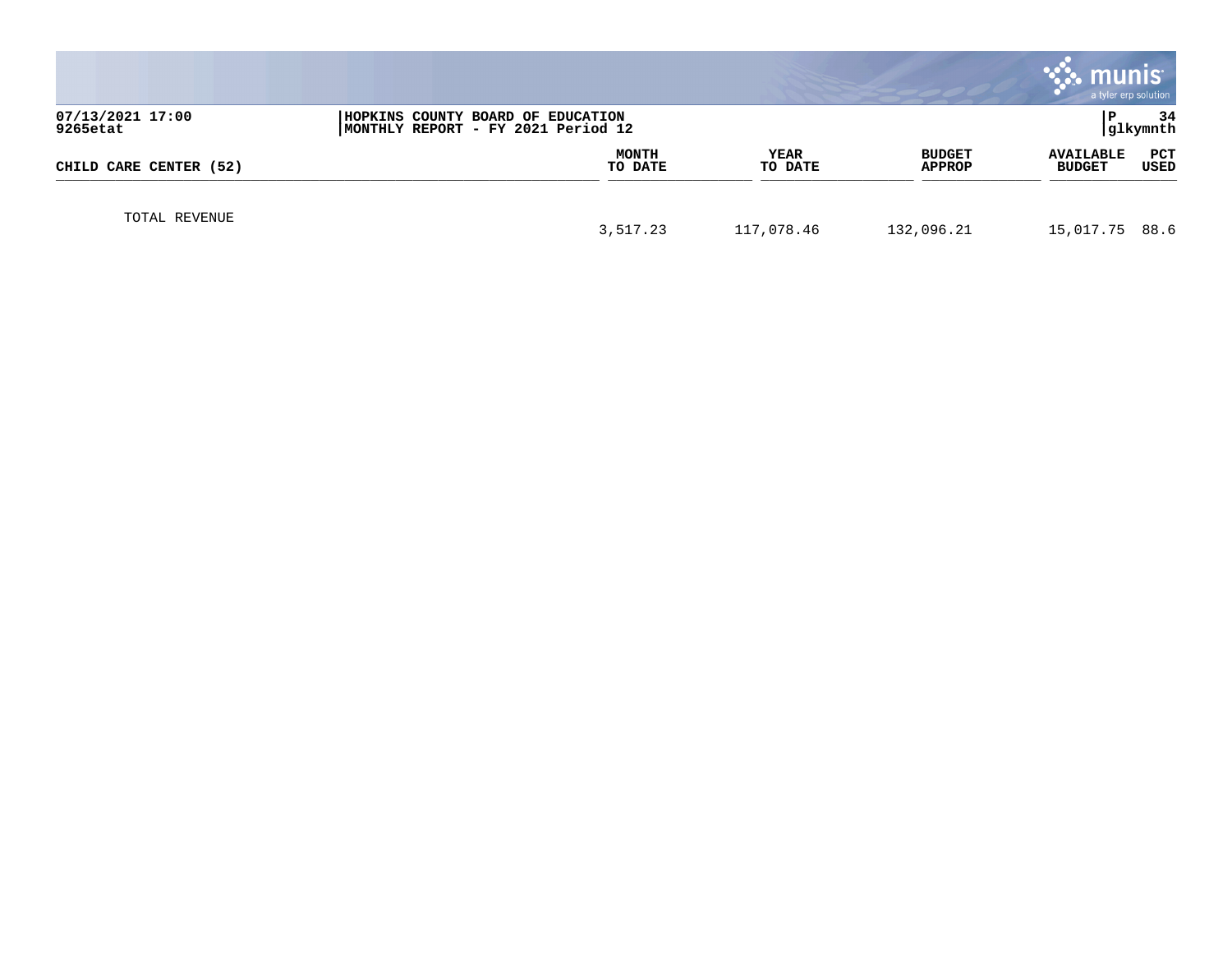07/13/2021 17:00
9265etat

HOPKINS COUNTY BOARD OF EDUCATION
MONTHLY REPORT - FY 2021 Period 12

P 34
glkymnth

| CHILD CARE CENTER (52) | MONTH TO DATE | YEAR TO DATE | BUDGET APPROP | AVAILABLE BUDGET | PCT USED |
|---|---|---|---|---|---|
| TOTAL REVENUE | 3,517.23 | 117,078.46 | 132,096.21 | 15,017.75 | 88.6 |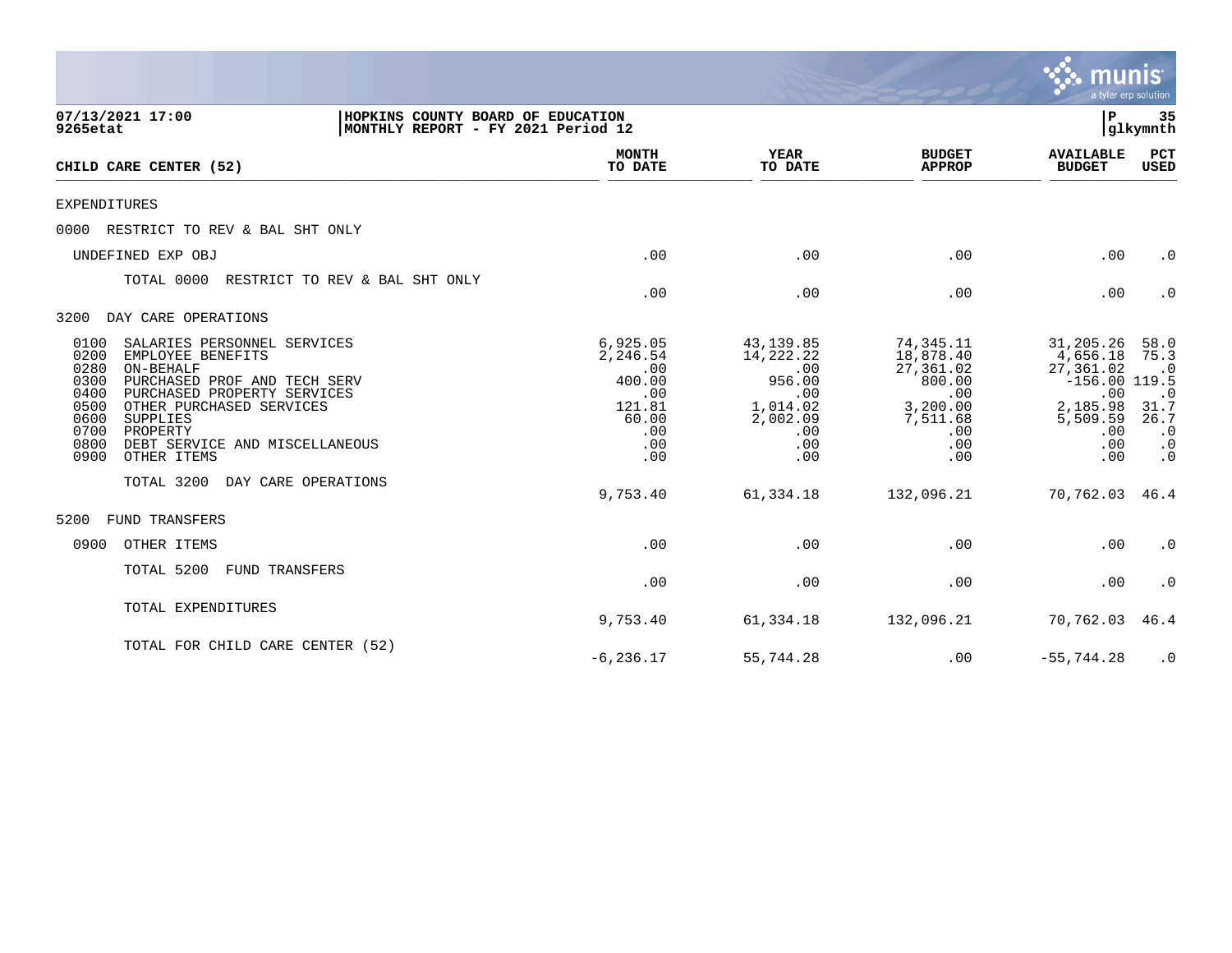07/13/2021 17:00 | HOPKINS COUNTY BOARD OF EDUCATION | P 35
9265etat | MONTHLY REPORT - FY 2021 Period 12 | glkymnth

| CHILD CARE CENTER (52) | MONTH TO DATE | YEAR TO DATE | BUDGET APPROP | AVAILABLE BUDGET | PCT USED |
|---|---|---|---|---|---|
| EXPENDITURES | | | | | |
| 0000 RESTRICT TO REV & BAL SHT ONLY | | | | | |
| UNDEFINED EXP OBJ | .00 | .00 | .00 | .00 | .0 |
| TOTAL 0000 RESTRICT TO REV & BAL SHT ONLY | .00 | .00 | .00 | .00 | .0 |
| 3200 DAY CARE OPERATIONS | | | | | |
| 0100 SALARIES PERSONNEL SERVICES | 6,925.05 | 43,139.85 | 74,345.11 | 31,205.26 | 58.0 |
| 0200 EMPLOYEE BENEFITS | 2,246.54 | 14,222.22 | 18,878.40 | 4,656.18 | 75.3 |
| 0280 ON-BEHALF | .00 | .00 | 27,361.02 | 27,361.02 | .0 |
| 0300 PURCHASED PROF AND TECH SERV | 400.00 | 956.00 | 800.00 | -156.00 | 119.5 |
| 0400 PURCHASED PROPERTY SERVICES | .00 | .00 | .00 | .00 | .0 |
| 0500 OTHER PURCHASED SERVICES | 121.81 | 1,014.02 | 3,200.00 | 2,185.98 | 31.7 |
| 0600 SUPPLIES | 60.00 | 2,002.09 | 7,511.68 | 5,509.59 | 26.7 |
| 0700 PROPERTY | .00 | .00 | .00 | .00 | .0 |
| 0800 DEBT SERVICE AND MISCELLANEOUS | .00 | .00 | .00 | .00 | .0 |
| 0900 OTHER ITEMS | .00 | .00 | .00 | .00 | .0 |
| TOTAL 3200 DAY CARE OPERATIONS | 9,753.40 | 61,334.18 | 132,096.21 | 70,762.03 | 46.4 |
| 5200 FUND TRANSFERS | | | | | |
| 0900 OTHER ITEMS | .00 | .00 | .00 | .00 | .0 |
| TOTAL 5200 FUND TRANSFERS | .00 | .00 | .00 | .00 | .0 |
| TOTAL EXPENDITURES | 9,753.40 | 61,334.18 | 132,096.21 | 70,762.03 | 46.4 |
| TOTAL FOR CHILD CARE CENTER (52) | -6,236.17 | 55,744.28 | .00 | -55,744.28 | .0 |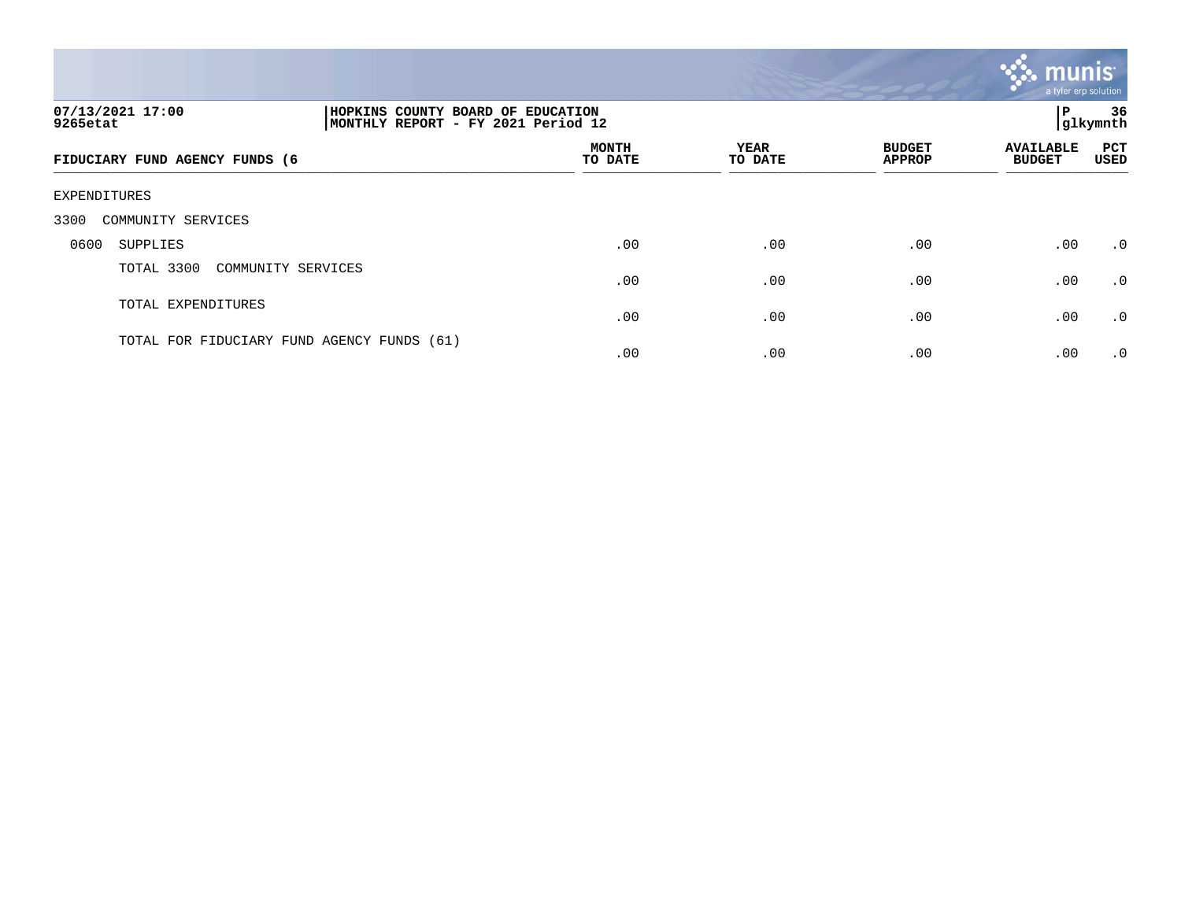07/13/2021 17:00 | HOPKINS COUNTY BOARD OF EDUCATION | P 36
9265etat | MONTHLY REPORT - FY 2021 Period 12 | glkymnth

| FIDUCIARY FUND AGENCY FUNDS (6 | MONTH TO DATE | YEAR TO DATE | BUDGET APPROP | AVAILABLE BUDGET | PCT USED |
|---|---|---|---|---|---|
| EXPENDITURES | | | | | |
| 3300 COMMUNITY SERVICES | | | | | |
| 0600 SUPPLIES | .00 | .00 | .00 | .00 | .0 |
| TOTAL 3300 COMMUNITY SERVICES | .00 | .00 | .00 | .00 | .0 |
| TOTAL EXPENDITURES | .00 | .00 | .00 | .00 | .0 |
| TOTAL FOR FIDUCIARY FUND AGENCY FUNDS (61) | .00 | .00 | .00 | .00 | .0 |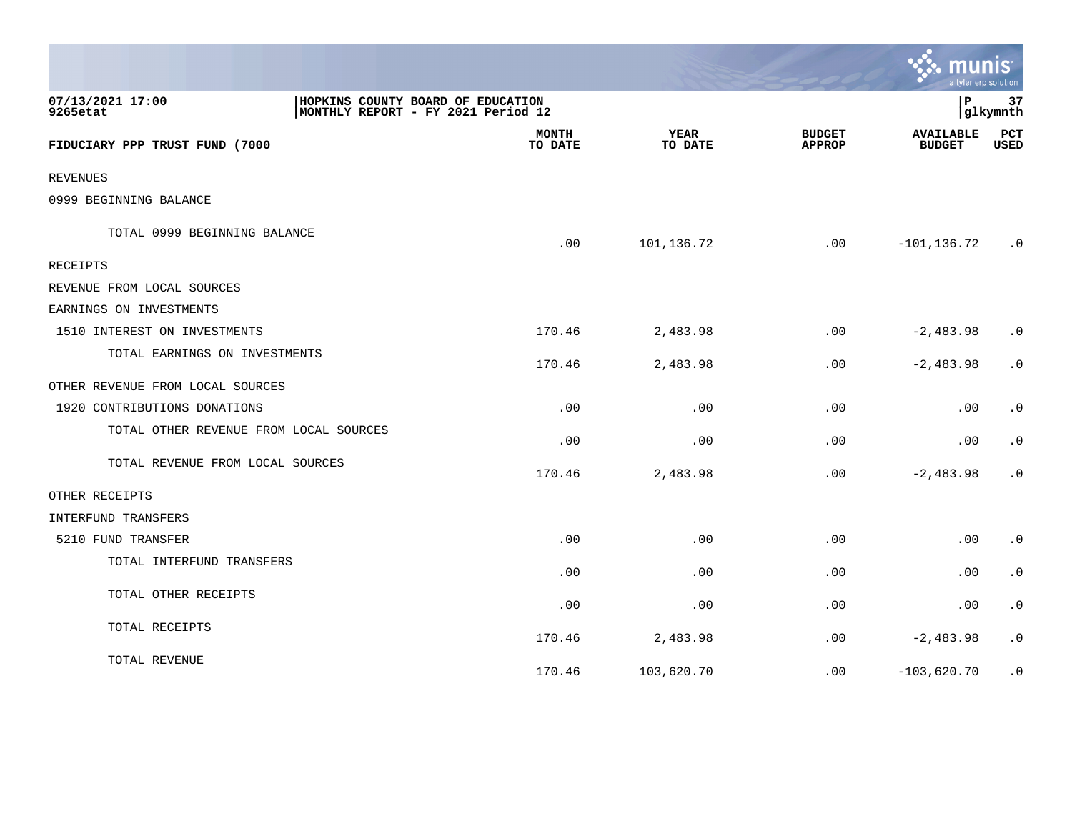07/13/2021 17:00 | HOPKINS COUNTY BOARD OF EDUCATION | P 37
9265etat | MONTHLY REPORT - FY 2021 Period 12 | glkymnth

| FIDUCIARY PPP TRUST FUND (7000 | MONTH TO DATE | YEAR TO DATE | BUDGET APPROP | AVAILABLE BUDGET | PCT USED |
|---|---|---|---|---|---|
| REVENUES | | | | | |
| 0999 BEGINNING BALANCE | | | | | |
| TOTAL 0999 BEGINNING BALANCE | .00 | 101,136.72 | .00 | -101,136.72 | .0 |
| RECEIPTS | | | | | |
| REVENUE FROM LOCAL SOURCES | | | | | |
| EARNINGS ON INVESTMENTS | | | | | |
| 1510 INTEREST ON INVESTMENTS | 170.46 | 2,483.98 | .00 | -2,483.98 | .0 |
| TOTAL EARNINGS ON INVESTMENTS | 170.46 | 2,483.98 | .00 | -2,483.98 | .0 |
| OTHER REVENUE FROM LOCAL SOURCES | | | | | |
| 1920 CONTRIBUTIONS DONATIONS | .00 | .00 | .00 | .00 | .0 |
| TOTAL OTHER REVENUE FROM LOCAL SOURCES | .00 | .00 | .00 | .00 | .0 |
| TOTAL REVENUE FROM LOCAL SOURCES | 170.46 | 2,483.98 | .00 | -2,483.98 | .0 |
| OTHER RECEIPTS | | | | | |
| INTERFUND TRANSFERS | | | | | |
| 5210 FUND TRANSFER | .00 | .00 | .00 | .00 | .0 |
| TOTAL INTERFUND TRANSFERS | .00 | .00 | .00 | .00 | .0 |
| TOTAL OTHER RECEIPTS | .00 | .00 | .00 | .00 | .0 |
| TOTAL RECEIPTS | 170.46 | 2,483.98 | .00 | -2,483.98 | .0 |
| TOTAL REVENUE | 170.46 | 103,620.70 | .00 | -103,620.70 | .0 |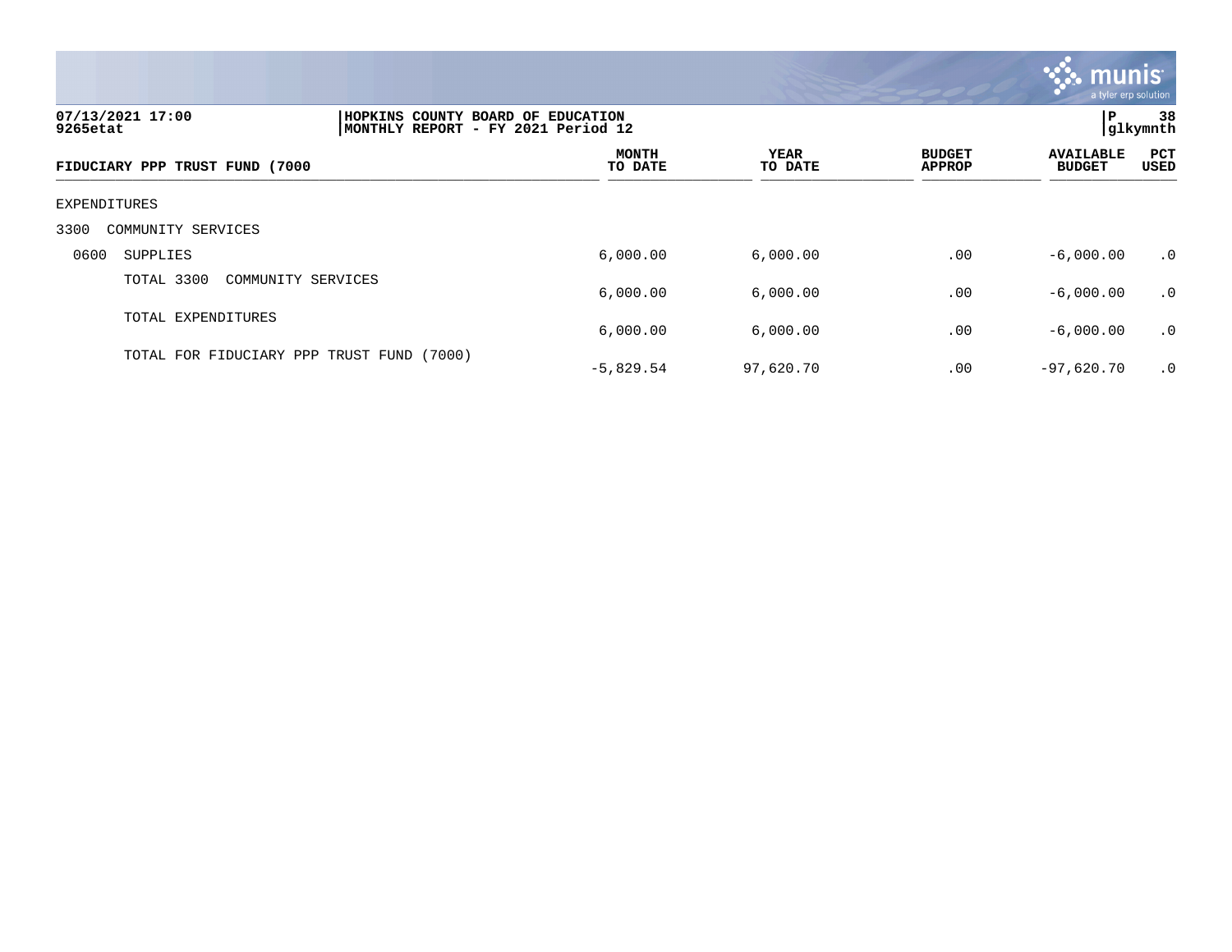HOPKINS COUNTY BOARD OF EDUCATION
MONTHLY REPORT - FY 2021 Period 12

07/13/2021 17:00
9265etat

| FIDUCIARY PPP TRUST FUND (7000 | MONTH TO DATE | YEAR TO DATE | BUDGET APPROP | AVAILABLE BUDGET | PCT USED |
|---|---|---|---|---|---|
| EXPENDITURES | | | | | |
| 3300 COMMUNITY SERVICES | | | | | |
| 0600 SUPPLIES | 6,000.00 | 6,000.00 | .00 | -6,000.00 | .0 |
| TOTAL 3300 COMMUNITY SERVICES | 6,000.00 | 6,000.00 | .00 | -6,000.00 | .0 |
| TOTAL EXPENDITURES | 6,000.00 | 6,000.00 | .00 | -6,000.00 | .0 |
| TOTAL FOR FIDUCIARY PPP TRUST FUND (7000) | -5,829.54 | 97,620.70 | .00 | -97,620.70 | .0 |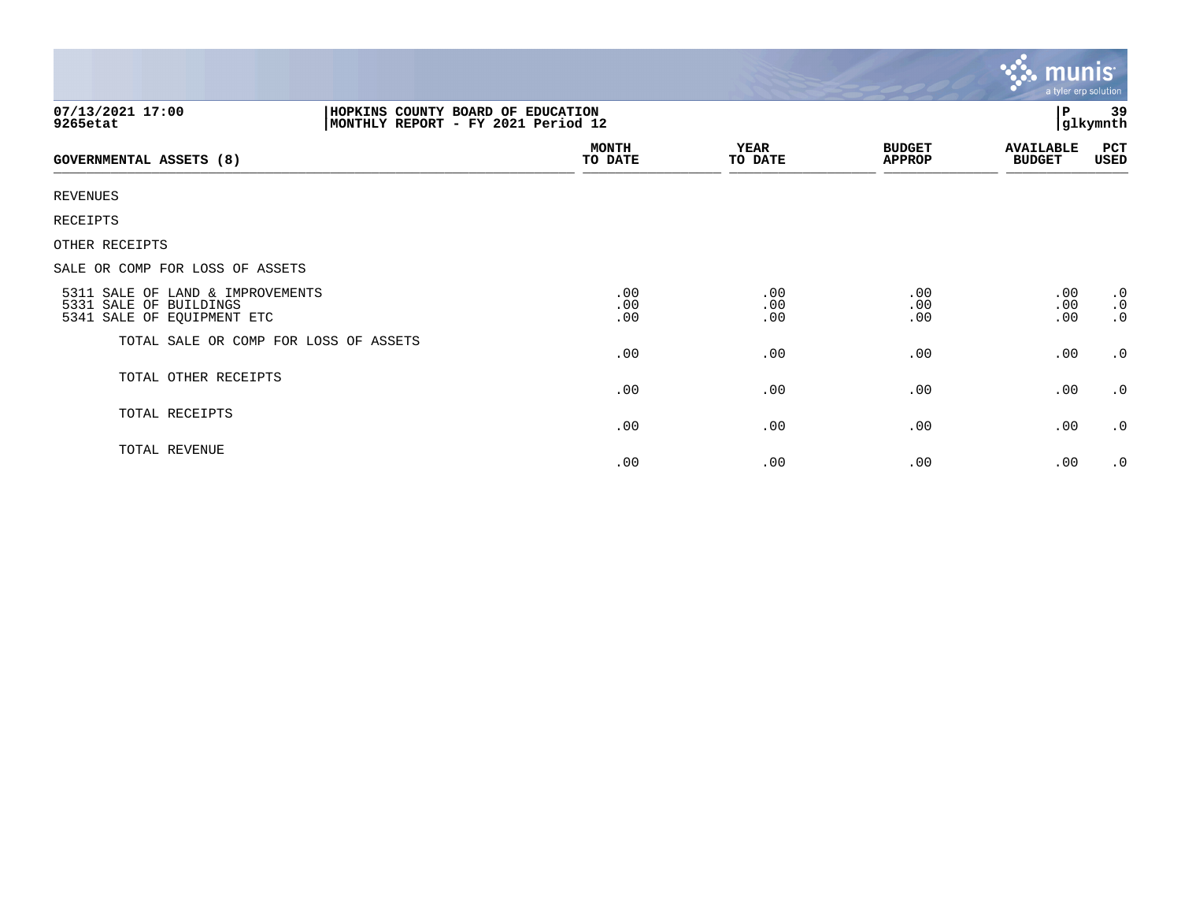**HOPKINS COUNTY BOARD OF EDUCATION**
**MONTHLY REPORT - FY 2021 Period 12**

07/13/2021 17:00
9265etat

P 39
glkymnth

| GOVERNMENTAL ASSETS (8) | MONTH TO DATE | YEAR TO DATE | BUDGET APPROP | AVAILABLE BUDGET | PCT USED |
|---|---|---|---|---|---|
| REVENUES | | | | | |
| RECEIPTS | | | | | |
| OTHER RECEIPTS | | | | | |
| SALE OR COMP FOR LOSS OF ASSETS | | | | | |
| 5311 SALE OF LAND & IMPROVEMENTS | .00 | .00 | .00 | .00 | .0 |
| 5331 SALE OF BUILDINGS | .00 | .00 | .00 | .00 | .0 |
| 5341 SALE OF EQUIPMENT ETC | .00 | .00 | .00 | .00 | .0 |
| TOTAL SALE OR COMP FOR LOSS OF ASSETS | .00 | .00 | .00 | .00 | .0 |
| TOTAL OTHER RECEIPTS | .00 | .00 | .00 | .00 | .0 |
| TOTAL RECEIPTS | .00 | .00 | .00 | .00 | .0 |
| TOTAL REVENUE | .00 | .00 | .00 | .00 | .0 |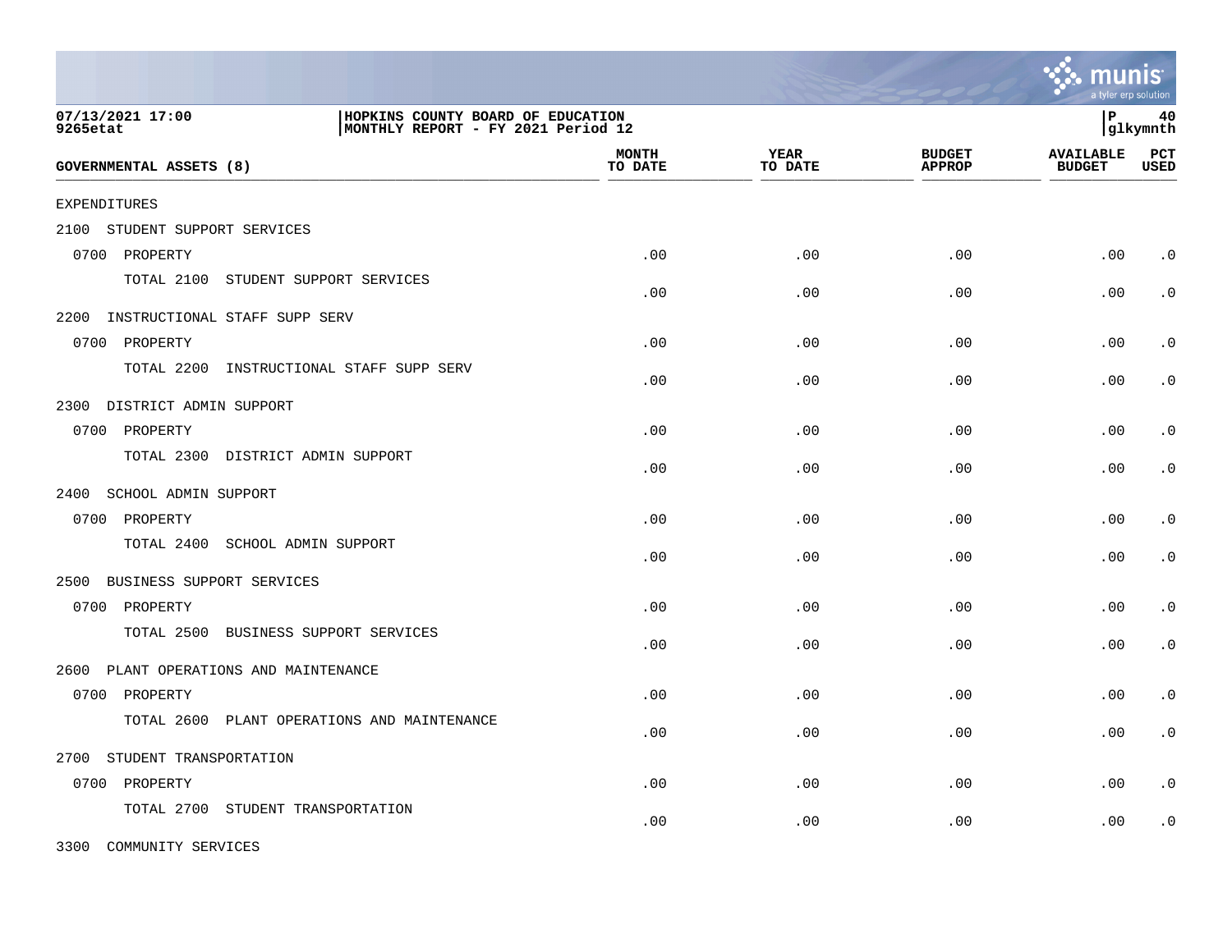07/13/2021 17:00 | HOPKINS COUNTY BOARD OF EDUCATION
9265etat | MONTHLY REPORT - FY 2021 Period 12

| GOVERNMENTAL ASSETS (8) | MONTH TO DATE | YEAR TO DATE | BUDGET APPROP | AVAILABLE BUDGET | PCT USED |
|---|---|---|---|---|---|
| EXPENDITURES | | | | | |
| 2100 STUDENT SUPPORT SERVICES | | | | | |
| 0700 PROPERTY | .00 | .00 | .00 | .00 | .0 |
| TOTAL 2100 STUDENT SUPPORT SERVICES | .00 | .00 | .00 | .00 | .0 |
| 2200 INSTRUCTIONAL STAFF SUPP SERV | | | | | |
| 0700 PROPERTY | .00 | .00 | .00 | .00 | .0 |
| TOTAL 2200 INSTRUCTIONAL STAFF SUPP SERV | .00 | .00 | .00 | .00 | .0 |
| 2300 DISTRICT ADMIN SUPPORT | | | | | |
| 0700 PROPERTY | .00 | .00 | .00 | .00 | .0 |
| TOTAL 2300 DISTRICT ADMIN SUPPORT | .00 | .00 | .00 | .00 | .0 |
| 2400 SCHOOL ADMIN SUPPORT | | | | | |
| 0700 PROPERTY | .00 | .00 | .00 | .00 | .0 |
| TOTAL 2400 SCHOOL ADMIN SUPPORT | .00 | .00 | .00 | .00 | .0 |
| 2500 BUSINESS SUPPORT SERVICES | | | | | |
| 0700 PROPERTY | .00 | .00 | .00 | .00 | .0 |
| TOTAL 2500 BUSINESS SUPPORT SERVICES | .00 | .00 | .00 | .00 | .0 |
| 2600 PLANT OPERATIONS AND MAINTENANCE | | | | | |
| 0700 PROPERTY | .00 | .00 | .00 | .00 | .0 |
| TOTAL 2600 PLANT OPERATIONS AND MAINTENANCE | .00 | .00 | .00 | .00 | .0 |
| 2700 STUDENT TRANSPORTATION | | | | | |
| 0700 PROPERTY | .00 | .00 | .00 | .00 | .0 |
| TOTAL 2700 STUDENT TRANSPORTATION | .00 | .00 | .00 | .00 | .0 |
| 3300 COMMUNITY SERVICES | | | | | |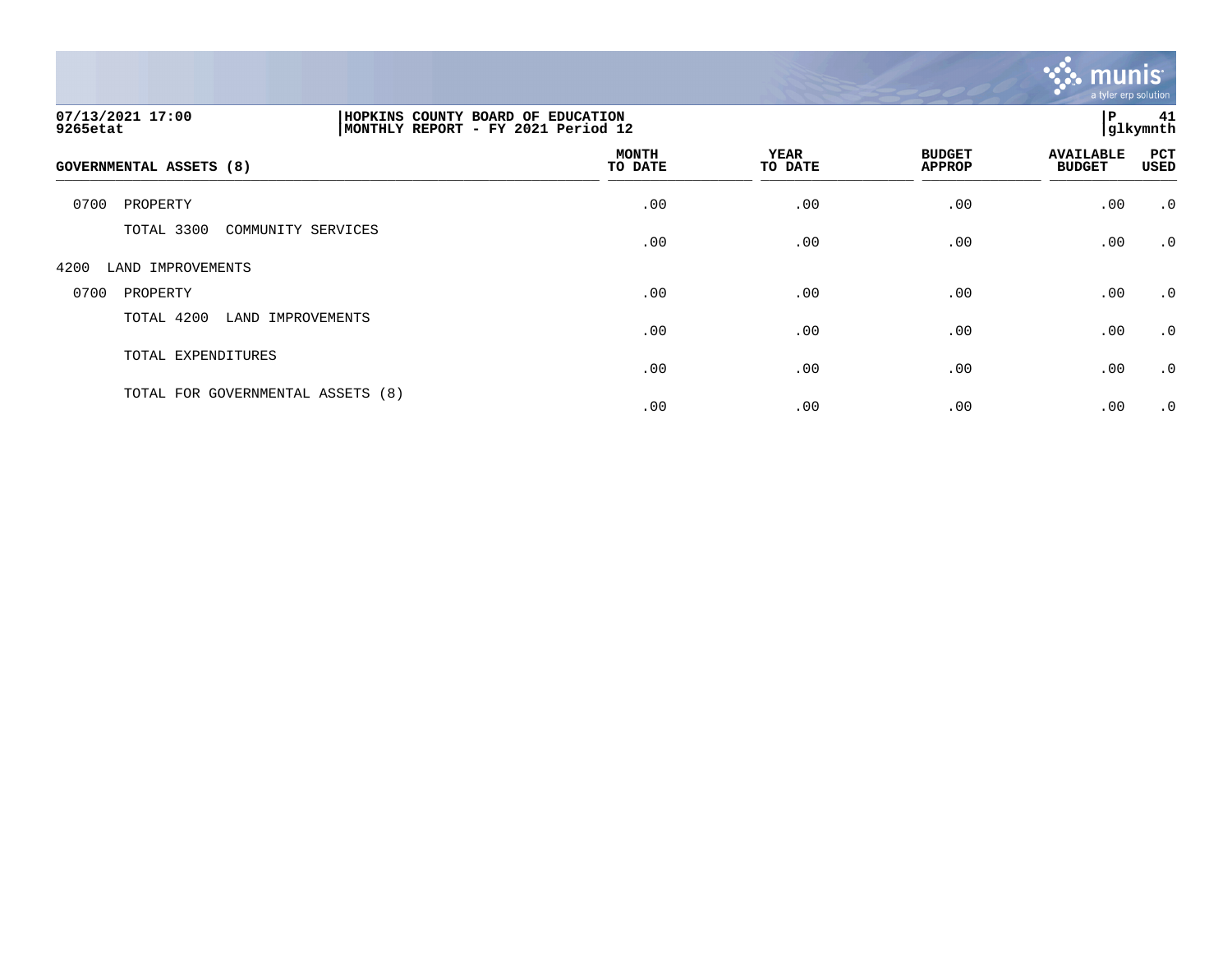| GOVERNMENTAL ASSETS (8) | MONTH TO DATE | YEAR TO DATE | BUDGET APPROP | AVAILABLE BUDGET | PCT USED |
|---|---|---|---|---|---|
| 0700 PROPERTY | .00 | .00 | .00 | .00 | .0 |
| TOTAL 3300 COMMUNITY SERVICES | .00 | .00 | .00 | .00 | .0 |
| 4200 LAND IMPROVEMENTS | | | | | |
| 0700 PROPERTY | .00 | .00 | .00 | .00 | .0 |
| TOTAL 4200 LAND IMPROVEMENTS | .00 | .00 | .00 | .00 | .0 |
| TOTAL EXPENDITURES | .00 | .00 | .00 | .00 | .0 |
| TOTAL FOR GOVERNMENTAL ASSETS (8) | .00 | .00 | .00 | .00 | .0 |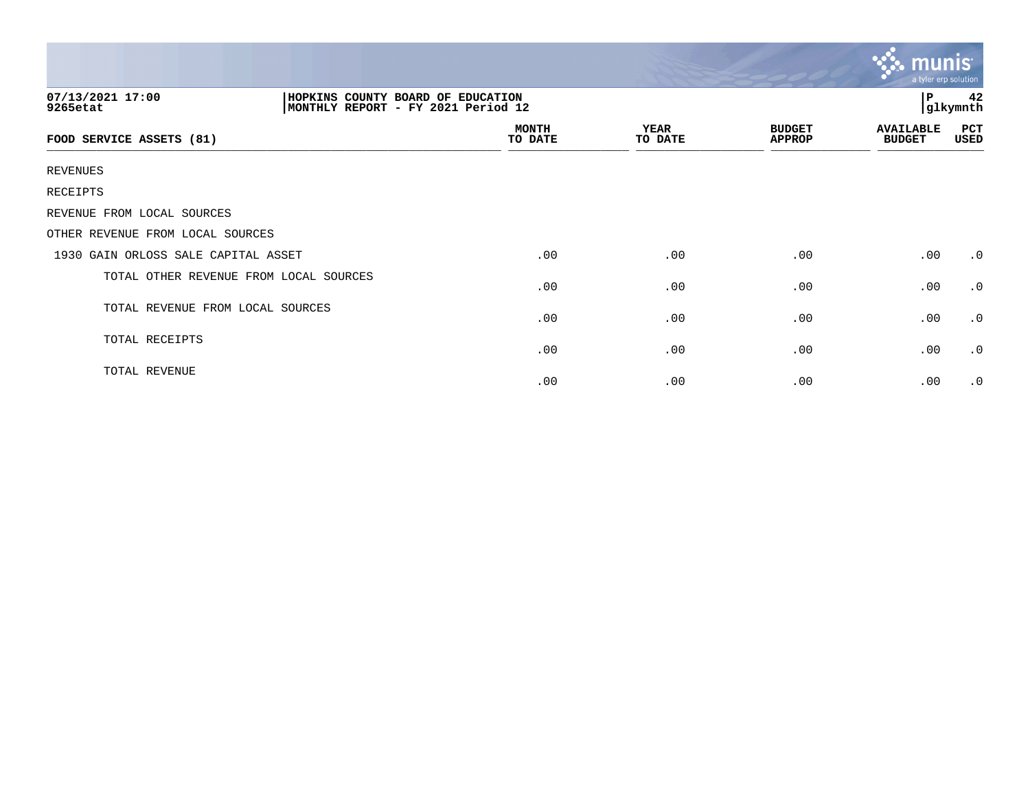07/13/2021 17:00
9265etat

HOPKINS COUNTY BOARD OF EDUCATION
MONTHLY REPORT - FY 2021 Period 12

P 42
glkymnth

| FOOD SERVICE ASSETS (81) | MONTH TO DATE | YEAR TO DATE | BUDGET APPROP | AVAILABLE BUDGET | PCT USED |
|---|---|---|---|---|---|
| REVENUES | | | | | |
| RECEIPTS | | | | | |
| REVENUE FROM LOCAL SOURCES | | | | | |
| OTHER REVENUE FROM LOCAL SOURCES | | | | | |
| 1930 GAIN ORLOSS SALE CAPITAL ASSET | .00 | .00 | .00 | .00 | .0 |
| TOTAL OTHER REVENUE FROM LOCAL SOURCES | .00 | .00 | .00 | .00 | .0 |
| TOTAL REVENUE FROM LOCAL SOURCES | .00 | .00 | .00 | .00 | .0 |
| TOTAL RECEIPTS | .00 | .00 | .00 | .00 | .0 |
| TOTAL REVENUE | .00 | .00 | .00 | .00 | .0 |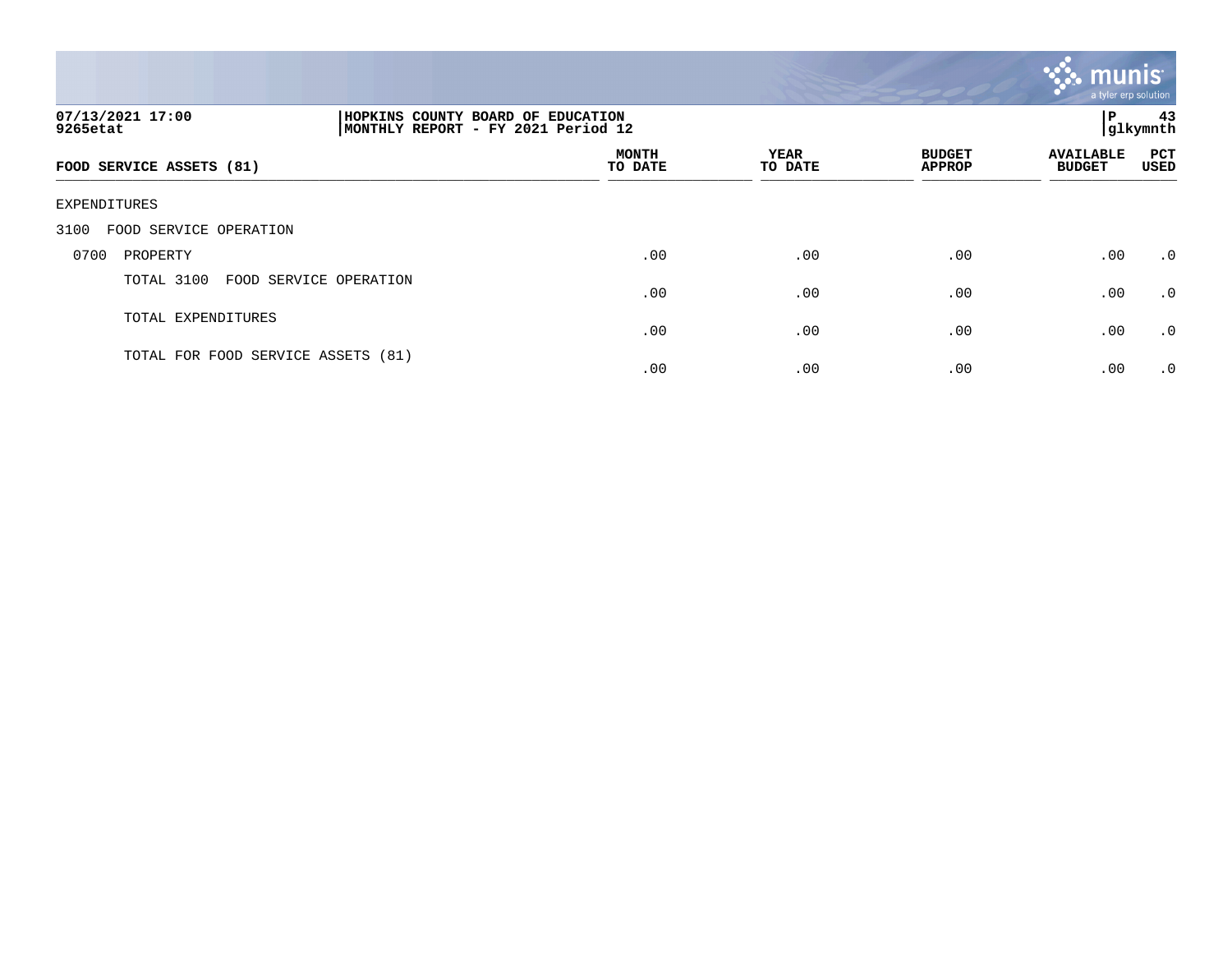07/13/2021 17:00 | HOPKINS COUNTY BOARD OF EDUCATION
9265etat | MONTHLY REPORT - FY 2021 Period 12

P 43
glkymnth

| FOOD SERVICE ASSETS (81) | MONTH TO DATE | YEAR TO DATE | BUDGET APPROP | AVAILABLE BUDGET | PCT USED |
|---|---|---|---|---|---|
| EXPENDITURES | | | | | |
| 3100 FOOD SERVICE OPERATION | | | | | |
| 0700 PROPERTY | .00 | .00 | .00 | .00 | .0 |
| TOTAL 3100 FOOD SERVICE OPERATION | .00 | .00 | .00 | .00 | .0 |
| TOTAL EXPENDITURES | .00 | .00 | .00 | .00 | .0 |
| TOTAL FOR FOOD SERVICE ASSETS (81) | .00 | .00 | .00 | .00 | .0 |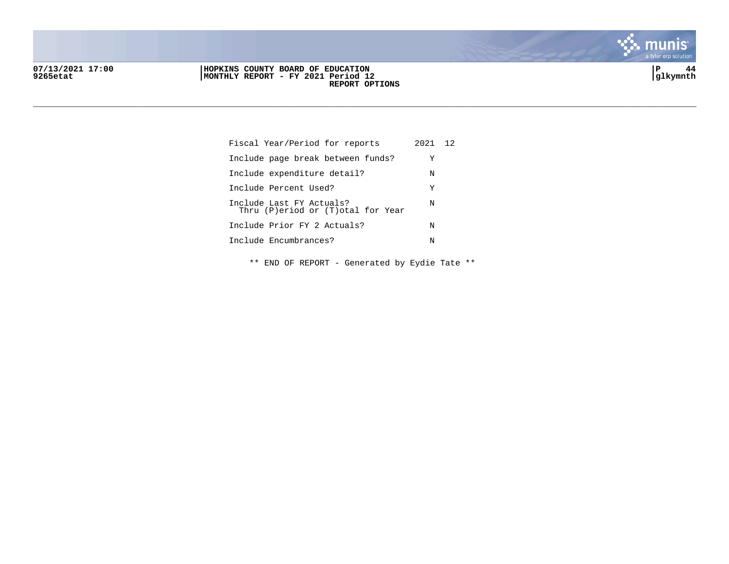HOPKINS COUNTY BOARD OF EDUCATION
MONTHLY REPORT - FY 2021 Period 12

**REPORT OPTIONS**

| | |
|---|---|
| Fiscal Year/Period for reports | 2021 12 |
| Include page break between funds? | Y |
| Include expenditure detail? | N |
| Include Percent Used? | Y |
| Include Last FY Actuals? Thru (P)eriod or (T)otal for Year | N |
| Include Prior FY 2 Actuals? | N |
| Include Encumbrances? | N |

** END OF REPORT - Generated by Eydie Tate **